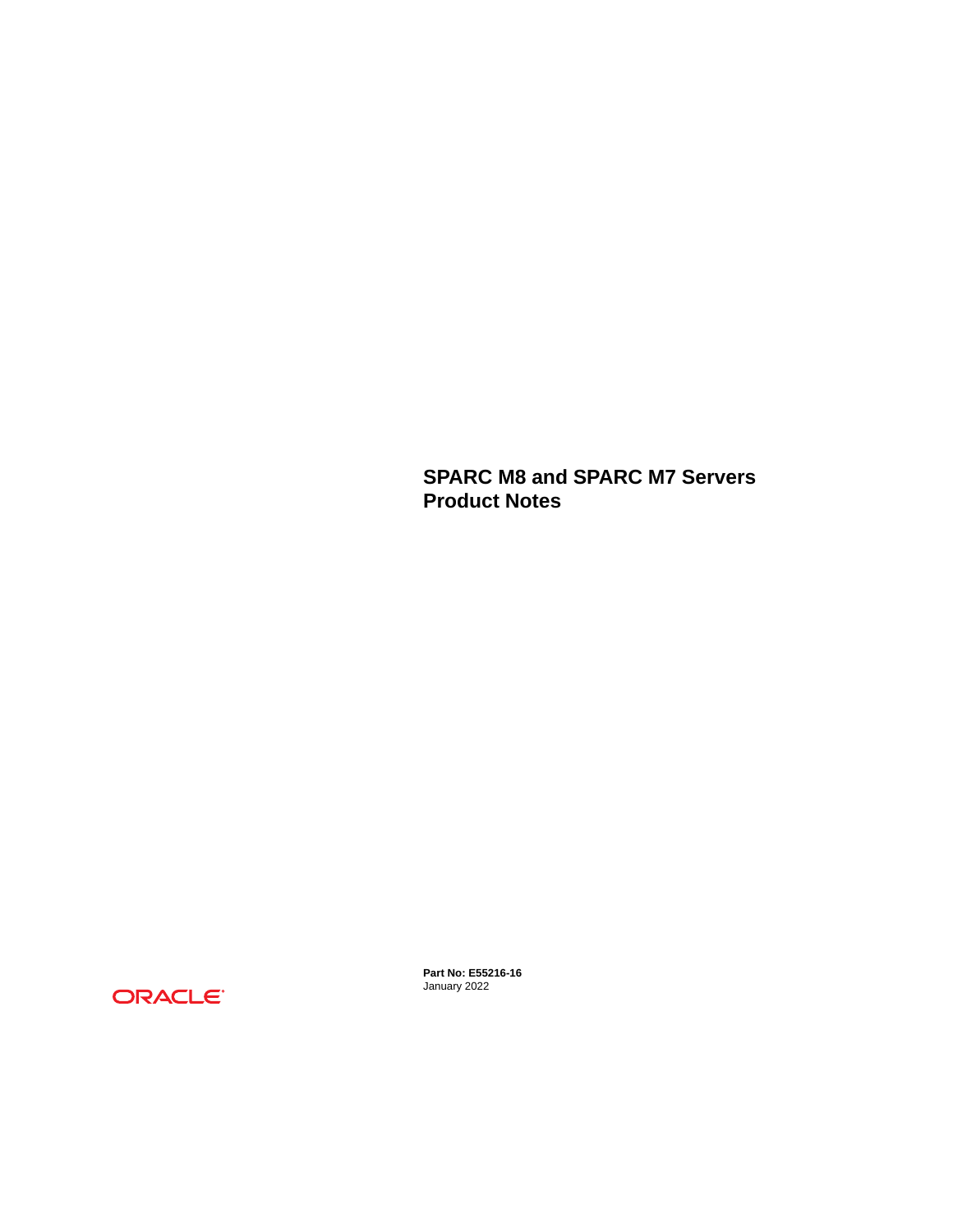# SPARC M8 and SPARC M7 Servers Product Notes

**Part No: E55216-16**
January 2022

ORACLE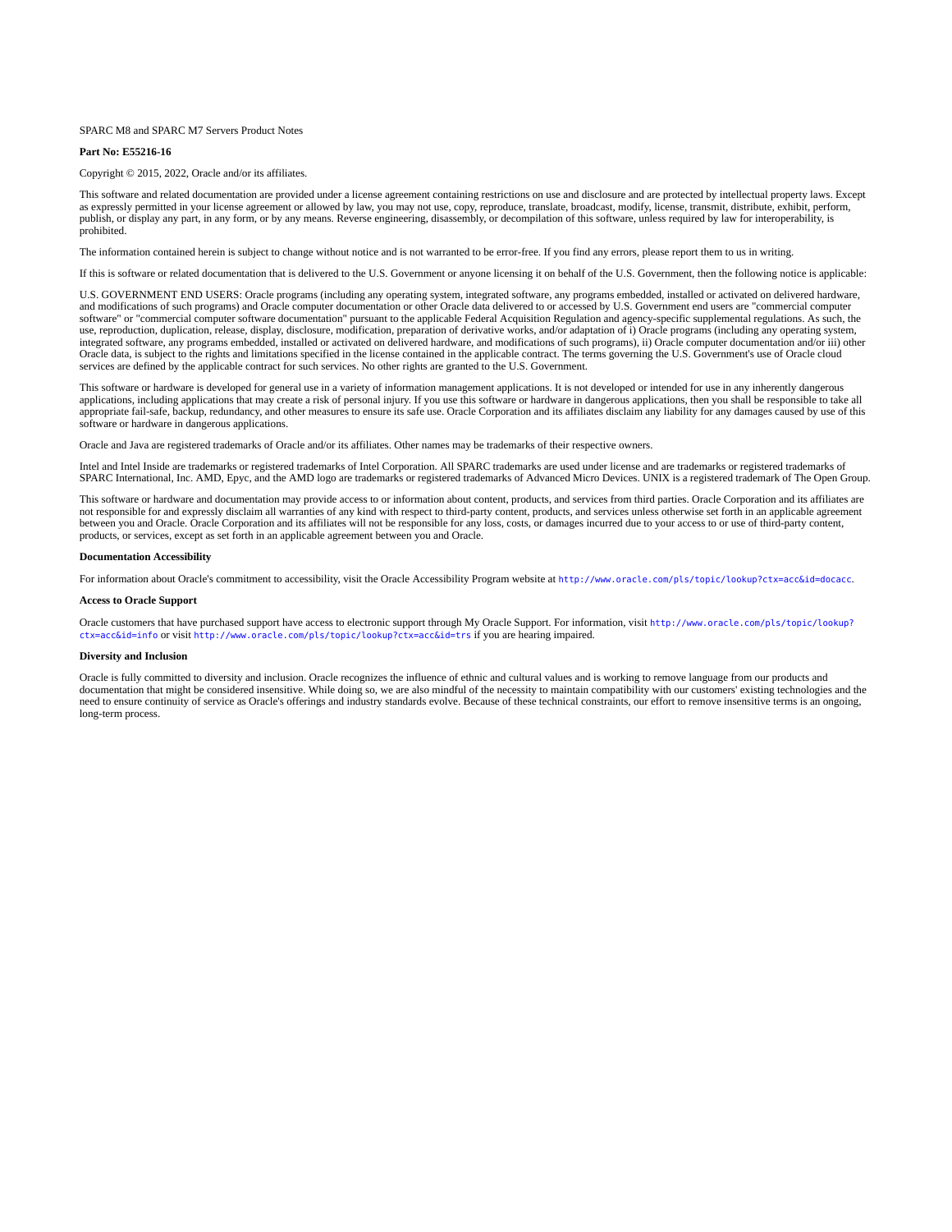SPARC M8 and SPARC M7 Servers Product Notes

**Part No: E55216-16**

Copyright © 2015, 2022, Oracle and/or its affiliates.

This software and related documentation are provided under a license agreement containing restrictions on use and disclosure and are protected by intellectual property laws. Except as expressly permitted in your license agreement or allowed by law, you may not use, copy, reproduce, translate, broadcast, modify, license, transmit, distribute, exhibit, perform, publish, or display any part, in any form, or by any means. Reverse engineering, disassembly, or decompilation of this software, unless required by law for interoperability, is prohibited.

The information contained herein is subject to change without notice and is not warranted to be error-free. If you find any errors, please report them to us in writing.

If this is software or related documentation that is delivered to the U.S. Government or anyone licensing it on behalf of the U.S. Government, then the following notice is applicable:

U.S. GOVERNMENT END USERS: Oracle programs (including any operating system, integrated software, any programs embedded, installed or activated on delivered hardware, and modifications of such programs) and Oracle computer documentation or other Oracle data delivered to or accessed by U.S. Government end users are "commercial computer software" or "commercial computer software documentation" pursuant to the applicable Federal Acquisition Regulation and agency-specific supplemental regulations. As such, the use, reproduction, duplication, release, display, disclosure, modification, preparation of derivative works, and/or adaptation of i) Oracle programs (including any operating system, integrated software, any programs embedded, installed or activated on delivered hardware, and modifications of such programs), ii) Oracle computer documentation and/or iii) other Oracle data, is subject to the rights and limitations specified in the license contained in the applicable contract. The terms governing the U.S. Government's use of Oracle cloud services are defined by the applicable contract for such services. No other rights are granted to the U.S. Government.

This software or hardware is developed for general use in a variety of information management applications. It is not developed or intended for use in any inherently dangerous applications, including applications that may create a risk of personal injury. If you use this software or hardware in dangerous applications, then you shall be responsible to take all appropriate fail-safe, backup, redundancy, and other measures to ensure its safe use. Oracle Corporation and its affiliates disclaim any liability for any damages caused by use of this software or hardware in dangerous applications.

Oracle and Java are registered trademarks of Oracle and/or its affiliates. Other names may be trademarks of their respective owners.

Intel and Intel Inside are trademarks or registered trademarks of Intel Corporation. All SPARC trademarks are used under license and are trademarks or registered trademarks of SPARC International, Inc. AMD, Epyc, and the AMD logo are trademarks or registered trademarks of Advanced Micro Devices. UNIX is a registered trademark of The Open Group.

This software or hardware and documentation may provide access to or information about content, products, and services from third parties. Oracle Corporation and its affiliates are not responsible for and expressly disclaim all warranties of any kind with respect to third-party content, products, and services unless otherwise set forth in an applicable agreement between you and Oracle. Oracle Corporation and its affiliates will not be responsible for any loss, costs, or damages incurred due to your access to or use of third-party content, products, or services, except as set forth in an applicable agreement between you and Oracle.

**Documentation Accessibility**

For information about Oracle's commitment to accessibility, visit the Oracle Accessibility Program website at http://www.oracle.com/pls/topic/lookup?ctx=acc&id=docacc.

**Access to Oracle Support**

Oracle customers that have purchased support have access to electronic support through My Oracle Support. For information, visit http://www.oracle.com/pls/topic/lookup?ctx=acc&id=info or visit http://www.oracle.com/pls/topic/lookup?ctx=acc&id=trs if you are hearing impaired.

**Diversity and Inclusion**

Oracle is fully committed to diversity and inclusion. Oracle recognizes the influence of ethnic and cultural values and is working to remove language from our products and documentation that might be considered insensitive. While doing so, we are also mindful of the necessity to maintain compatibility with our customers' existing technologies and the need to ensure continuity of service as Oracle's offerings and industry standards evolve. Because of these technical constraints, our effort to remove insensitive terms is an ongoing, long-term process.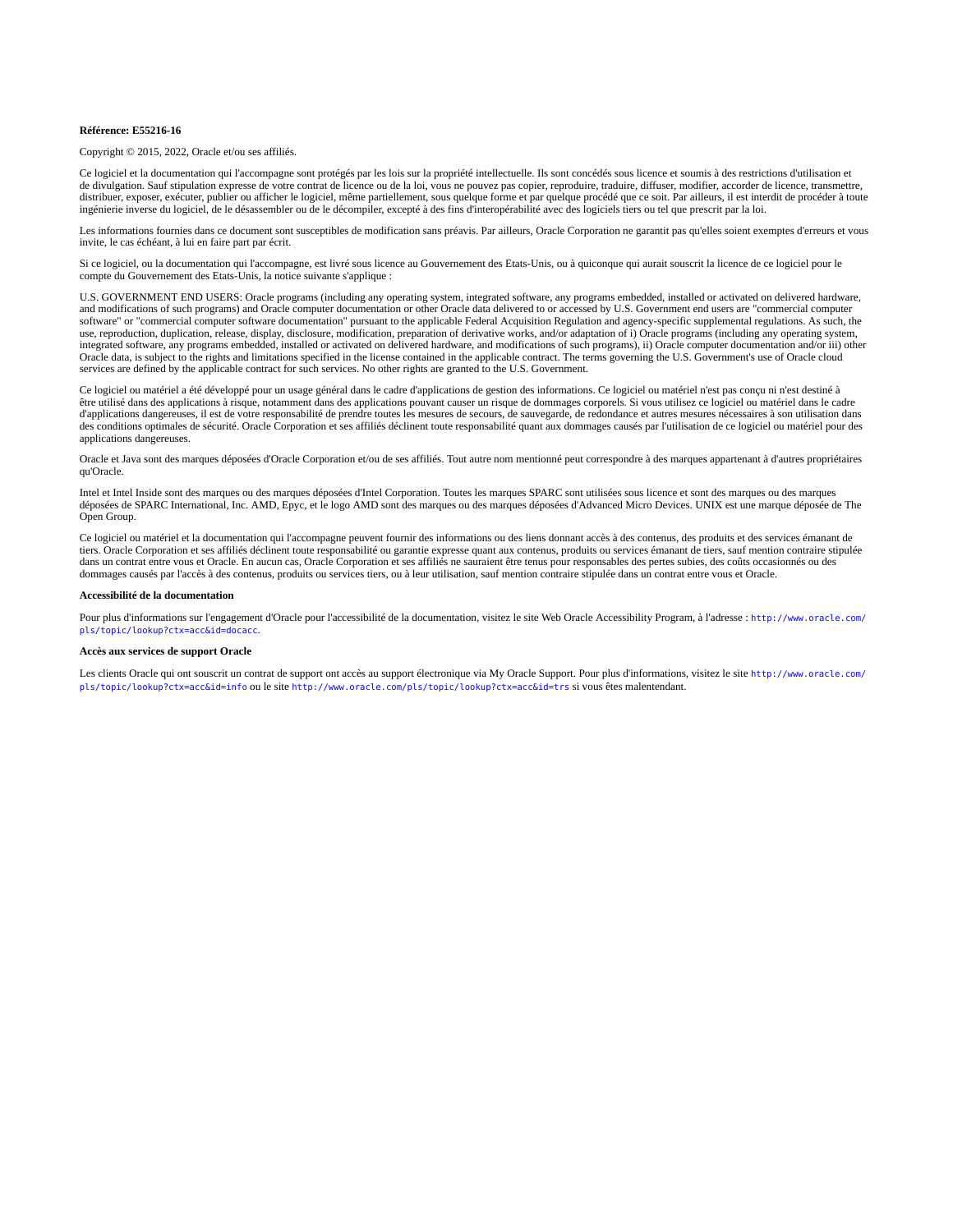**Référence: E55216-16**

Copyright © 2015, 2022, Oracle et/ou ses affiliés.

Ce logiciel et la documentation qui l'accompagne sont protégés par les lois sur la propriété intellectuelle. Ils sont concédés sous licence et soumis à des restrictions d'utilisation et de divulgation. Sauf stipulation expresse de votre contrat de licence ou de la loi, vous ne pouvez pas copier, reproduire, traduire, diffuser, modifier, accorder de licence, transmettre, distribuer, exposer, exécuter, publier ou afficher le logiciel, même partiellement, sous quelque forme et par quelque procédé que ce soit. Par ailleurs, il est interdit de procéder à toute ingénierie inverse du logiciel, de le désassembler ou de le décompiler, excepté à des fins d'interopérabilité avec des logiciels tiers ou tel que prescrit par la loi.

Les informations fournies dans ce document sont susceptibles de modification sans préavis. Par ailleurs, Oracle Corporation ne garantit pas qu'elles soient exemptes d'erreurs et vous invite, le cas échéant, à lui en faire part par écrit.

Si ce logiciel, ou la documentation qui l'accompagne, est livré sous licence au Gouvernement des Etats-Unis, ou à quiconque qui aurait souscrit la licence de ce logiciel pour le compte du Gouvernement des Etats-Unis, la notice suivante s'applique :

U.S. GOVERNMENT END USERS: Oracle programs (including any operating system, integrated software, any programs embedded, installed or activated on delivered hardware, and modifications of such programs) and Oracle computer documentation or other Oracle data delivered to or accessed by U.S. Government end users are "commercial computer software" or "commercial computer software documentation" pursuant to the applicable Federal Acquisition Regulation and agency-specific supplemental regulations. As such, the use, reproduction, duplication, release, display, disclosure, modification, preparation of derivative works, and/or adaptation of i) Oracle programs (including any operating system, integrated software, any programs embedded, installed or activated on delivered hardware, and modifications of such programs), ii) Oracle computer documentation and/or iii) other Oracle data, is subject to the rights and limitations specified in the license contained in the applicable contract. The terms governing the U.S. Government's use of Oracle cloud services are defined by the applicable contract for such services. No other rights are granted to the U.S. Government.

Ce logiciel ou matériel a été développé pour un usage général dans le cadre d'applications de gestion des informations. Ce logiciel ou matériel n'est pas conçu ni n'est destiné à être utilisé dans des applications à risque, notamment dans des applications pouvant causer un risque de dommages corporels. Si vous utilisez ce logiciel ou matériel dans le cadre d'applications dangereuses, il est de votre responsabilité de prendre toutes les mesures de secours, de sauvegarde, de redondance et autres mesures nécessaires à son utilisation dans des conditions optimales de sécurité. Oracle Corporation et ses affiliés déclinent toute responsabilité quant aux dommages causés par l'utilisation de ce logiciel ou matériel pour des applications dangereuses.

Oracle et Java sont des marques déposées d'Oracle Corporation et/ou de ses affiliés. Tout autre nom mentionné peut correspondre à des marques appartenant à d'autres propriétaires qu'Oracle.

Intel et Intel Inside sont des marques ou des marques déposées d'Intel Corporation. Toutes les marques SPARC sont utilisées sous licence et sont des marques ou des marques déposées de SPARC International, Inc. AMD, Epyc, et le logo AMD sont des marques ou des marques déposées d'Advanced Micro Devices. UNIX est une marque déposée de The Open Group.

Ce logiciel ou matériel et la documentation qui l'accompagne peuvent fournir des informations ou des liens donnant accès à des contenus, des produits et des services émanant de tiers. Oracle Corporation et ses affiliés déclinent toute responsabilité ou garantie expresse quant aux contenus, produits ou services émanant de tiers, sauf mention contraire stipulée dans un contrat entre vous et Oracle. En aucun cas, Oracle Corporation et ses affiliés ne sauraient être tenus pour responsables des pertes subies, des coûts occasionnés ou des dommages causés par l'accès à des contenus, produits ou services tiers, ou à leur utilisation, sauf mention contraire stipulée dans un contrat entre vous et Oracle.

**Accessibilité de la documentation**

Pour plus d'informations sur l'engagement d'Oracle pour l'accessibilité de la documentation, visitez le site Web Oracle Accessibility Program, à l'adresse : `http://www.oracle.com/pls/topic/lookup?ctx=acc&id=docacc`.

**Accès aux services de support Oracle**

Les clients Oracle qui ont souscrit un contrat de support ont accès au support électronique via My Oracle Support. Pour plus d'informations, visitez le site `http://www.oracle.com/pls/topic/lookup?ctx=acc&id=info` ou le site `http://www.oracle.com/pls/topic/lookup?ctx=acc&id=trs` si vous êtes malentendant.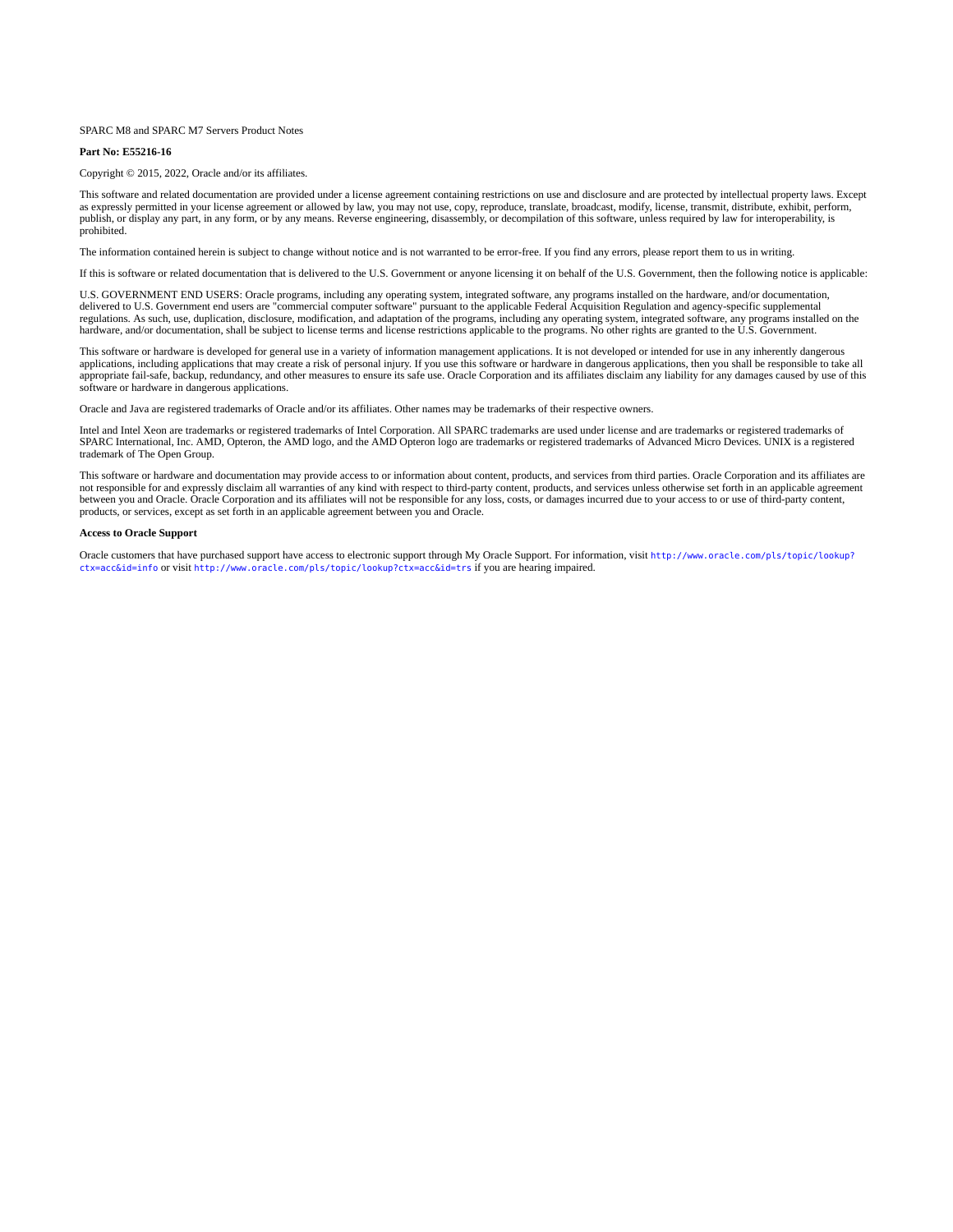SPARC M8 and SPARC M7 Servers Product Notes

**Part No: E55216-16**

Copyright © 2015, 2022, Oracle and/or its affiliates.

This software and related documentation are provided under a license agreement containing restrictions on use and disclosure and are protected by intellectual property laws. Except as expressly permitted in your license agreement or allowed by law, you may not use, copy, reproduce, translate, broadcast, modify, license, transmit, distribute, exhibit, perform, publish, or display any part, in any form, or by any means. Reverse engineering, disassembly, or decompilation of this software, unless required by law for interoperability, is prohibited.

The information contained herein is subject to change without notice and is not warranted to be error-free. If you find any errors, please report them to us in writing.

If this is software or related documentation that is delivered to the U.S. Government or anyone licensing it on behalf of the U.S. Government, then the following notice is applicable:

U.S. GOVERNMENT END USERS: Oracle programs, including any operating system, integrated software, any programs installed on the hardware, and/or documentation, delivered to U.S. Government end users are "commercial computer software" pursuant to the applicable Federal Acquisition Regulation and agency-specific supplemental regulations. As such, use, duplication, disclosure, modification, and adaptation of the programs, including any operating system, integrated software, any programs installed on the hardware, and/or documentation, shall be subject to license terms and license restrictions applicable to the programs. No other rights are granted to the U.S. Government.

This software or hardware is developed for general use in a variety of information management applications. It is not developed or intended for use in any inherently dangerous applications, including applications that may create a risk of personal injury. If you use this software or hardware in dangerous applications, then you shall be responsible to take all appropriate fail-safe, backup, redundancy, and other measures to ensure its safe use. Oracle Corporation and its affiliates disclaim any liability for any damages caused by use of this software or hardware in dangerous applications.

Oracle and Java are registered trademarks of Oracle and/or its affiliates. Other names may be trademarks of their respective owners.

Intel and Intel Xeon are trademarks or registered trademarks of Intel Corporation. All SPARC trademarks are used under license and are trademarks or registered trademarks of SPARC International, Inc. AMD, Opteron, the AMD logo, and the AMD Opteron logo are trademarks or registered trademarks of Advanced Micro Devices. UNIX is a registered trademark of The Open Group.

This software or hardware and documentation may provide access to or information about content, products, and services from third parties. Oracle Corporation and its affiliates are not responsible for and expressly disclaim all warranties of any kind with respect to third-party content, products, and services unless otherwise set forth in an applicable agreement between you and Oracle. Oracle Corporation and its affiliates will not be responsible for any loss, costs, or damages incurred due to your access to or use of third-party content, products, or services, except as set forth in an applicable agreement between you and Oracle.

**Access to Oracle Support**

Oracle customers that have purchased support have access to electronic support through My Oracle Support. For information, visit `http://www.oracle.com/pls/topic/lookup?ctx=acc&id=info` or visit `http://www.oracle.com/pls/topic/lookup?ctx=acc&id=trs` if you are hearing impaired.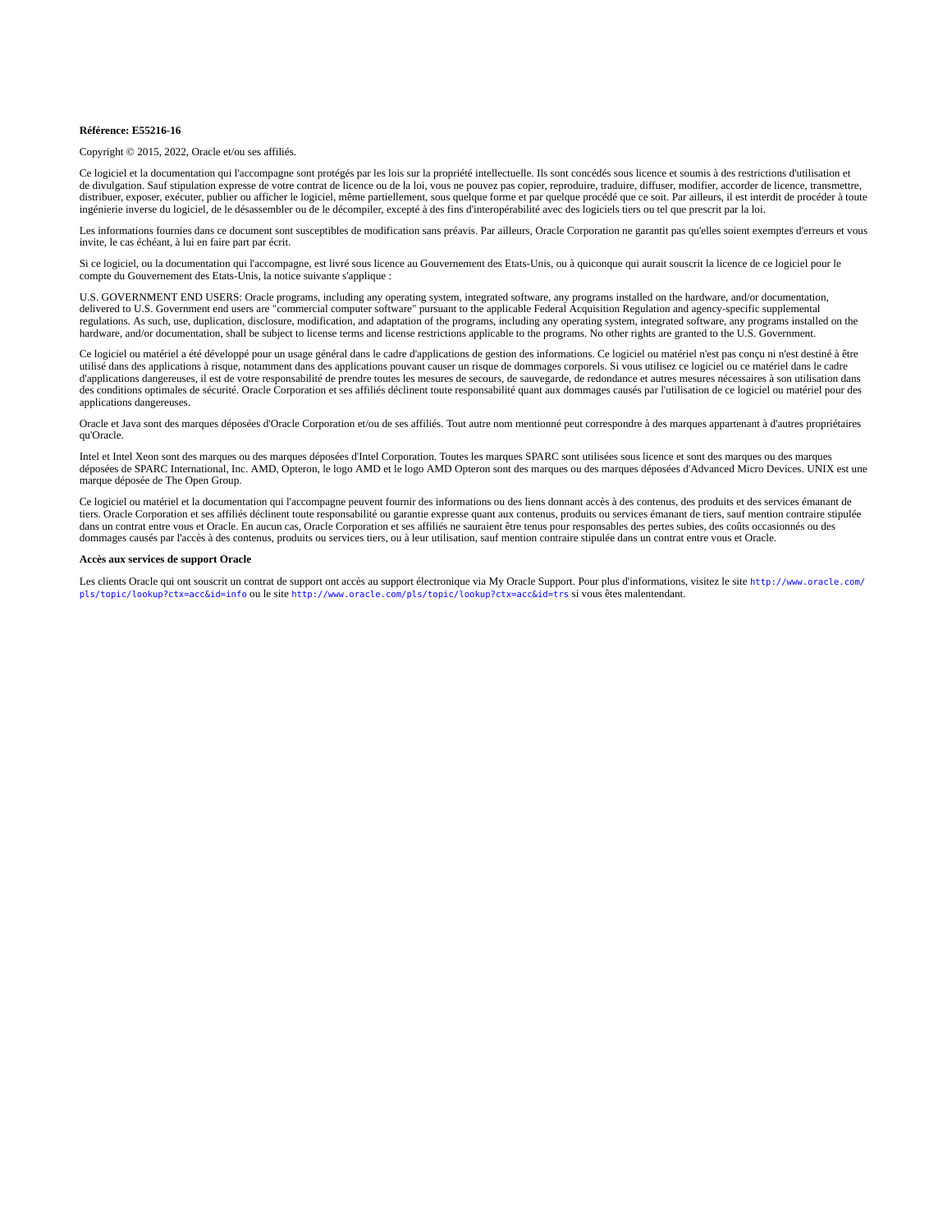**Référence: E55216-16**

Copyright © 2015, 2022, Oracle et/ou ses affiliés.

Ce logiciel et la documentation qui l'accompagne sont protégés par les lois sur la propriété intellectuelle. Ils sont concédés sous licence et soumis à des restrictions d'utilisation et de divulgation. Sauf stipulation expresse de votre contrat de licence ou de la loi, vous ne pouvez pas copier, reproduire, traduire, diffuser, modifier, accorder de licence, transmettre, distribuer, exposer, exécuter, publier ou afficher le logiciel, même partiellement, sous quelque forme et par quelque procédé que ce soit. Par ailleurs, il est interdit de procéder à toute ingénierie inverse du logiciel, de le désassembler ou de le décompiler, excepté à des fins d'interopérabilité avec des logiciels tiers ou tel que prescrit par la loi.

Les informations fournies dans ce document sont susceptibles de modification sans préavis. Par ailleurs, Oracle Corporation ne garantit pas qu'elles soient exemptes d'erreurs et vous invite, le cas échéant, à lui en faire part par écrit.

Si ce logiciel, ou la documentation qui l'accompagne, est livré sous licence au Gouvernement des Etats-Unis, ou à quiconque qui aurait souscrit la licence de ce logiciel pour le compte du Gouvernement des Etats-Unis, la notice suivante s'applique :

U.S. GOVERNMENT END USERS: Oracle programs, including any operating system, integrated software, any programs installed on the hardware, and/or documentation, delivered to U.S. Government end users are "commercial computer software" pursuant to the applicable Federal Acquisition Regulation and agency-specific supplemental regulations. As such, use, duplication, disclosure, modification, and adaptation of the programs, including any operating system, integrated software, any programs installed on the hardware, and/or documentation, shall be subject to license terms and license restrictions applicable to the programs. No other rights are granted to the U.S. Government.

Ce logiciel ou matériel a été développé pour un usage général dans le cadre d'applications de gestion des informations. Ce logiciel ou matériel n'est pas conçu ni n'est destiné à être utilisé dans des applications à risque, notamment dans des applications pouvant causer un risque de dommages corporels. Si vous utilisez ce logiciel ou ce matériel dans le cadre d'applications dangereuses, il est de votre responsabilité de prendre toutes les mesures de secours, de sauvegarde, de redondance et autres mesures nécessaires à son utilisation dans des conditions optimales de sécurité. Oracle Corporation et ses affiliés déclinent toute responsabilité quant aux dommages causés par l'utilisation de ce logiciel ou matériel pour des applications dangereuses.

Oracle et Java sont des marques déposées d'Oracle Corporation et/ou de ses affiliés. Tout autre nom mentionné peut correspondre à des marques appartenant à d'autres propriétaires qu'Oracle.

Intel et Intel Xeon sont des marques ou des marques déposées d'Intel Corporation. Toutes les marques SPARC sont utilisées sous licence et sont des marques ou des marques déposées de SPARC International, Inc. AMD, Opteron, le logo AMD et le logo AMD Opteron sont des marques ou des marques déposées d'Advanced Micro Devices. UNIX est une marque déposée de The Open Group.

Ce logiciel ou matériel et la documentation qui l'accompagne peuvent fournir des informations ou des liens donnant accès à des contenus, des produits et des services émanant de tiers. Oracle Corporation et ses affiliés déclinent toute responsabilité ou garantie expresse quant aux contenus, produits ou services émanant de tiers, sauf mention contraire stipulée dans un contrat entre vous et Oracle. En aucun cas, Oracle Corporation et ses affiliés ne sauraient être tenus pour responsables des pertes subies, des coûts occasionnés ou des dommages causés par l'accès à des contenus, produits ou services tiers, ou à leur utilisation, sauf mention contraire stipulée dans un contrat entre vous et Oracle.

**Accès aux services de support Oracle**

Les clients Oracle qui ont souscrit un contrat de support ont accès au support électronique via My Oracle Support. Pour plus d'informations, visitez le site `http://www.oracle.com/pls/topic/lookup?ctx=acc&id=info` ou le site `http://www.oracle.com/pls/topic/lookup?ctx=acc&id=trs` si vous êtes malentendant.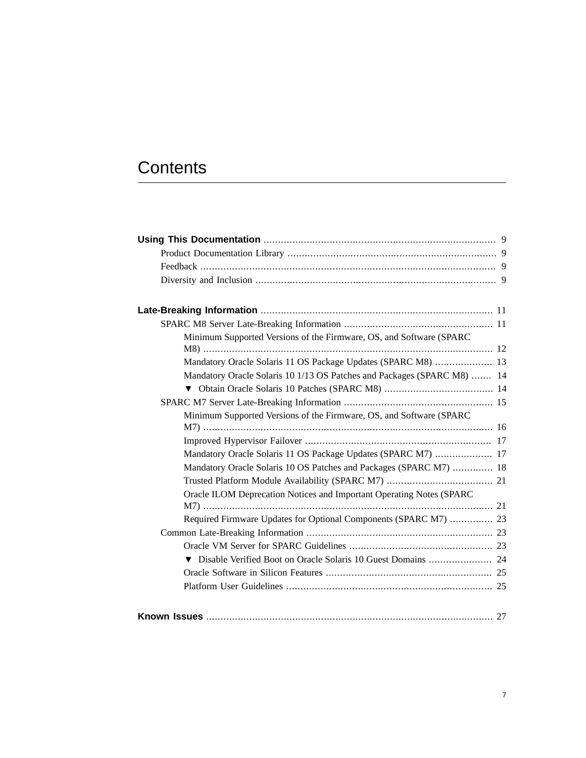# Contents

**Using This Documentation** ................................................................................ 9

- Product Documentation Library ........................................................................ 9
- Feedback ....................................................................................................... 9
- Diversity and Inclusion ................................................................................... 9

**Late-Breaking Information** ................................................................................ 11

- SPARC M8 Server Late-Breaking Information .................................................... 11
  - Minimum Supported Versions of the Firmware, OS, and Software (SPARC M8) ..................................................................................................... 12
  - Mandatory Oracle Solaris 11 OS Package Updates (SPARC M8) .................... 13
  - Mandatory Oracle Solaris 10 1/13 OS Patches and Packages (SPARC M8) ....... 14
  - ▼ Obtain Oracle Solaris 10 Patches (SPARC M8) ...................................... 14
- SPARC M7 Server Late-Breaking Information .................................................... 15
  - Minimum Supported Versions of the Firmware, OS, and Software (SPARC M7) ..................................................................................................... 16
  - Improved Hypervisor Failover ................................................................. 17
  - Mandatory Oracle Solaris 11 OS Package Updates (SPARC M7) .................... 17
  - Mandatory Oracle Solaris 10 OS Patches and Packages (SPARC M7) .............. 18
  - Trusted Platform Module Availability (SPARC M7) ..................................... 21
  - Oracle ILOM Deprecation Notices and Important Operating Notes (SPARC M7) ..................................................................................................... 21
  - Required Firmware Updates for Optional Components (SPARC M7) ............... 23
- Common Late-Breaking Information ................................................................. 23
  - Oracle VM Server for SPARC Guidelines .................................................. 23
  - ▼ Disable Verified Boot on Oracle Solaris 10 Guest Domains ...................... 24
  - Oracle Software in Silicon Features .......................................................... 25
  - Platform User Guidelines ........................................................................ 25

**Known Issues** .................................................................................................... 27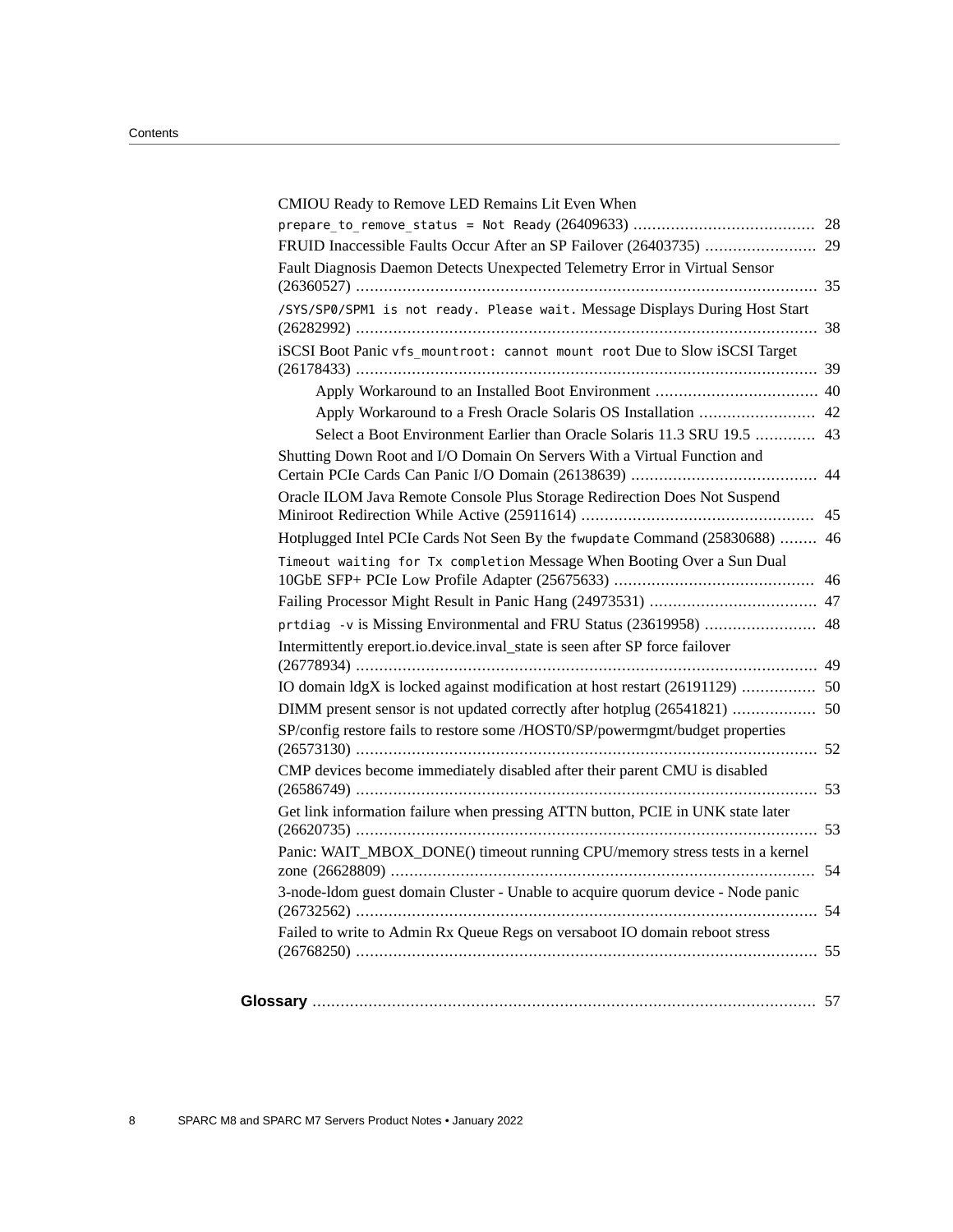- CMIOU Ready to Remove LED Remains Lit Even When `prepare_to_remove_status = Not Ready` (26409633) ....... 28
- FRUID Inaccessible Faults Occur After an SP Failover (26403735) ....... 29
- Fault Diagnosis Daemon Detects Unexpected Telemetry Error in Virtual Sensor (26360527) ....... 35
- `/SYS/SP0/SPM1 is not ready. Please wait.` Message Displays During Host Start (26282992) ....... 38
- iSCSI Boot Panic `vfs_mountroot: cannot mount root` Due to Slow iSCSI Target (26178433) ....... 39
  - Apply Workaround to an Installed Boot Environment ....... 40
  - Apply Workaround to a Fresh Oracle Solaris OS Installation ....... 42
  - Select a Boot Environment Earlier than Oracle Solaris 11.3 SRU 19.5 ....... 43
- Shutting Down Root and I/O Domain On Servers With a Virtual Function and Certain PCIe Cards Can Panic I/O Domain (26138639) ....... 44
- Oracle ILOM Java Remote Console Plus Storage Redirection Does Not Suspend Miniroot Redirection While Active (25911614) ....... 45
- Hotplugged Intel PCIe Cards Not Seen By the `fwupdate` Command (25830688) ....... 46
- `Timeout waiting for Tx completion` Message When Booting Over a Sun Dual 10GbE SFP+ PCIe Low Profile Adapter (25675633) ....... 46
- Failing Processor Might Result in Panic Hang (24973531) ....... 47
- `prtdiag -v` is Missing Environmental and FRU Status (23619958) ....... 48
- Intermittently ereport.io.device.inval_state is seen after SP force failover (26778934) ....... 49
- IO domain ldgX is locked against modification at host restart (26191129) ....... 50
- DIMM present sensor is not updated correctly after hotplug (26541821) ....... 50
- SP/config restore fails to restore some /HOST0/SP/powermgmt/budget properties (26573130) ....... 52
- CMP devices become immediately disabled after their parent CMU is disabled (26586749) ....... 53
- Get link information failure when pressing ATTN button, PCIE in UNK state later (26620735) ....... 53
- Panic: WAIT_MBOX_DONE() timeout running CPU/memory stress tests in a kernel zone (26628809) ....... 54
- 3-node-ldom guest domain Cluster - Unable to acquire quorum device - Node panic (26732562) ....... 54
- Failed to write to Admin Rx Queue Regs on versaboot IO domain reboot stress (26768250) ....... 55

**Glossary** ....... 57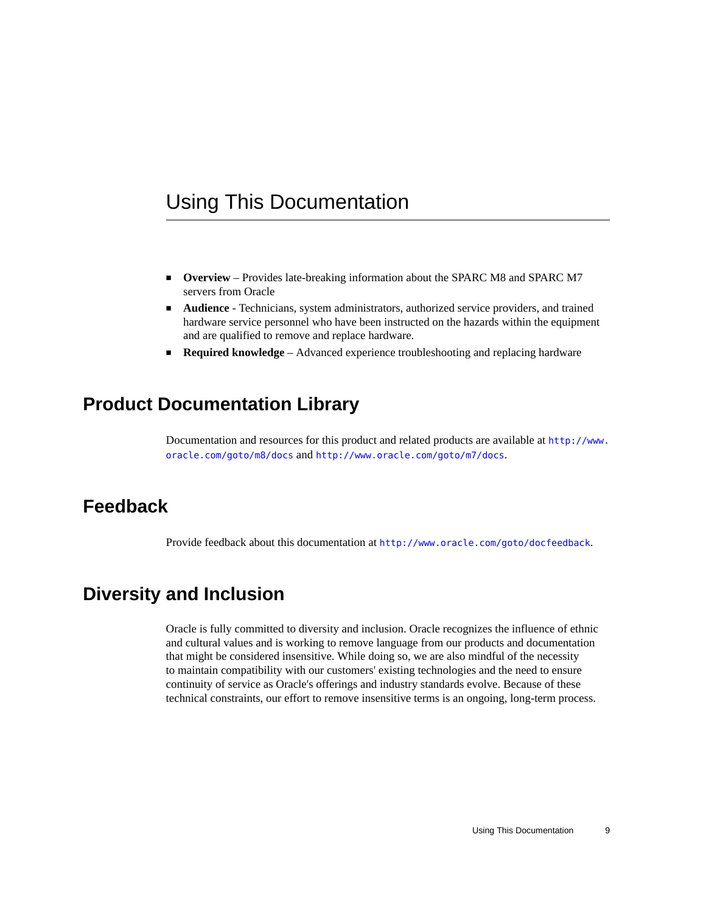# Using This Documentation

- **Overview** – Provides late-breaking information about the SPARC M8 and SPARC M7 servers from Oracle
- **Audience** - Technicians, system administrators, authorized service providers, and trained hardware service personnel who have been instructed on the hazards within the equipment and are qualified to remove and replace hardware.
- **Required knowledge** – Advanced experience troubleshooting and replacing hardware

## Product Documentation Library

Documentation and resources for this product and related products are available at http://www.oracle.com/goto/m8/docs and http://www.oracle.com/goto/m7/docs.

## Feedback

Provide feedback about this documentation at http://www.oracle.com/goto/docfeedback.

## Diversity and Inclusion

Oracle is fully committed to diversity and inclusion. Oracle recognizes the influence of ethnic and cultural values and is working to remove language from our products and documentation that might be considered insensitive. While doing so, we are also mindful of the necessity to maintain compatibility with our customers' existing technologies and the need to ensure continuity of service as Oracle's offerings and industry standards evolve. Because of these technical constraints, our effort to remove insensitive terms is an ongoing, long-term process.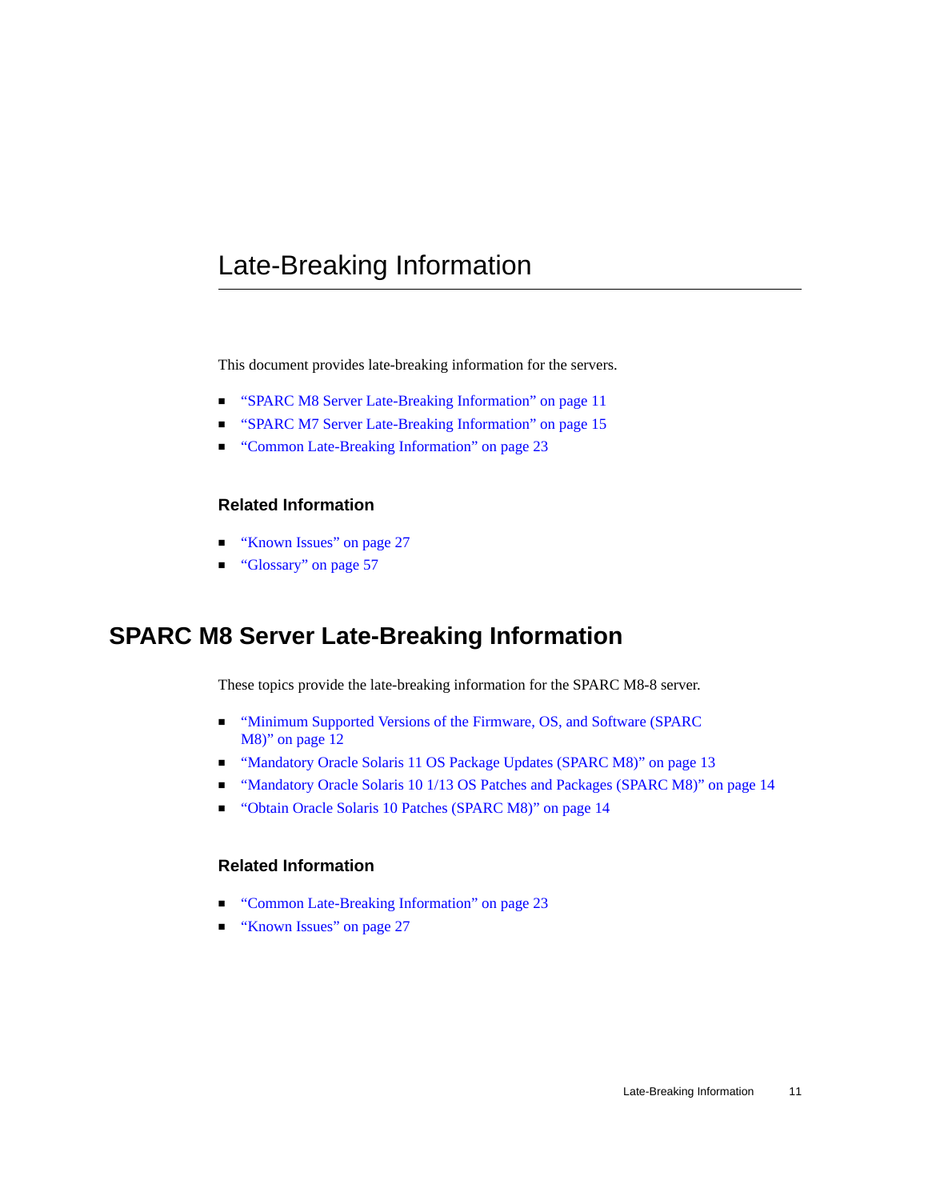# Late-Breaking Information

This document provides late-breaking information for the servers.

- "SPARC M8 Server Late-Breaking Information" on page 11
- "SPARC M7 Server Late-Breaking Information" on page 15
- "Common Late-Breaking Information" on page 23

### Related Information

- "Known Issues" on page 27
- "Glossary" on page 57

## SPARC M8 Server Late-Breaking Information

These topics provide the late-breaking information for the SPARC M8-8 server.

- "Minimum Supported Versions of the Firmware, OS, and Software (SPARC M8)" on page 12
- "Mandatory Oracle Solaris 11 OS Package Updates (SPARC M8)" on page 13
- "Mandatory Oracle Solaris 10 1/13 OS Patches and Packages (SPARC M8)" on page 14
- "Obtain Oracle Solaris 10 Patches (SPARC M8)" on page 14

### Related Information

- "Common Late-Breaking Information" on page 23
- "Known Issues" on page 27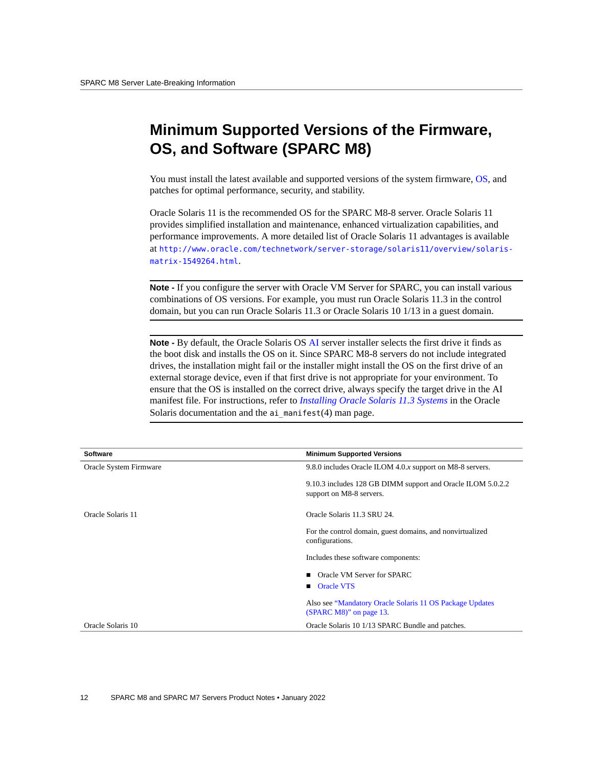# Minimum Supported Versions of the Firmware, OS, and Software (SPARC M8)

You must install the latest available and supported versions of the system firmware, OS, and patches for optimal performance, security, and stability.

Oracle Solaris 11 is the recommended OS for the SPARC M8-8 server. Oracle Solaris 11 provides simplified installation and maintenance, enhanced virtualization capabilities, and performance improvements. A more detailed list of Oracle Solaris 11 advantages is available at `http://www.oracle.com/technetwork/server-storage/solaris11/overview/solaris-matrix-1549264.html`.

---

**Note -** If you configure the server with Oracle VM Server for SPARC, you can install various combinations of OS versions. For example, you must run Oracle Solaris 11.3 in the control domain, but you can run Oracle Solaris 11.3 or Oracle Solaris 10 1/13 in a guest domain.

---

**Note -** By default, the Oracle Solaris OS AI server installer selects the first drive it finds as the boot disk and installs the OS on it. Since SPARC M8-8 servers do not include integrated drives, the installation might fail or the installer might install the OS on the first drive of an external storage device, even if that first drive is not appropriate for your environment. To ensure that the OS is installed on the correct drive, always specify the target drive in the AI manifest file. For instructions, refer to *Installing Oracle Solaris 11.3 Systems* in the Oracle Solaris documentation and the `ai_manifest`(4) man page.

---

| Software | Minimum Supported Versions |
|---|---|
| Oracle System Firmware | 9.8.0 includes Oracle ILOM 4.0.*x* support on M8-8 servers.<br><br>9.10.3 includes 128 GB DIMM support and Oracle ILOM 5.0.2.2 support on M8-8 servers. |
| Oracle Solaris 11 | Oracle Solaris 11.3 SRU 24.<br><br>For the control domain, guest domains, and nonvirtualized configurations.<br><br>Includes these software components:<br>■ Oracle VM Server for SPARC<br>■ Oracle VTS<br><br>Also see "Mandatory Oracle Solaris 11 OS Package Updates (SPARC M8)" on page 13. |
| Oracle Solaris 10 | Oracle Solaris 10 1/13 SPARC Bundle and patches. |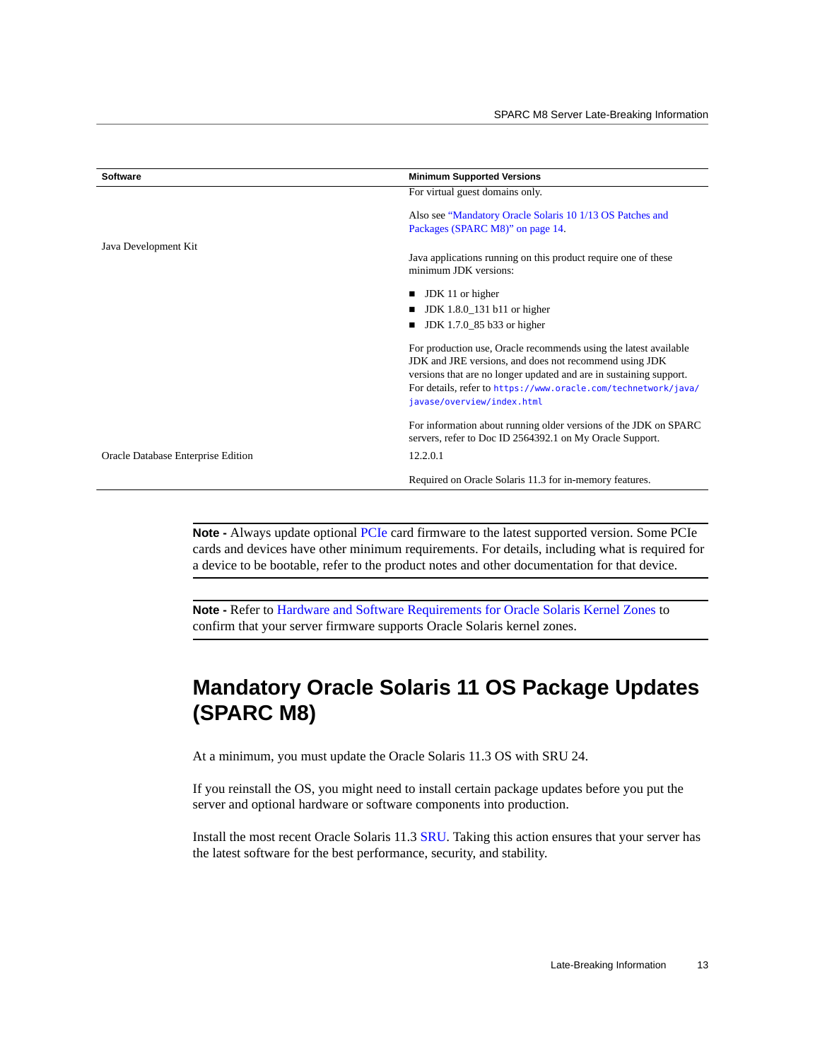| Software | Minimum Supported Versions |
| --- | --- |
| | For virtual guest domains only.<br><br>Also see "Mandatory Oracle Solaris 10 1/13 OS Patches and Packages (SPARC M8)" on page 14. |
| Java Development Kit | Java applications running on this product require one of these minimum JDK versions:<br><br>■ JDK 11 or higher<br>■ JDK 1.8.0_131 b11 or higher<br>■ JDK 1.7.0_85 b33 or higher<br><br>For production use, Oracle recommends using the latest available JDK and JRE versions, and does not recommend using JDK versions that are no longer updated and are in sustaining support. For details, refer to `https://www.oracle.com/technetwork/java/javase/overview/index.html`<br><br>For information about running older versions of the JDK on SPARC servers, refer to Doc ID 2564392.1 on My Oracle Support. |
| Oracle Database Enterprise Edition | 12.2.0.1<br><br>Required on Oracle Solaris 11.3 for in-memory features. |

---

**Note -** Always update optional PCIe card firmware to the latest supported version. Some PCIe cards and devices have other minimum requirements. For details, including what is required for a device to be bootable, refer to the product notes and other documentation for that device.

---

**Note -** Refer to Hardware and Software Requirements for Oracle Solaris Kernel Zones to confirm that your server firmware supports Oracle Solaris kernel zones.

---

## Mandatory Oracle Solaris 11 OS Package Updates (SPARC M8)

At a minimum, you must update the Oracle Solaris 11.3 OS with SRU 24.

If you reinstall the OS, you might need to install certain package updates before you put the server and optional hardware or software components into production.

Install the most recent Oracle Solaris 11.3 SRU. Taking this action ensures that your server has the latest software for the best performance, security, and stability.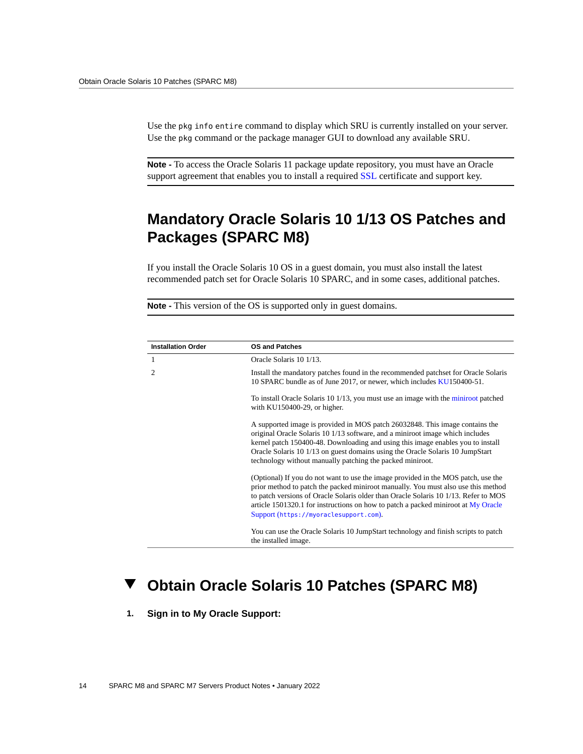Use the `pkg info entire` command to display which SRU is currently installed on your server. Use the `pkg` command or the package manager GUI to download any available SRU.

---

**Note -** To access the Oracle Solaris 11 package update repository, you must have an Oracle support agreement that enables you to install a required SSL certificate and support key.

---

## Mandatory Oracle Solaris 10 1/13 OS Patches and Packages (SPARC M8)

If you install the Oracle Solaris 10 OS in a guest domain, you must also install the latest recommended patch set for Oracle Solaris 10 SPARC, and in some cases, additional patches.

---

**Note -** This version of the OS is supported only in guest domains.

---

| Installation Order | OS and Patches |
|---|---|
| 1 | Oracle Solaris 10 1/13. |
| 2 | Install the mandatory patches found in the recommended patchset for Oracle Solaris 10 SPARC bundle as of June 2017, or newer, which includes KU150400-51.<br><br>To install Oracle Solaris 10 1/13, you must use an image with the miniroot patched with KU150400-29, or higher.<br><br>A supported image is provided in MOS patch 26032848. This image contains the original Oracle Solaris 10 1/13 software, and a miniroot image which includes kernel patch 150400-48. Downloading and using this image enables you to install Oracle Solaris 10 1/13 on guest domains using the Oracle Solaris 10 JumpStart technology without manually patching the packed miniroot.<br><br>(Optional) If you do not want to use the image provided in the MOS patch, use the prior method to patch the packed miniroot manually. You must also use this method to patch versions of Oracle Solaris older than Oracle Solaris 10 1/13. Refer to MOS article 1501320.1 for instructions on how to patch a packed miniroot at My Oracle Support (`https://myoraclesupport.com`).<br><br>You can use the Oracle Solaris 10 JumpStart technology and finish scripts to patch the installed image. |

## ▼ Obtain Oracle Solaris 10 Patches (SPARC M8)

1. **Sign in to My Oracle Support:**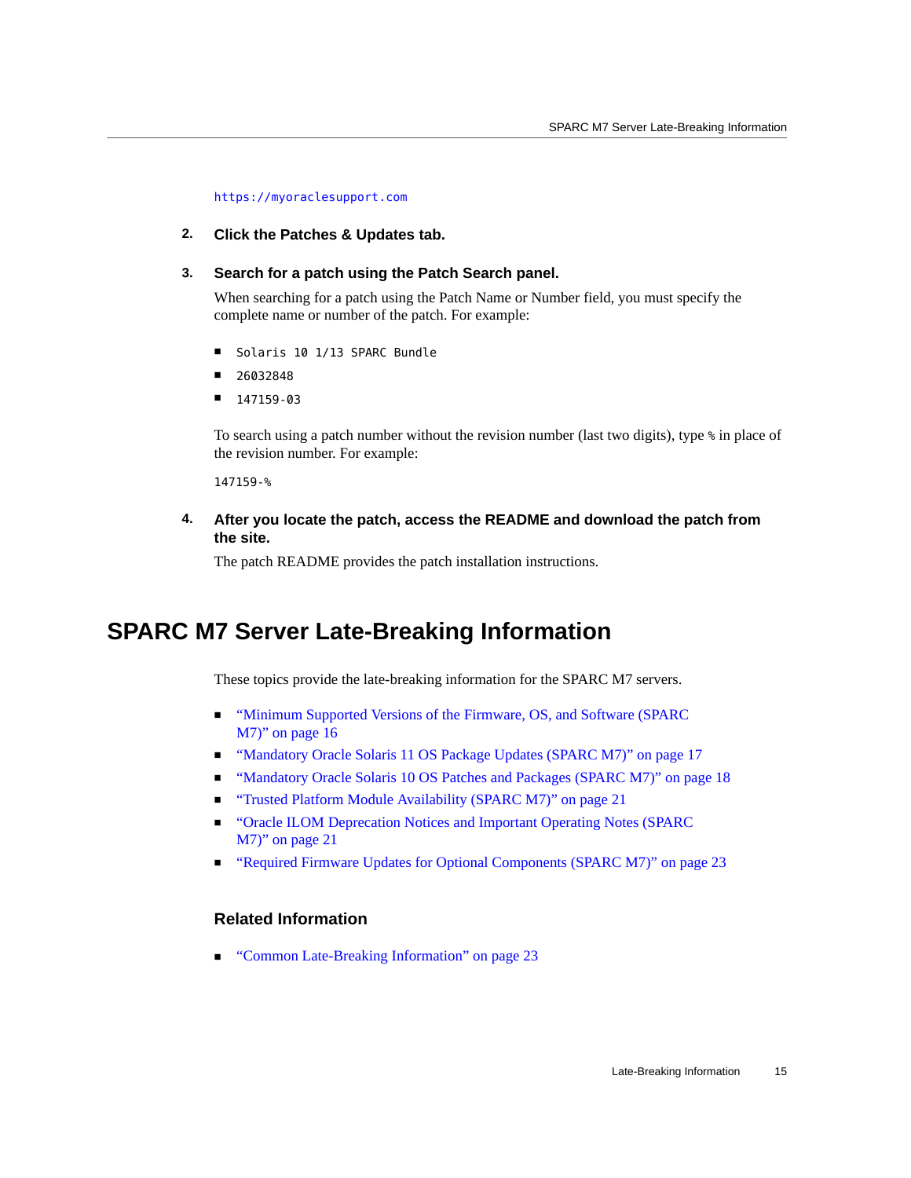https://myoraclesupport.com

2. **Click the Patches & Updates tab.**

3. **Search for a patch using the Patch Search panel.**

   When searching for a patch using the Patch Name or Number field, you must specify the complete name or number of the patch. For example:

   - `Solaris 10 1/13 SPARC Bundle`
   - `26032848`
   - `147159-03`

   To search using a patch number without the revision number (last two digits), type `%` in place of the revision number. For example:

   ```
   147159-%
   ```

4. **After you locate the patch, access the README and download the patch from the site.**

   The patch README provides the patch installation instructions.

# SPARC M7 Server Late-Breaking Information

These topics provide the late-breaking information for the SPARC M7 servers.

- "Minimum Supported Versions of the Firmware, OS, and Software (SPARC M7)" on page 16
- "Mandatory Oracle Solaris 11 OS Package Updates (SPARC M7)" on page 17
- "Mandatory Oracle Solaris 10 OS Patches and Packages (SPARC M7)" on page 18
- "Trusted Platform Module Availability (SPARC M7)" on page 21
- "Oracle ILOM Deprecation Notices and Important Operating Notes (SPARC M7)" on page 21
- "Required Firmware Updates for Optional Components (SPARC M7)" on page 23

### Related Information

- "Common Late-Breaking Information" on page 23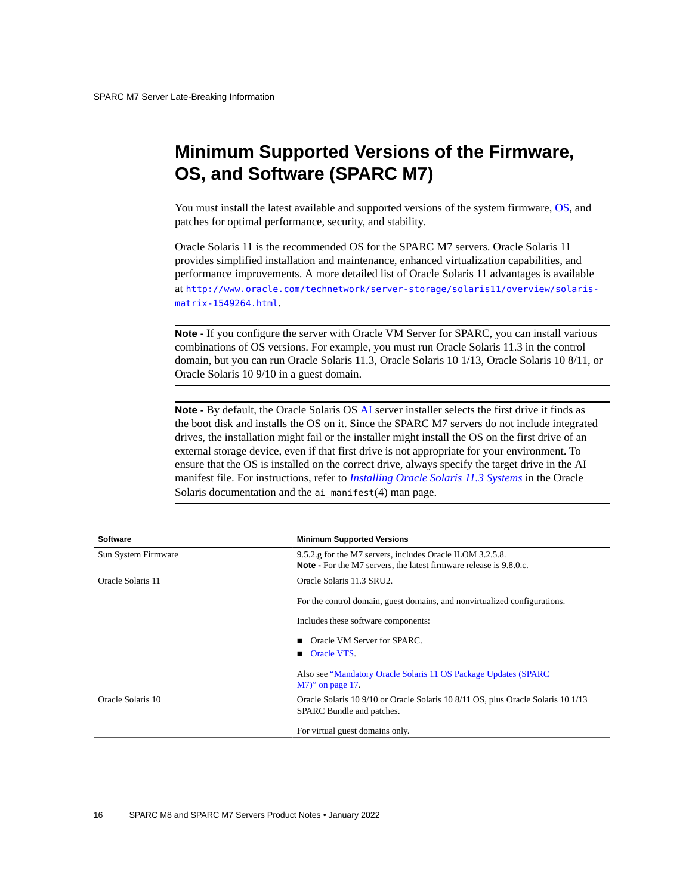## Minimum Supported Versions of the Firmware, OS, and Software (SPARC M7)

You must install the latest available and supported versions of the system firmware, OS, and patches for optimal performance, security, and stability.

Oracle Solaris 11 is the recommended OS for the SPARC M7 servers. Oracle Solaris 11 provides simplified installation and maintenance, enhanced virtualization capabilities, and performance improvements. A more detailed list of Oracle Solaris 11 advantages is available at `http://www.oracle.com/technetwork/server-storage/solaris11/overview/solaris-matrix-1549264.html`.

---

**Note -** If you configure the server with Oracle VM Server for SPARC, you can install various combinations of OS versions. For example, you must run Oracle Solaris 11.3 in the control domain, but you can run Oracle Solaris 11.3, Oracle Solaris 10 1/13, Oracle Solaris 10 8/11, or Oracle Solaris 10 9/10 in a guest domain.

---

**Note -** By default, the Oracle Solaris OS AI server installer selects the first drive it finds as the boot disk and installs the OS on it. Since the SPARC M7 servers do not include integrated drives, the installation might fail or the installer might install the OS on the first drive of an external storage device, even if that first drive is not appropriate for your environment. To ensure that the OS is installed on the correct drive, always specify the target drive in the AI manifest file. For instructions, refer to *Installing Oracle Solaris 11.3 Systems* in the Oracle Solaris documentation and the `ai_manifest`(4) man page.

---

| Software | Minimum Supported Versions |
|---|---|
| Sun System Firmware | 9.5.2.g for the M7 servers, includes Oracle ILOM 3.2.5.8.<br>**Note -** For the M7 servers, the latest firmware release is 9.8.0.c. |
| Oracle Solaris 11 | Oracle Solaris 11.3 SRU2.<br><br>For the control domain, guest domains, and nonvirtualized configurations.<br><br>Includes these software components:<br>■ Oracle VM Server for SPARC.<br>■ Oracle VTS.<br><br>Also see "Mandatory Oracle Solaris 11 OS Package Updates (SPARC M7)" on page 17. |
| Oracle Solaris 10 | Oracle Solaris 10 9/10 or Oracle Solaris 10 8/11 OS, plus Oracle Solaris 10 1/13 SPARC Bundle and patches.<br><br>For virtual guest domains only. |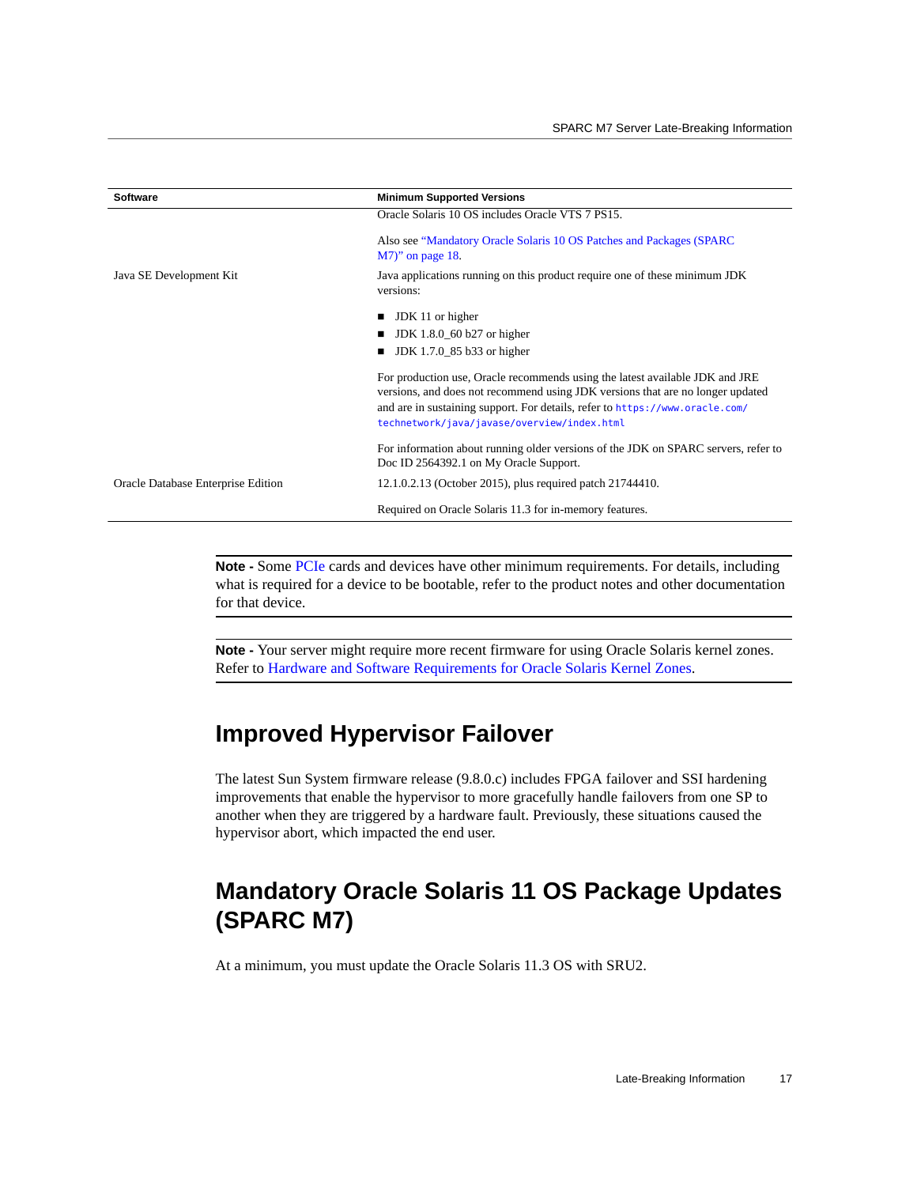| Software | Minimum Supported Versions |
|---|---|
| | Oracle Solaris 10 OS includes Oracle VTS 7 PS15.<br><br>Also see "Mandatory Oracle Solaris 10 OS Patches and Packages (SPARC M7)" on page 18. |
| Java SE Development Kit | Java applications running on this product require one of these minimum JDK versions:<br><br>■ JDK 11 or higher<br>■ JDK 1.8.0_60 b27 or higher<br>■ JDK 1.7.0_85 b33 or higher<br><br>For production use, Oracle recommends using the latest available JDK and JRE versions, and does not recommend using JDK versions that are no longer updated and are in sustaining support. For details, refer to `https://www.oracle.com/technetwork/java/javase/overview/index.html`<br><br>For information about running older versions of the JDK on SPARC servers, refer to Doc ID 2564392.1 on My Oracle Support. |
| Oracle Database Enterprise Edition | 12.1.0.2.13 (October 2015), plus required patch 21744410.<br><br>Required on Oracle Solaris 11.3 for in-memory features. |

**Note -** Some PCIe cards and devices have other minimum requirements. For details, including what is required for a device to be bootable, refer to the product notes and other documentation for that device.

**Note -** Your server might require more recent firmware for using Oracle Solaris kernel zones. Refer to Hardware and Software Requirements for Oracle Solaris Kernel Zones.

## Improved Hypervisor Failover

The latest Sun System firmware release (9.8.0.c) includes FPGA failover and SSI hardening improvements that enable the hypervisor to more gracefully handle failovers from one SP to another when they are triggered by a hardware fault. Previously, these situations caused the hypervisor abort, which impacted the end user.

## Mandatory Oracle Solaris 11 OS Package Updates (SPARC M7)

At a minimum, you must update the Oracle Solaris 11.3 OS with SRU2.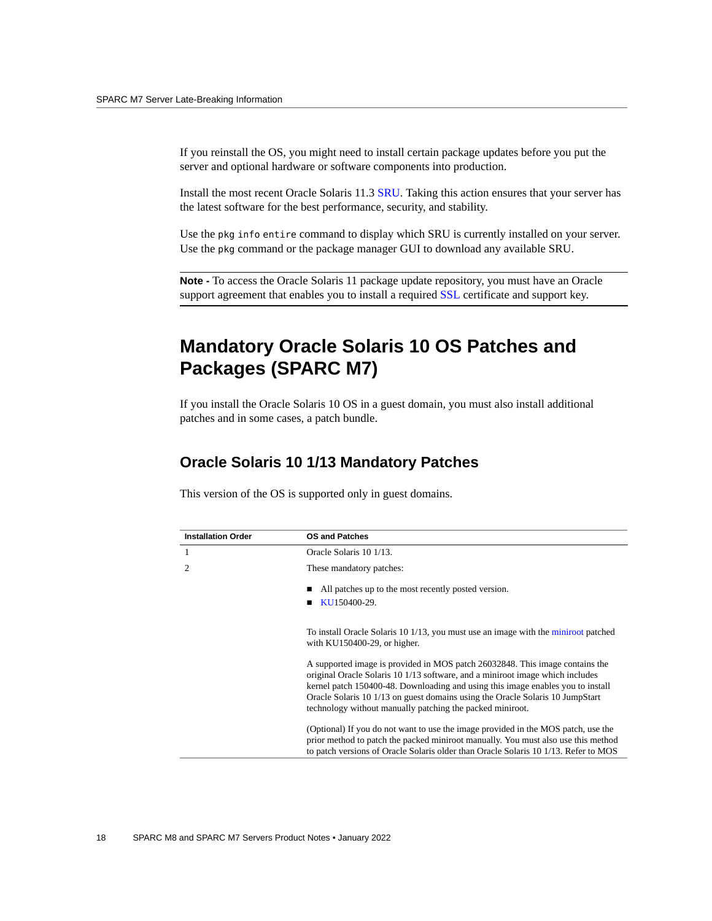If you reinstall the OS, you might need to install certain package updates before you put the server and optional hardware or software components into production.

Install the most recent Oracle Solaris 11.3 SRU. Taking this action ensures that your server has the latest software for the best performance, security, and stability.

Use the `pkg info entire` command to display which SRU is currently installed on your server. Use the `pkg` command or the package manager GUI to download any available SRU.

---

**Note -** To access the Oracle Solaris 11 package update repository, you must have an Oracle support agreement that enables you to install a required SSL certificate and support key.

---

## Mandatory Oracle Solaris 10 OS Patches and Packages (SPARC M7)

If you install the Oracle Solaris 10 OS in a guest domain, you must also install additional patches and in some cases, a patch bundle.

### Oracle Solaris 10 1/13 Mandatory Patches

This version of the OS is supported only in guest domains.

| Installation Order | OS and Patches |
|---|---|
| 1 | Oracle Solaris 10 1/13. |
| 2 | These mandatory patches:<br>■ All patches up to the most recently posted version.<br>■ KU150400-29.<br><br>To install Oracle Solaris 10 1/13, you must use an image with the miniroot patched with KU150400-29, or higher.<br><br>A supported image is provided in MOS patch 26032848. This image contains the original Oracle Solaris 10 1/13 software, and a miniroot image which includes kernel patch 150400-48. Downloading and using this image enables you to install Oracle Solaris 10 1/13 on guest domains using the Oracle Solaris 10 JumpStart technology without manually patching the packed miniroot.<br><br>(Optional) If you do not want to use the image provided in the MOS patch, use the prior method to patch the packed miniroot manually. You must also use this method to patch versions of Oracle Solaris older than Oracle Solaris 10 1/13. Refer to MOS |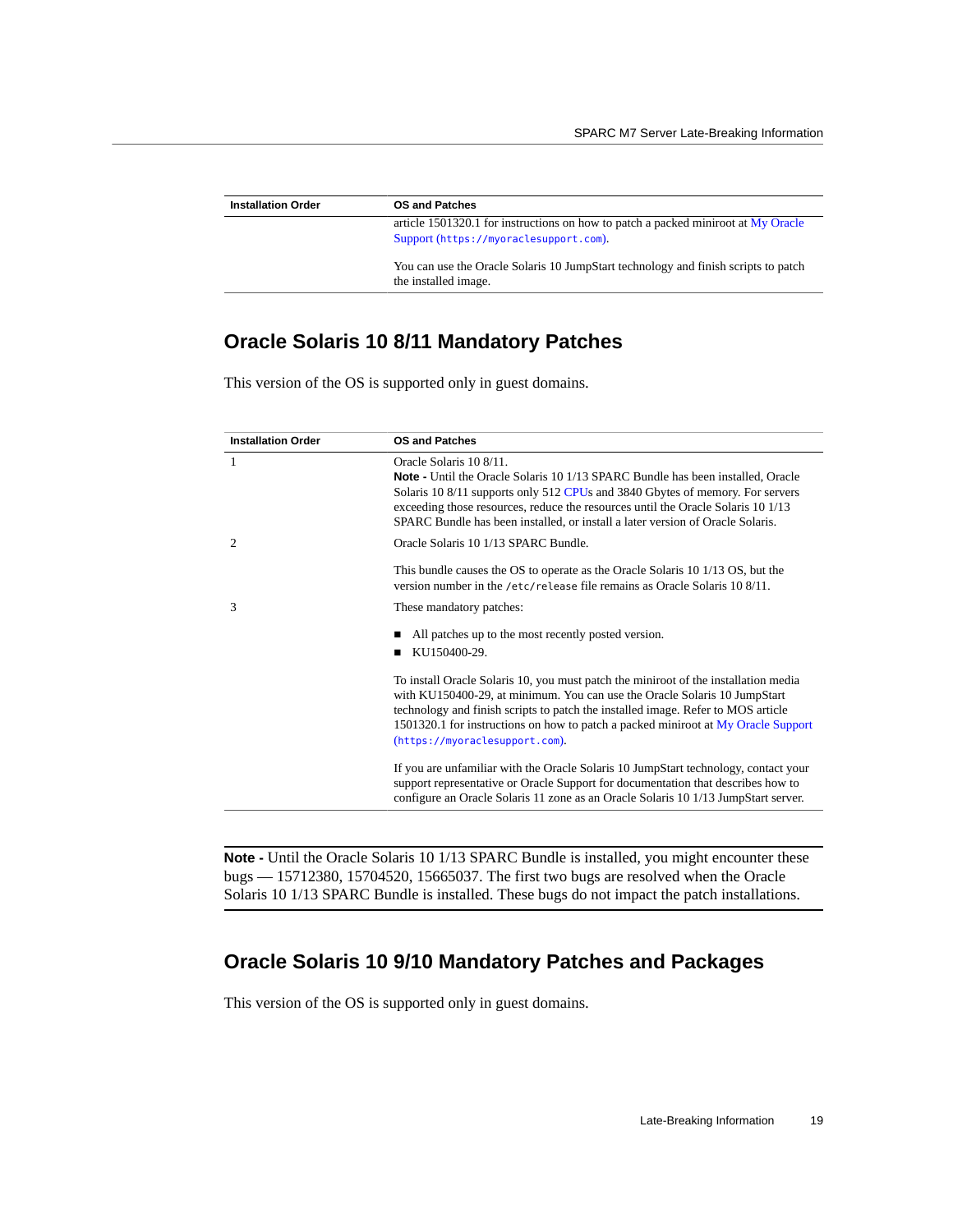| Installation Order | OS and Patches |
|---|---|
| | article 1501320.1 for instructions on how to patch a packed miniroot at My Oracle Support (`https://myoraclesupport.com`).<br><br>You can use the Oracle Solaris 10 JumpStart technology and finish scripts to patch the installed image. |

## Oracle Solaris 10 8/11 Mandatory Patches

This version of the OS is supported only in guest domains.

| Installation Order | OS and Patches |
|---|---|
| 1 | Oracle Solaris 10 8/11.<br>**Note -** Until the Oracle Solaris 10 1/13 SPARC Bundle has been installed, Oracle Solaris 10 8/11 supports only 512 CPUs and 3840 Gbytes of memory. For servers exceeding those resources, reduce the resources until the Oracle Solaris 10 1/13 SPARC Bundle has been installed, or install a later version of Oracle Solaris. |
| 2 | Oracle Solaris 10 1/13 SPARC Bundle.<br><br>This bundle causes the OS to operate as the Oracle Solaris 10 1/13 OS, but the version number in the `/etc/release` file remains as Oracle Solaris 10 8/11. |
| 3 | These mandatory patches:<br><br>■ All patches up to the most recently posted version.<br>■ KU150400-29.<br><br>To install Oracle Solaris 10, you must patch the miniroot of the installation media with KU150400-29, at minimum. You can use the Oracle Solaris 10 JumpStart technology and finish scripts to patch the installed image. Refer to MOS article 1501320.1 for instructions on how to patch a packed miniroot at My Oracle Support (`https://myoraclesupport.com`).<br><br>If you are unfamiliar with the Oracle Solaris 10 JumpStart technology, contact your support representative or Oracle Support for documentation that describes how to configure an Oracle Solaris 11 zone as an Oracle Solaris 10 1/13 JumpStart server. |

---

**Note -** Until the Oracle Solaris 10 1/13 SPARC Bundle is installed, you might encounter these bugs — 15712380, 15704520, 15665037. The first two bugs are resolved when the Oracle Solaris 10 1/13 SPARC Bundle is installed. These bugs do not impact the patch installations.

---

## Oracle Solaris 10 9/10 Mandatory Patches and Packages

This version of the OS is supported only in guest domains.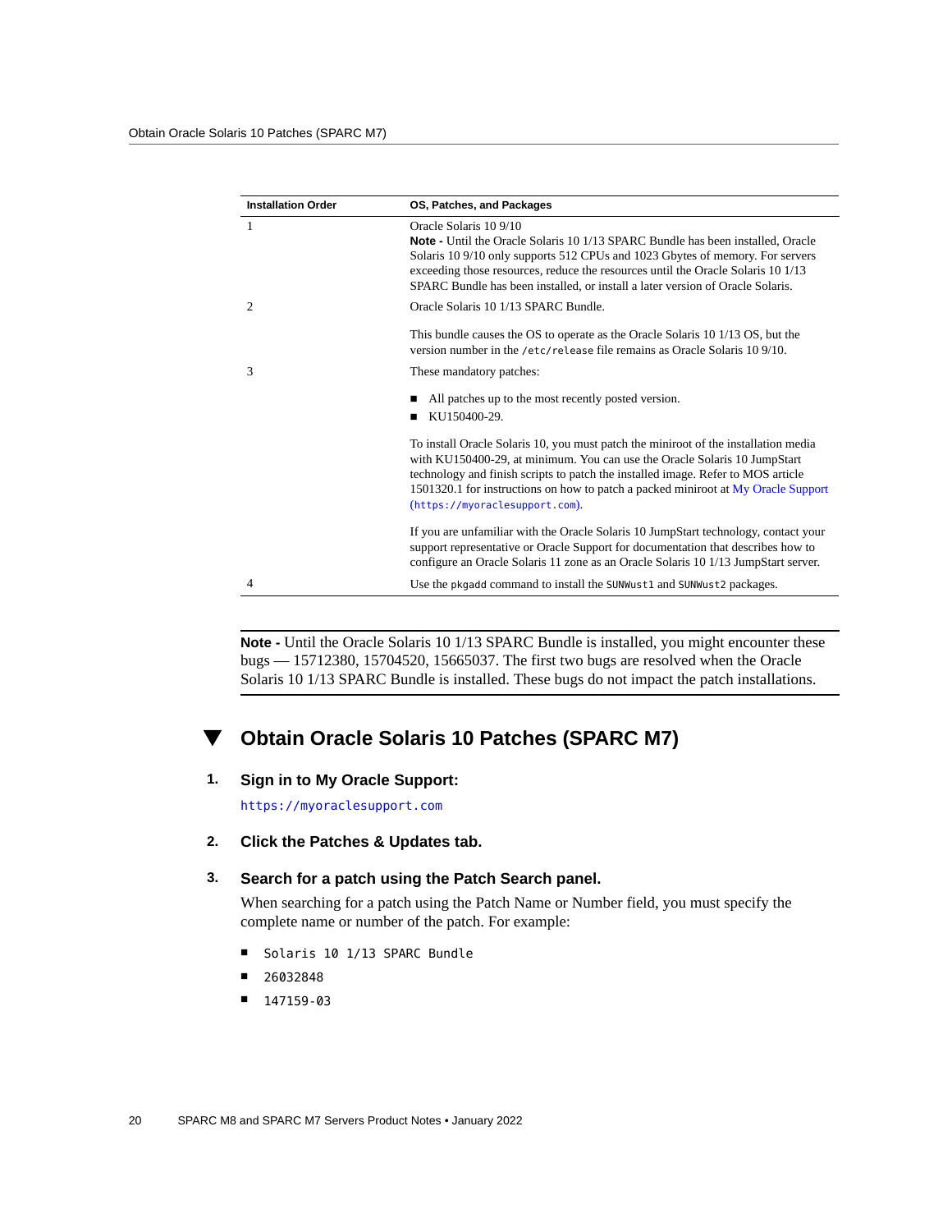| Installation Order | OS, Patches, and Packages |
|---|---|
| 1 | Oracle Solaris 10 9/10<br>**Note -** Until the Oracle Solaris 10 1/13 SPARC Bundle has been installed, Oracle Solaris 10 9/10 only supports 512 CPUs and 1023 Gbytes of memory. For servers exceeding those resources, reduce the resources until the Oracle Solaris 10 1/13 SPARC Bundle has been installed, or install a later version of Oracle Solaris. |
| 2 | Oracle Solaris 10 1/13 SPARC Bundle.<br><br>This bundle causes the OS to operate as the Oracle Solaris 10 1/13 OS, but the version number in the `/etc/release` file remains as Oracle Solaris 10 9/10. |
| 3 | These mandatory patches:<br><br>■ All patches up to the most recently posted version.<br>■ KU150400-29.<br><br>To install Oracle Solaris 10, you must patch the miniroot of the installation media with KU150400-29, at minimum. You can use the Oracle Solaris 10 JumpStart technology and finish scripts to patch the installed image. Refer to MOS article 1501320.1 for instructions on how to patch a packed miniroot at My Oracle Support (`https://myoraclesupport.com`).<br><br>If you are unfamiliar with the Oracle Solaris 10 JumpStart technology, contact your support representative or Oracle Support for documentation that describes how to configure an Oracle Solaris 11 zone as an Oracle Solaris 10 1/13 JumpStart server. |
| 4 | Use the `pkgadd` command to install the `SUNWust1` and `SUNWust2` packages. |

**Note -** Until the Oracle Solaris 10 1/13 SPARC Bundle is installed, you might encounter these bugs — 15712380, 15704520, 15665037. The first two bugs are resolved when the Oracle Solaris 10 1/13 SPARC Bundle is installed. These bugs do not impact the patch installations.

## Obtain Oracle Solaris 10 Patches (SPARC M7)

1. **Sign in to My Oracle Support:**

   `https://myoraclesupport.com`

2. **Click the Patches & Updates tab.**

3. **Search for a patch using the Patch Search panel.**

   When searching for a patch using the Patch Name or Number field, you must specify the complete name or number of the patch. For example:

   - `Solaris 10 1/13 SPARC Bundle`
   - `26032848`
   - `147159-03`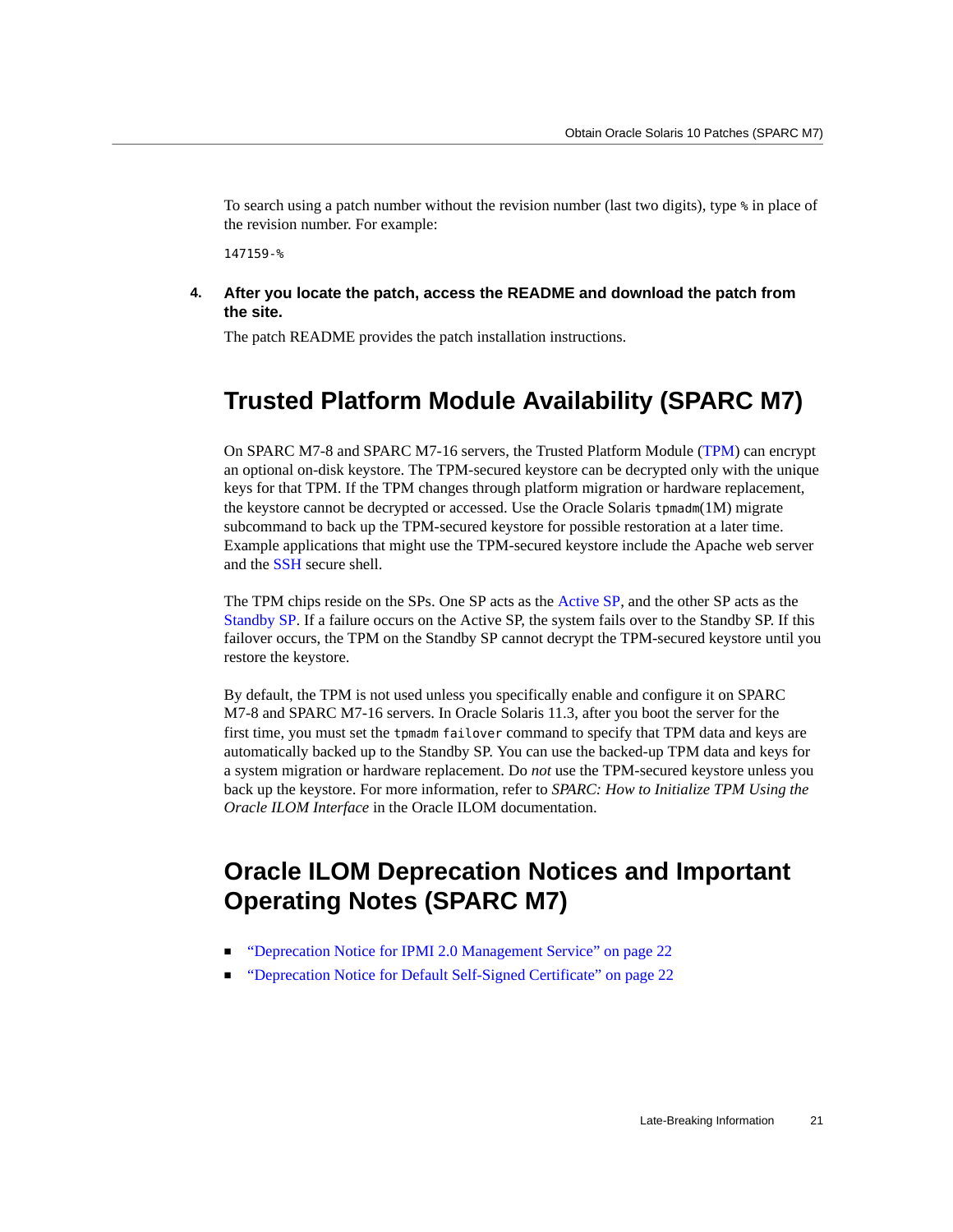To search using a patch number without the revision number (last two digits), type `%` in place of the revision number. For example:

```
147159-%
```

4. **After you locate the patch, access the README and download the patch from the site.**

   The patch README provides the patch installation instructions.

## Trusted Platform Module Availability (SPARC M7)

On SPARC M7-8 and SPARC M7-16 servers, the Trusted Platform Module (TPM) can encrypt an optional on-disk keystore. The TPM-secured keystore can be decrypted only with the unique keys for that TPM. If the TPM changes through platform migration or hardware replacement, the keystore cannot be decrypted or accessed. Use the Oracle Solaris `tpmadm`(1M) migrate subcommand to back up the TPM-secured keystore for possible restoration at a later time. Example applications that might use the TPM-secured keystore include the Apache web server and the SSH secure shell.

The TPM chips reside on the SPs. One SP acts as the Active SP, and the other SP acts as the Standby SP. If a failure occurs on the Active SP, the system fails over to the Standby SP. If this failover occurs, the TPM on the Standby SP cannot decrypt the TPM-secured keystore until you restore the keystore.

By default, the TPM is not used unless you specifically enable and configure it on SPARC M7-8 and SPARC M7-16 servers. In Oracle Solaris 11.3, after you boot the server for the first time, you must set the `tpmadm failover` command to specify that TPM data and keys are automatically backed up to the Standby SP. You can use the backed-up TPM data and keys for a system migration or hardware replacement. Do *not* use the TPM-secured keystore unless you back up the keystore. For more information, refer to *SPARC: How to Initialize TPM Using the Oracle ILOM Interface* in the Oracle ILOM documentation.

## Oracle ILOM Deprecation Notices and Important Operating Notes (SPARC M7)

- "Deprecation Notice for IPMI 2.0 Management Service" on page 22
- "Deprecation Notice for Default Self-Signed Certificate" on page 22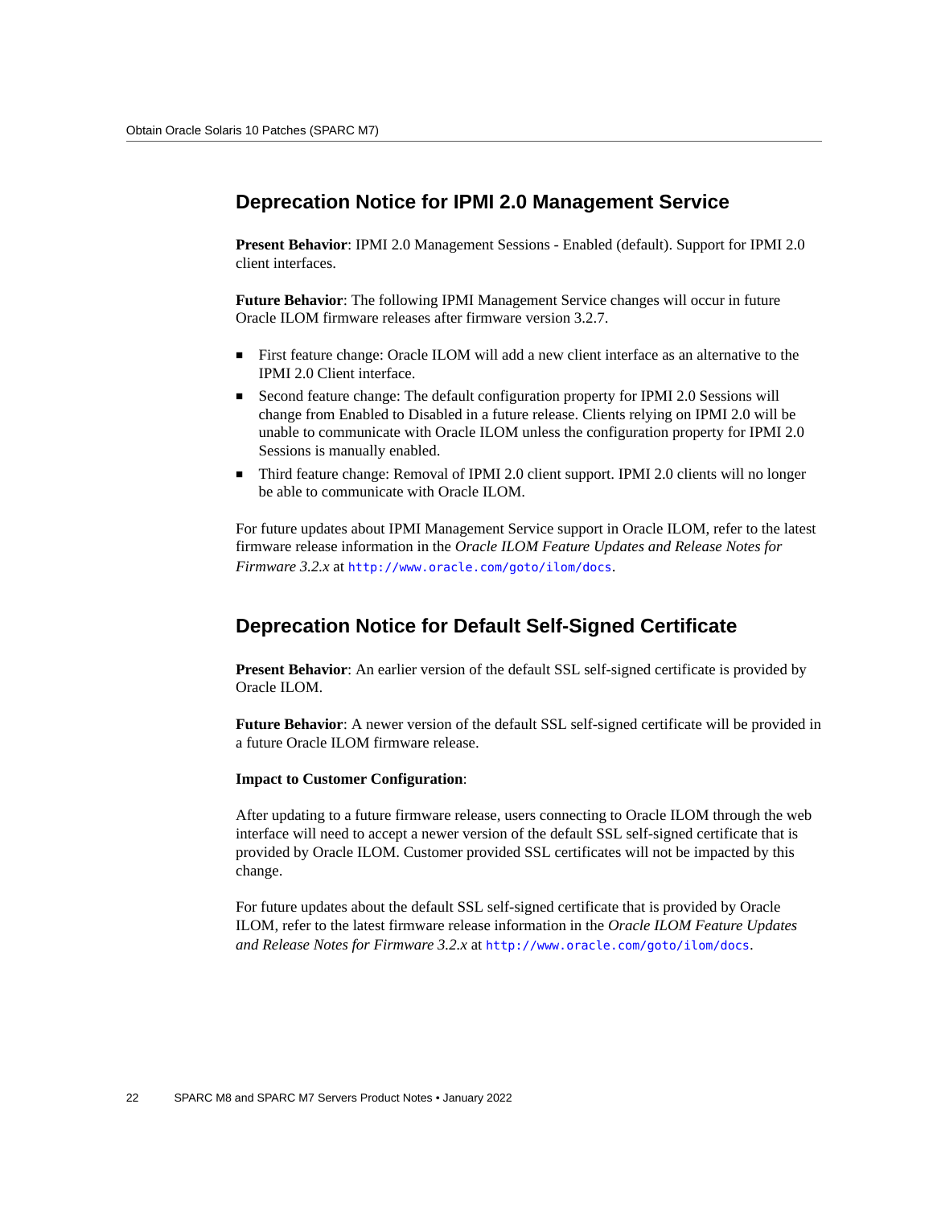## Deprecation Notice for IPMI 2.0 Management Service

**Present Behavior**: IPMI 2.0 Management Sessions - Enabled (default). Support for IPMI 2.0 client interfaces.

**Future Behavior**: The following IPMI Management Service changes will occur in future Oracle ILOM firmware releases after firmware version 3.2.7.

- First feature change: Oracle ILOM will add a new client interface as an alternative to the IPMI 2.0 Client interface.
- Second feature change: The default configuration property for IPMI 2.0 Sessions will change from Enabled to Disabled in a future release. Clients relying on IPMI 2.0 will be unable to communicate with Oracle ILOM unless the configuration property for IPMI 2.0 Sessions is manually enabled.
- Third feature change: Removal of IPMI 2.0 client support. IPMI 2.0 clients will no longer be able to communicate with Oracle ILOM.

For future updates about IPMI Management Service support in Oracle ILOM, refer to the latest firmware release information in the *Oracle ILOM Feature Updates and Release Notes for Firmware 3.2.x* at `http://www.oracle.com/goto/ilom/docs`.

## Deprecation Notice for Default Self-Signed Certificate

**Present Behavior**: An earlier version of the default SSL self-signed certificate is provided by Oracle ILOM.

**Future Behavior**: A newer version of the default SSL self-signed certificate will be provided in a future Oracle ILOM firmware release.

**Impact to Customer Configuration**:

After updating to a future firmware release, users connecting to Oracle ILOM through the web interface will need to accept a newer version of the default SSL self-signed certificate that is provided by Oracle ILOM. Customer provided SSL certificates will not be impacted by this change.

For future updates about the default SSL self-signed certificate that is provided by Oracle ILOM, refer to the latest firmware release information in the *Oracle ILOM Feature Updates and Release Notes for Firmware 3.2.x* at `http://www.oracle.com/goto/ilom/docs`.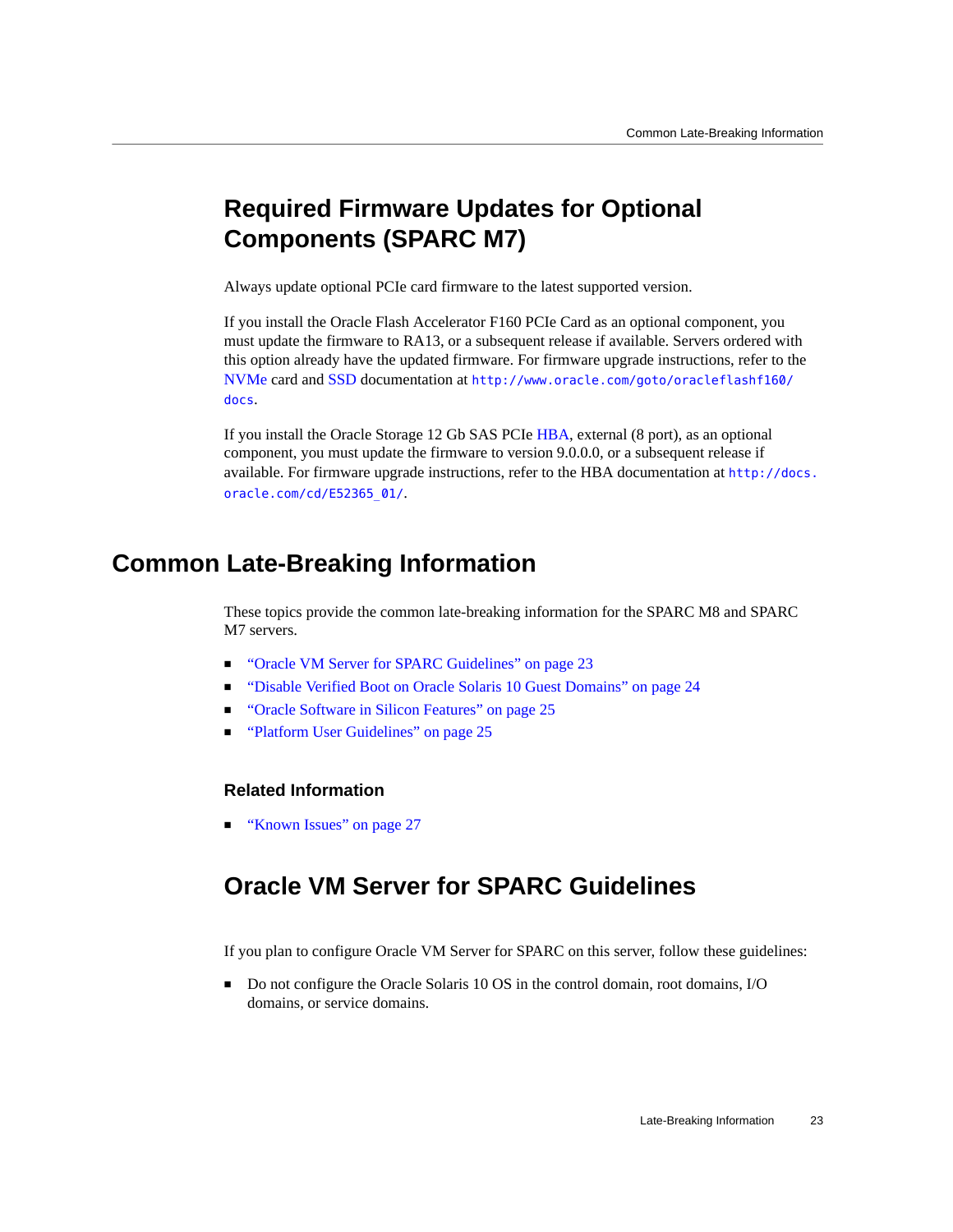## Required Firmware Updates for Optional Components (SPARC M7)

Always update optional PCIe card firmware to the latest supported version.

If you install the Oracle Flash Accelerator F160 PCIe Card as an optional component, you must update the firmware to RA13, or a subsequent release if available. Servers ordered with this option already have the updated firmware. For firmware upgrade instructions, refer to the NVMe card and SSD documentation at `http://www.oracle.com/goto/oracleflashf160/docs`.

If you install the Oracle Storage 12 Gb SAS PCIe HBA, external (8 port), as an optional component, you must update the firmware to version 9.0.0.0, or a subsequent release if available. For firmware upgrade instructions, refer to the HBA documentation at `http://docs.oracle.com/cd/E52365_01/`.

# Common Late-Breaking Information

These topics provide the common late-breaking information for the SPARC M8 and SPARC M7 servers.

- "Oracle VM Server for SPARC Guidelines" on page 23
- "Disable Verified Boot on Oracle Solaris 10 Guest Domains" on page 24
- "Oracle Software in Silicon Features" on page 25
- "Platform User Guidelines" on page 25

### Related Information

- "Known Issues" on page 27

## Oracle VM Server for SPARC Guidelines

If you plan to configure Oracle VM Server for SPARC on this server, follow these guidelines:

- Do not configure the Oracle Solaris 10 OS in the control domain, root domains, I/O domains, or service domains.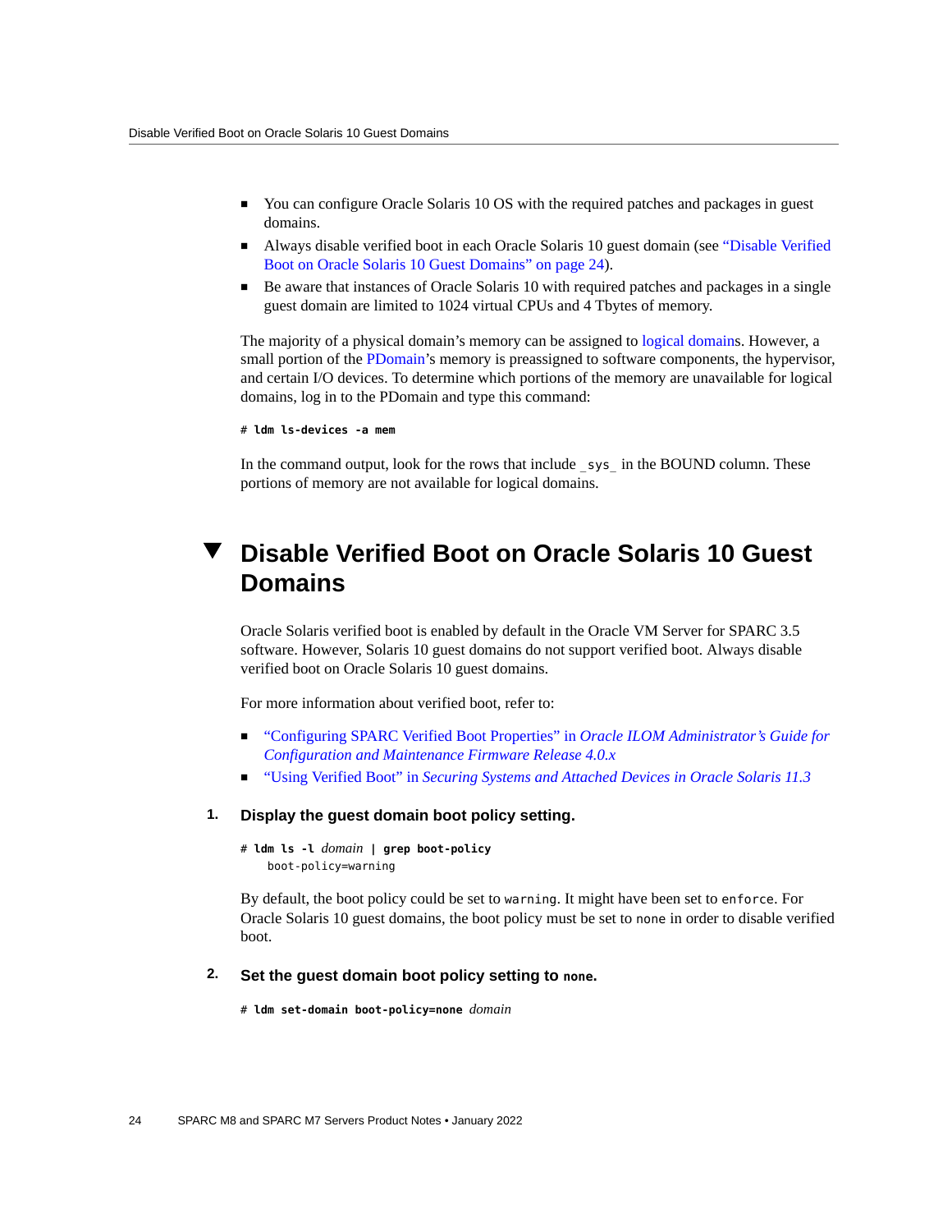- You can configure Oracle Solaris 10 OS with the required patches and packages in guest domains.
- Always disable verified boot in each Oracle Solaris 10 guest domain (see "Disable Verified Boot on Oracle Solaris 10 Guest Domains" on page 24).
- Be aware that instances of Oracle Solaris 10 with required patches and packages in a single guest domain are limited to 1024 virtual CPUs and 4 Tbytes of memory.

The majority of a physical domain's memory can be assigned to logical domains. However, a small portion of the PDomain's memory is preassigned to software components, the hypervisor, and certain I/O devices. To determine which portions of the memory are unavailable for logical domains, log in to the PDomain and type this command:

```
# ldm ls-devices -a mem
```

In the command output, look for the rows that include `_sys_` in the BOUND column. These portions of memory are not available for logical domains.

## Disable Verified Boot on Oracle Solaris 10 Guest Domains

Oracle Solaris verified boot is enabled by default in the Oracle VM Server for SPARC 3.5 software. However, Solaris 10 guest domains do not support verified boot. Always disable verified boot on Oracle Solaris 10 guest domains.

For more information about verified boot, refer to:

- "Configuring SPARC Verified Boot Properties" in *Oracle ILOM Administrator's Guide for Configuration and Maintenance Firmware Release 4.0.x*
- "Using Verified Boot" in *Securing Systems and Attached Devices in Oracle Solaris 11.3*

1. **Display the guest domain boot policy setting.**

```
# ldm ls -l domain | grep boot-policy
    boot-policy=warning
```

By default, the boot policy could be set to `warning`. It might have been set to `enforce`. For Oracle Solaris 10 guest domains, the boot policy must be set to `none` in order to disable verified boot.

2. **Set the guest domain boot policy setting to `none`.**

```
# ldm set-domain boot-policy=none domain
```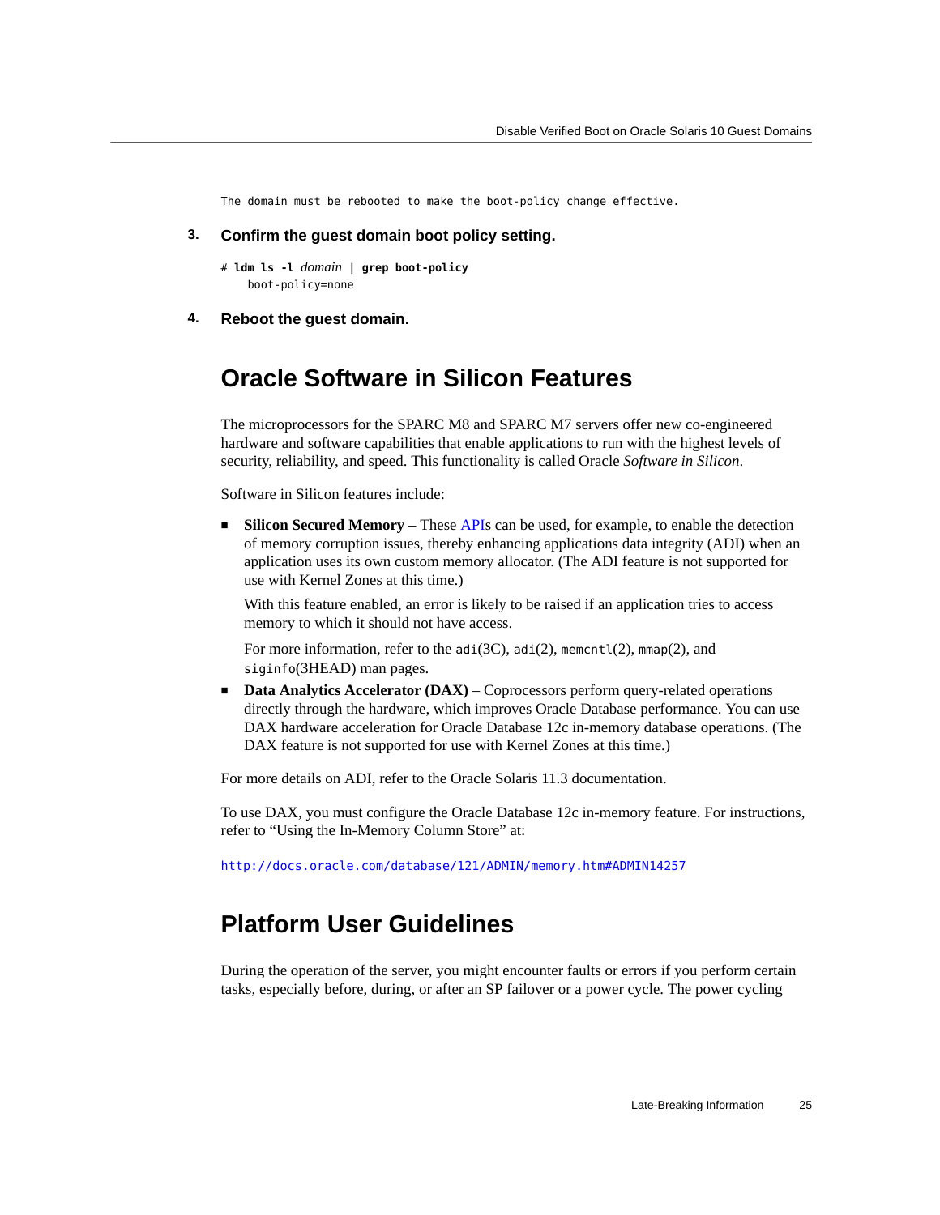```
The domain must be rebooted to make the boot-policy change effective.
```

3. **Confirm the guest domain boot policy setting.**

```
# ldm ls -l domain | grep boot-policy
    boot-policy=none
```

4. **Reboot the guest domain.**

## Oracle Software in Silicon Features

The microprocessors for the SPARC M8 and SPARC M7 servers offer new co-engineered hardware and software capabilities that enable applications to run with the highest levels of security, reliability, and speed. This functionality is called Oracle *Software in Silicon*.

Software in Silicon features include:

- **Silicon Secured Memory** – These APIs can be used, for example, to enable the detection of memory corruption issues, thereby enhancing applications data integrity (ADI) when an application uses its own custom memory allocator. (The ADI feature is not supported for use with Kernel Zones at this time.)

  With this feature enabled, an error is likely to be raised if an application tries to access memory to which it should not have access.

  For more information, refer to the `adi`(3C), `adi`(2), `memcntl`(2), `mmap`(2), and `siginfo`(3HEAD) man pages.

- **Data Analytics Accelerator (DAX)** – Coprocessors perform query-related operations directly through the hardware, which improves Oracle Database performance. You can use DAX hardware acceleration for Oracle Database 12c in-memory database operations. (The DAX feature is not supported for use with Kernel Zones at this time.)

For more details on ADI, refer to the Oracle Solaris 11.3 documentation.

To use DAX, you must configure the Oracle Database 12c in-memory feature. For instructions, refer to "Using the In-Memory Column Store" at:

http://docs.oracle.com/database/121/ADMIN/memory.htm#ADMIN14257

## Platform User Guidelines

During the operation of the server, you might encounter faults or errors if you perform certain tasks, especially before, during, or after an SP failover or a power cycle. The power cycling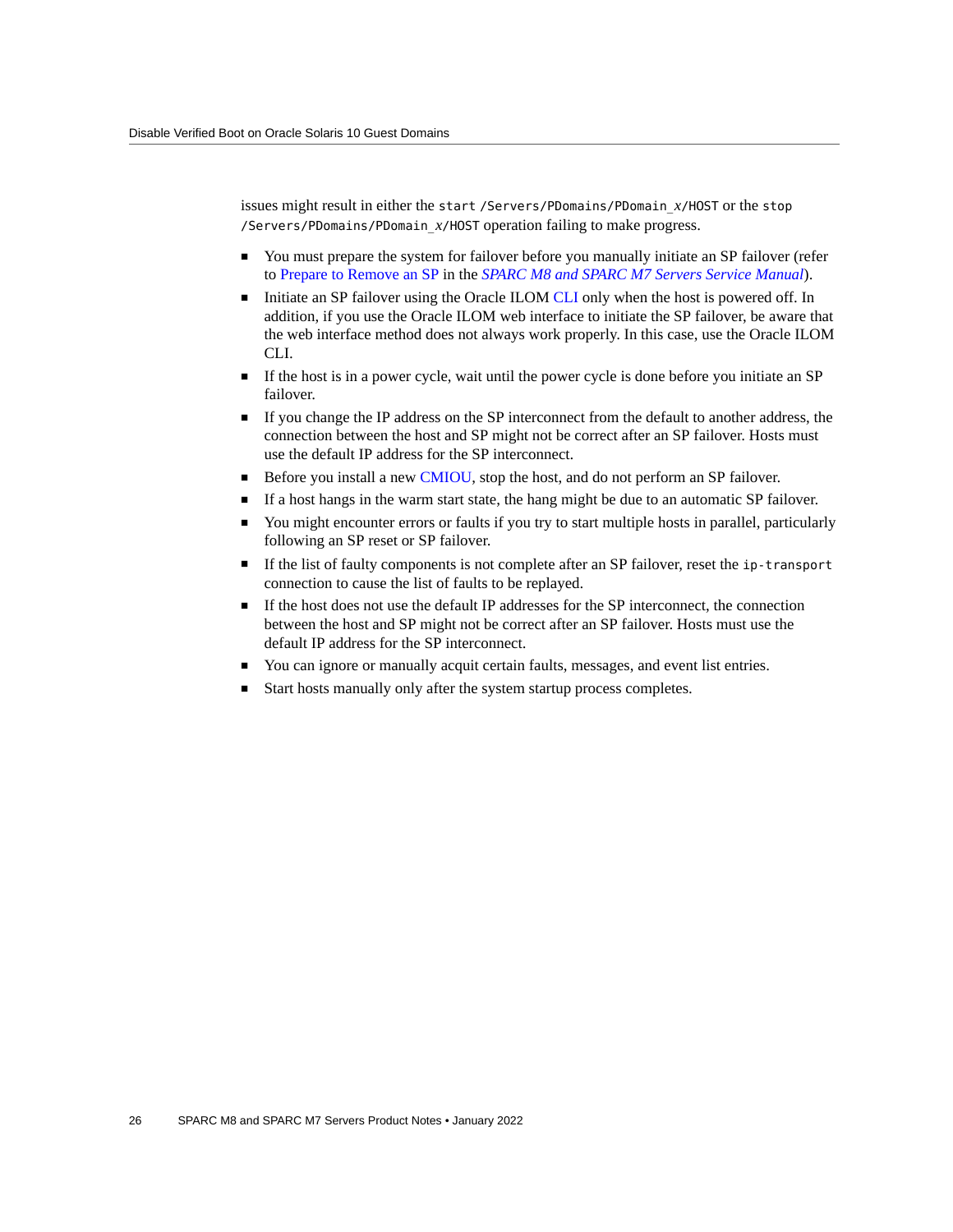issues might result in either the `start /Servers/PDomains/PDomain_x/HOST` or the `stop /Servers/PDomains/PDomain_x/HOST` operation failing to make progress.

- You must prepare the system for failover before you manually initiate an SP failover (refer to Prepare to Remove an SP in the *SPARC M8 and SPARC M7 Servers Service Manual*).
- Initiate an SP failover using the Oracle ILOM CLI only when the host is powered off. In addition, if you use the Oracle ILOM web interface to initiate the SP failover, be aware that the web interface method does not always work properly. In this case, use the Oracle ILOM CLI.
- If the host is in a power cycle, wait until the power cycle is done before you initiate an SP failover.
- If you change the IP address on the SP interconnect from the default to another address, the connection between the host and SP might not be correct after an SP failover. Hosts must use the default IP address for the SP interconnect.
- Before you install a new CMIOU, stop the host, and do not perform an SP failover.
- If a host hangs in the warm start state, the hang might be due to an automatic SP failover.
- You might encounter errors or faults if you try to start multiple hosts in parallel, particularly following an SP reset or SP failover.
- If the list of faulty components is not complete after an SP failover, reset the `ip-transport` connection to cause the list of faults to be replayed.
- If the host does not use the default IP addresses for the SP interconnect, the connection between the host and SP might not be correct after an SP failover. Hosts must use the default IP address for the SP interconnect.
- You can ignore or manually acquit certain faults, messages, and event list entries.
- Start hosts manually only after the system startup process completes.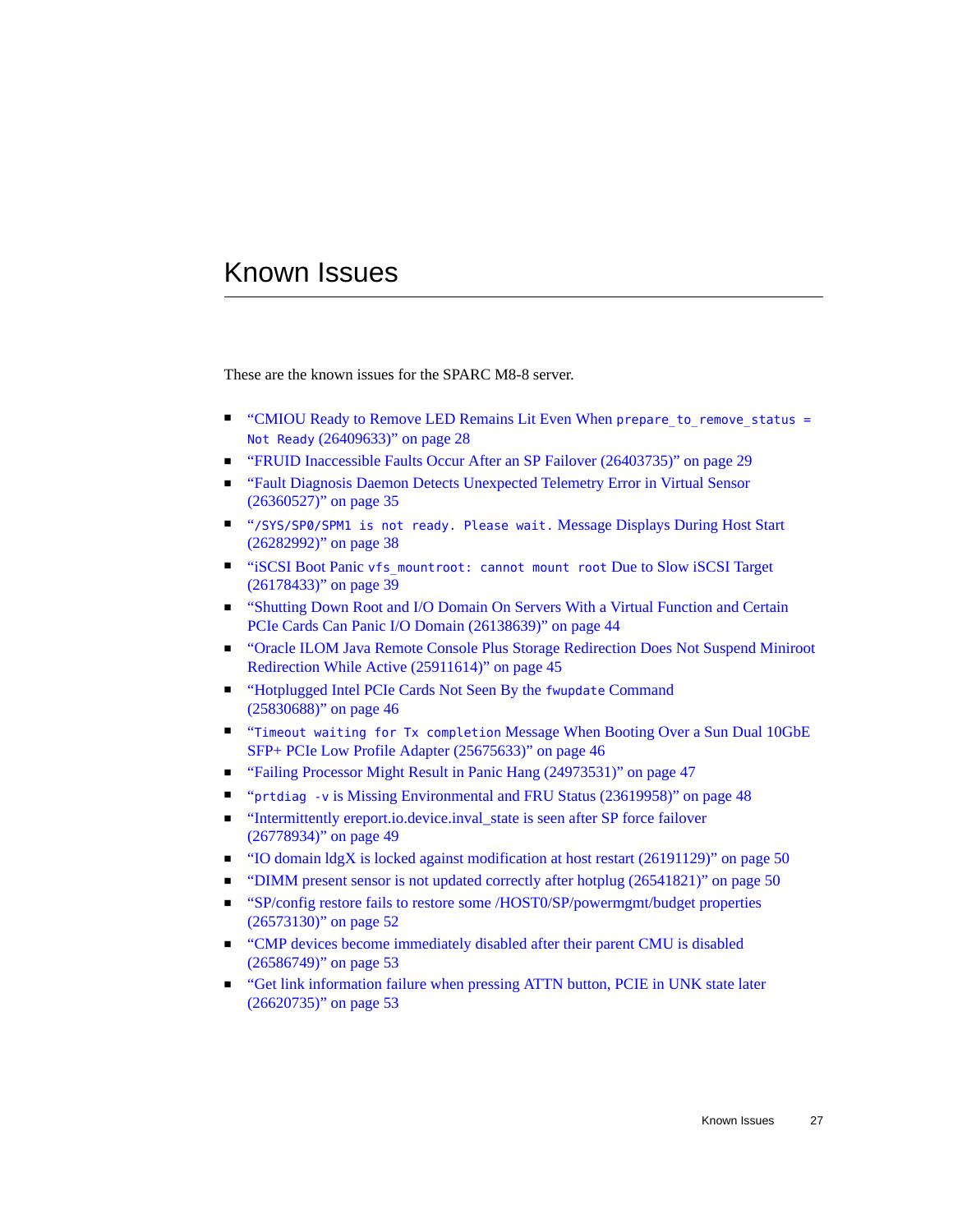# Known Issues

These are the known issues for the SPARC M8-8 server.

- "CMIOU Ready to Remove LED Remains Lit Even When `prepare_to_remove_status = Not Ready` (26409633)" on page 28
- "FRUID Inaccessible Faults Occur After an SP Failover (26403735)" on page 29
- "Fault Diagnosis Daemon Detects Unexpected Telemetry Error in Virtual Sensor (26360527)" on page 35
- "`/SYS/SP0/SPM1 is not ready. Please wait.` Message Displays During Host Start (26282992)" on page 38
- "iSCSI Boot Panic `vfs_mountroot: cannot mount root` Due to Slow iSCSI Target (26178433)" on page 39
- "Shutting Down Root and I/O Domain On Servers With a Virtual Function and Certain PCIe Cards Can Panic I/O Domain (26138639)" on page 44
- "Oracle ILOM Java Remote Console Plus Storage Redirection Does Not Suspend Miniroot Redirection While Active (25911614)" on page 45
- "Hotplugged Intel PCIe Cards Not Seen By the `fwupdate` Command (25830688)" on page 46
- "`Timeout waiting for Tx completion` Message When Booting Over a Sun Dual 10GbE SFP+ PCIe Low Profile Adapter (25675633)" on page 46
- "Failing Processor Might Result in Panic Hang (24973531)" on page 47
- "`prtdiag -v` is Missing Environmental and FRU Status (23619958)" on page 48
- "Intermittently ereport.io.device.inval_state is seen after SP force failover (26778934)" on page 49
- "IO domain ldgX is locked against modification at host restart (26191129)" on page 50
- "DIMM present sensor is not updated correctly after hotplug (26541821)" on page 50
- "SP/config restore fails to restore some /HOST0/SP/powermgmt/budget properties (26573130)" on page 52
- "CMP devices become immediately disabled after their parent CMU is disabled (26586749)" on page 53
- "Get link information failure when pressing ATTN button, PCIE in UNK state later (26620735)" on page 53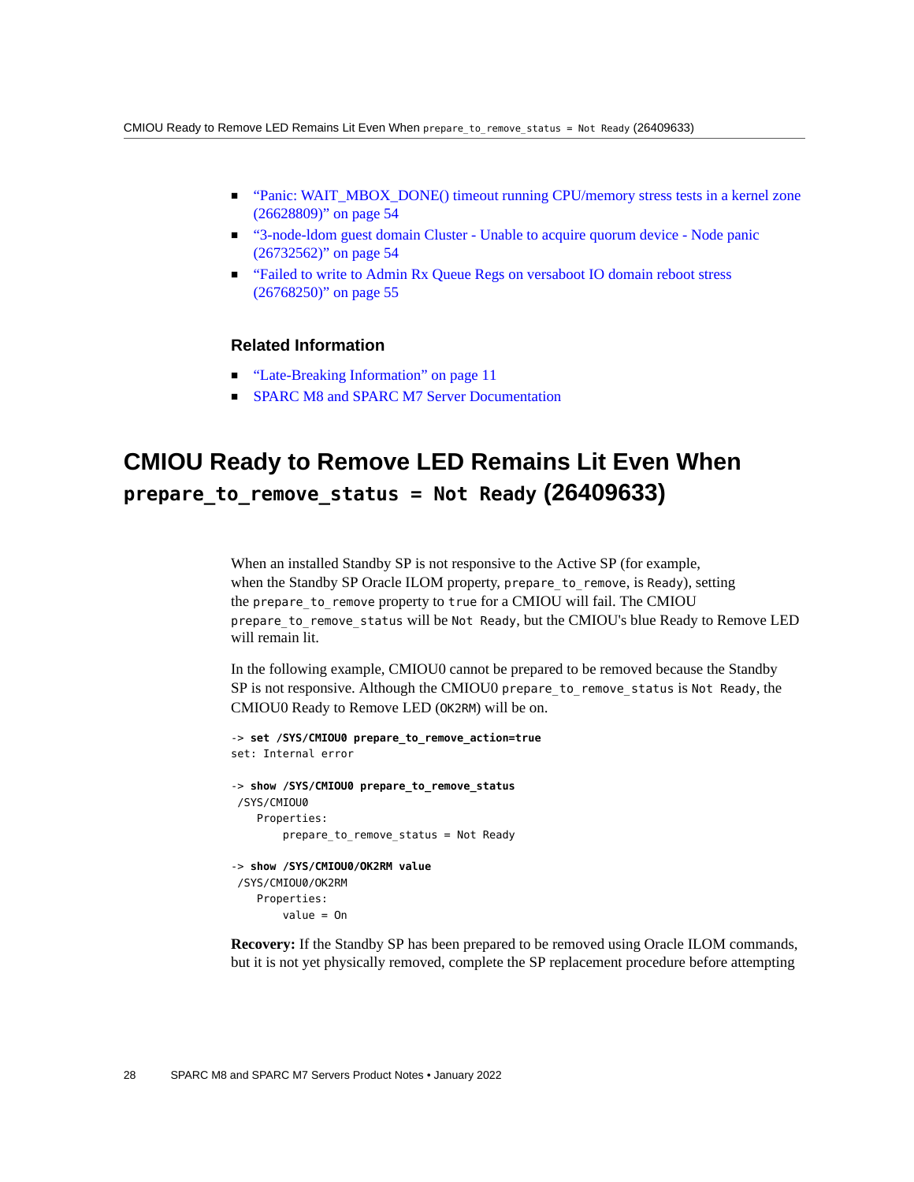- “Panic: WAIT_MBOX_DONE() timeout running CPU/memory stress tests in a kernel zone (26628809)” on page 54
- “3-node-ldom guest domain Cluster - Unable to acquire quorum device - Node panic (26732562)” on page 54
- “Failed to write to Admin Rx Queue Regs on versaboot IO domain reboot stress (26768250)” on page 55

### Related Information

- “Late-Breaking Information” on page 11
- SPARC M8 and SPARC M7 Server Documentation

## CMIOU Ready to Remove LED Remains Lit Even When `prepare_to_remove_status = Not Ready` (26409633)

When an installed Standby SP is not responsive to the Active SP (for example, when the Standby SP Oracle ILOM property, `prepare_to_remove`, is `Ready`), setting the `prepare_to_remove` property to `true` for a CMIOU will fail. The CMIOU `prepare_to_remove_status` will be `Not Ready`, but the CMIOU's blue Ready to Remove LED will remain lit.

In the following example, CMIOU0 cannot be prepared to be removed because the Standby SP is not responsive. Although the CMIOU0 `prepare_to_remove_status` is `Not Ready`, the CMIOU0 Ready to Remove LED (`OK2RM`) will be on.

```
-> set /SYS/CMIOU0 prepare_to_remove_action=true
set: Internal error

-> show /SYS/CMIOU0 prepare_to_remove_status
 /SYS/CMIOU0
    Properties:
        prepare_to_remove_status = Not Ready

-> show /SYS/CMIOU0/OK2RM value
 /SYS/CMIOU0/OK2RM
    Properties:
        value = On
```

**Recovery:** If the Standby SP has been prepared to be removed using Oracle ILOM commands, but it is not yet physically removed, complete the SP replacement procedure before attempting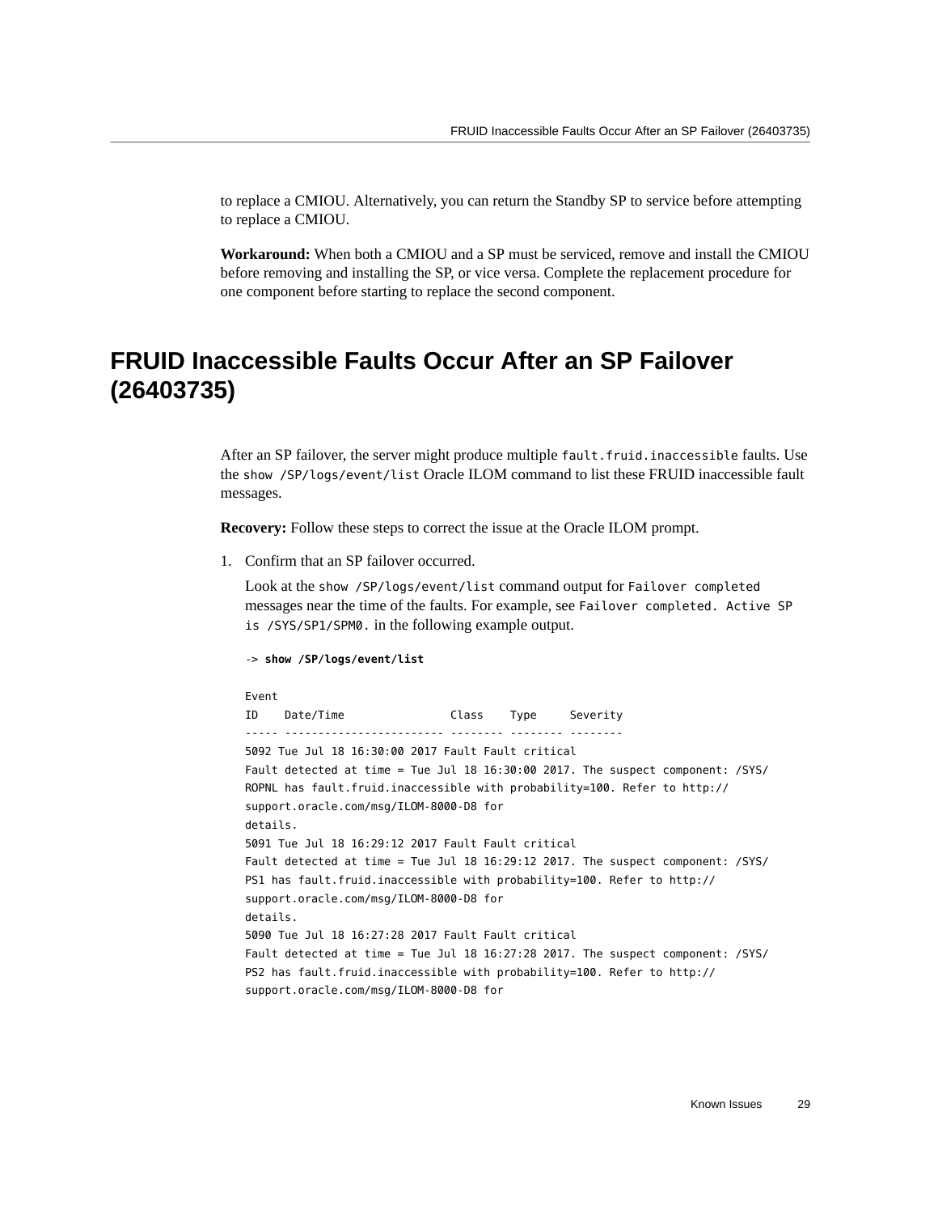to replace a CMIOU. Alternatively, you can return the Standby SP to service before attempting to replace a CMIOU.

**Workaround:** When both a CMIOU and a SP must be serviced, remove and install the CMIOU before removing and installing the SP, or vice versa. Complete the replacement procedure for one component before starting to replace the second component.

## FRUID Inaccessible Faults Occur After an SP Failover (26403735)

After an SP failover, the server might produce multiple `fault.fruid.inaccessible` faults. Use the `show /SP/logs/event/list` Oracle ILOM command to list these FRUID inaccessible fault messages.

**Recovery:** Follow these steps to correct the issue at the Oracle ILOM prompt.

1. Confirm that an SP failover occurred.

   Look at the `show /SP/logs/event/list` command output for `Failover completed` messages near the time of the faults. For example, see `Failover completed. Active SP is /SYS/SP1/SPM0.` in the following example output.

   ```
   -> show /SP/logs/event/list

   Event
   ID    Date/Time                Class    Type     Severity
   ----- ------------------------ -------- -------- --------
   5092 Tue Jul 18 16:30:00 2017 Fault Fault critical
   Fault detected at time = Tue Jul 18 16:30:00 2017. The suspect component: /SYS/
   ROPNL has fault.fruid.inaccessible with probability=100. Refer to http://
   support.oracle.com/msg/ILOM-8000-D8 for
   details.
   5091 Tue Jul 18 16:29:12 2017 Fault Fault critical
   Fault detected at time = Tue Jul 18 16:29:12 2017. The suspect component: /SYS/
   PS1 has fault.fruid.inaccessible with probability=100. Refer to http://
   support.oracle.com/msg/ILOM-8000-D8 for
   details.
   5090 Tue Jul 18 16:27:28 2017 Fault Fault critical
   Fault detected at time = Tue Jul 18 16:27:28 2017. The suspect component: /SYS/
   PS2 has fault.fruid.inaccessible with probability=100. Refer to http://
   support.oracle.com/msg/ILOM-8000-D8 for
   ```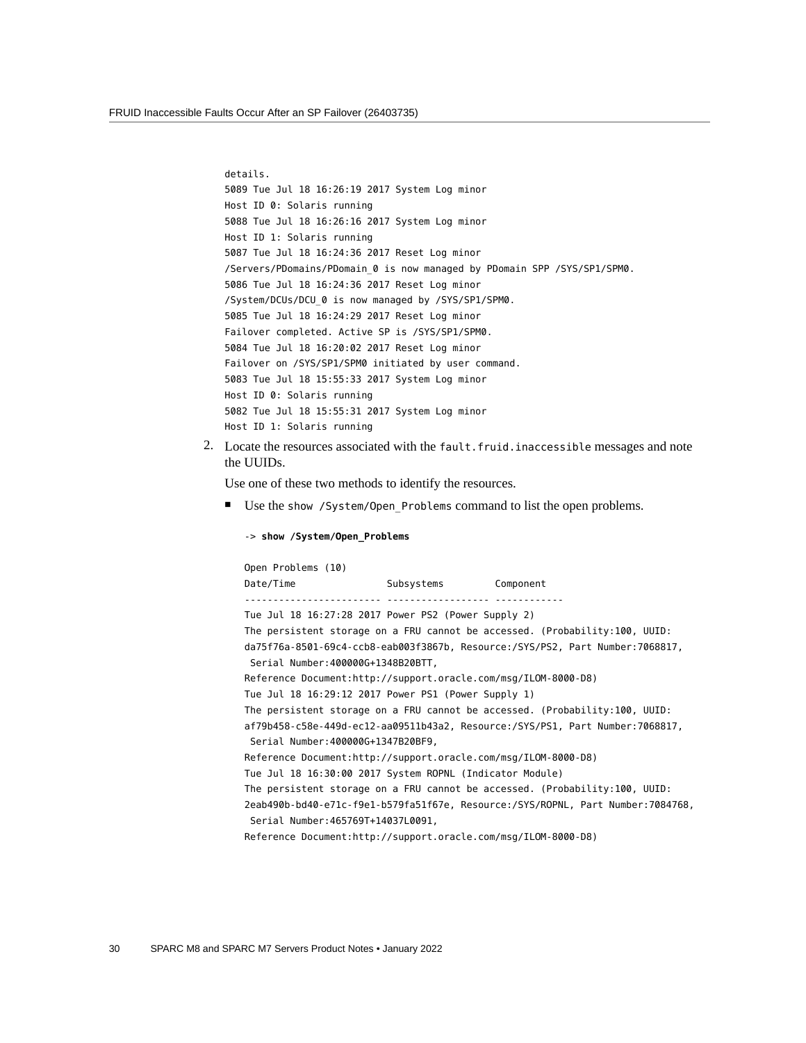```
details.
5089 Tue Jul 18 16:26:19 2017 System Log minor
Host ID 0: Solaris running
5088 Tue Jul 18 16:26:16 2017 System Log minor
Host ID 1: Solaris running
5087 Tue Jul 18 16:24:36 2017 Reset Log minor
/Servers/PDomains/PDomain_0 is now managed by PDomain SPP /SYS/SP1/SPM0.
5086 Tue Jul 18 16:24:36 2017 Reset Log minor
/System/DCUs/DCU_0 is now managed by /SYS/SP1/SPM0.
5085 Tue Jul 18 16:24:29 2017 Reset Log minor
Failover completed. Active SP is /SYS/SP1/SPM0.
5084 Tue Jul 18 16:20:02 2017 Reset Log minor
Failover on /SYS/SP1/SPM0 initiated by user command.
5083 Tue Jul 18 15:55:33 2017 System Log minor
Host ID 0: Solaris running
5082 Tue Jul 18 15:55:31 2017 System Log minor
Host ID 1: Solaris running
```

2. Locate the resources associated with the `fault.fruid.inaccessible` messages and note the UUIDs.

   Use one of these two methods to identify the resources.

   - Use the `show /System/Open_Problems` command to list the open problems.

```
-> show /System/Open_Problems

Open Problems (10)
Date/Time                Subsystems         Component
------------------------ ------------------ ------------
Tue Jul 18 16:27:28 2017 Power PS2 (Power Supply 2)
The persistent storage on a FRU cannot be accessed. (Probability:100, UUID:
da75f76a-8501-69c4-ccb8-eab003f3867b, Resource:/SYS/PS2, Part Number:7068817,
 Serial Number:400000G+1348B20BTT,
Reference Document:http://support.oracle.com/msg/ILOM-8000-D8)
Tue Jul 18 16:29:12 2017 Power PS1 (Power Supply 1)
The persistent storage on a FRU cannot be accessed. (Probability:100, UUID:
af79b458-c58e-449d-ec12-aa09511b43a2, Resource:/SYS/PS1, Part Number:7068817,
 Serial Number:400000G+1347B20BF9,
Reference Document:http://support.oracle.com/msg/ILOM-8000-D8)
Tue Jul 18 16:30:00 2017 System ROPNL (Indicator Module)
The persistent storage on a FRU cannot be accessed. (Probability:100, UUID:
2eab490b-bd40-e71c-f9e1-b579fa51f67e, Resource:/SYS/ROPNL, Part Number:7084768,
 Serial Number:465769T+14037L0091,
Reference Document:http://support.oracle.com/msg/ILOM-8000-D8)
```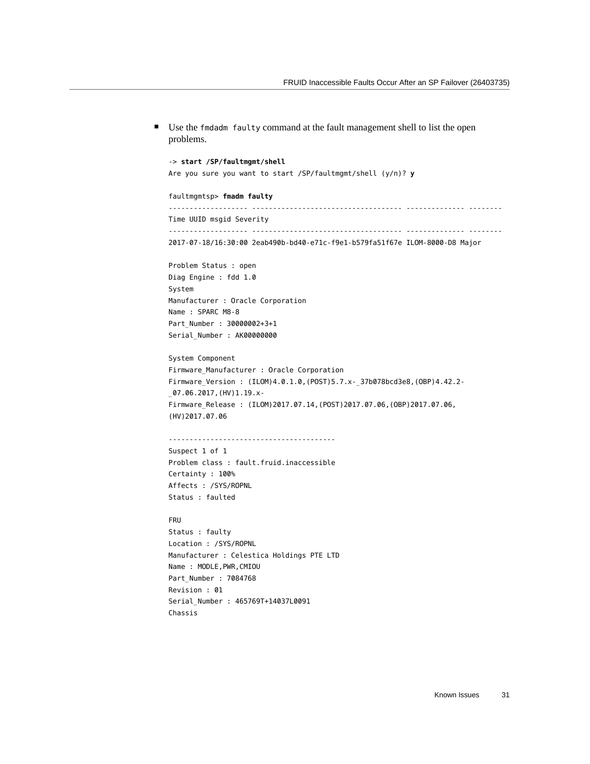- Use the `fmdadm faulty` command at the fault management shell to list the open problems.

```
-> start /SP/faultmgmt/shell
Are you sure you want to start /SP/faultmgmt/shell (y/n)? y

faultmgmtsp> fmadm faulty
------------------- ------------------------------------ -------------- --------
Time UUID msgid Severity
------------------- ------------------------------------ -------------- --------
2017-07-18/16:30:00 2eab490b-bd40-e71c-f9e1-b579fa51f67e ILOM-8000-D8 Major

Problem Status : open
Diag Engine : fdd 1.0
System
Manufacturer : Oracle Corporation
Name : SPARC M8-8
Part_Number : 30000002+3+1
Serial_Number : AK00000000

System Component
Firmware_Manufacturer : Oracle Corporation
Firmware_Version : (ILOM)4.0.1.0,(POST)5.7.x-_37b078bcd3e8,(OBP)4.42.2-
_07.06.2017,(HV)1.19.x-
Firmware_Release : (ILOM)2017.07.14,(POST)2017.07.06,(OBP)2017.07.06,
(HV)2017.07.06

----------------------------------------
Suspect 1 of 1
Problem class : fault.fruid.inaccessible
Certainty : 100%
Affects : /SYS/ROPNL
Status : faulted

FRU
Status : faulty
Location : /SYS/ROPNL
Manufacturer : Celestica Holdings PTE LTD
Name : MODLE,PWR,CMIOU
Part_Number : 7084768
Revision : 01
Serial_Number : 465769T+14037L0091
Chassis
```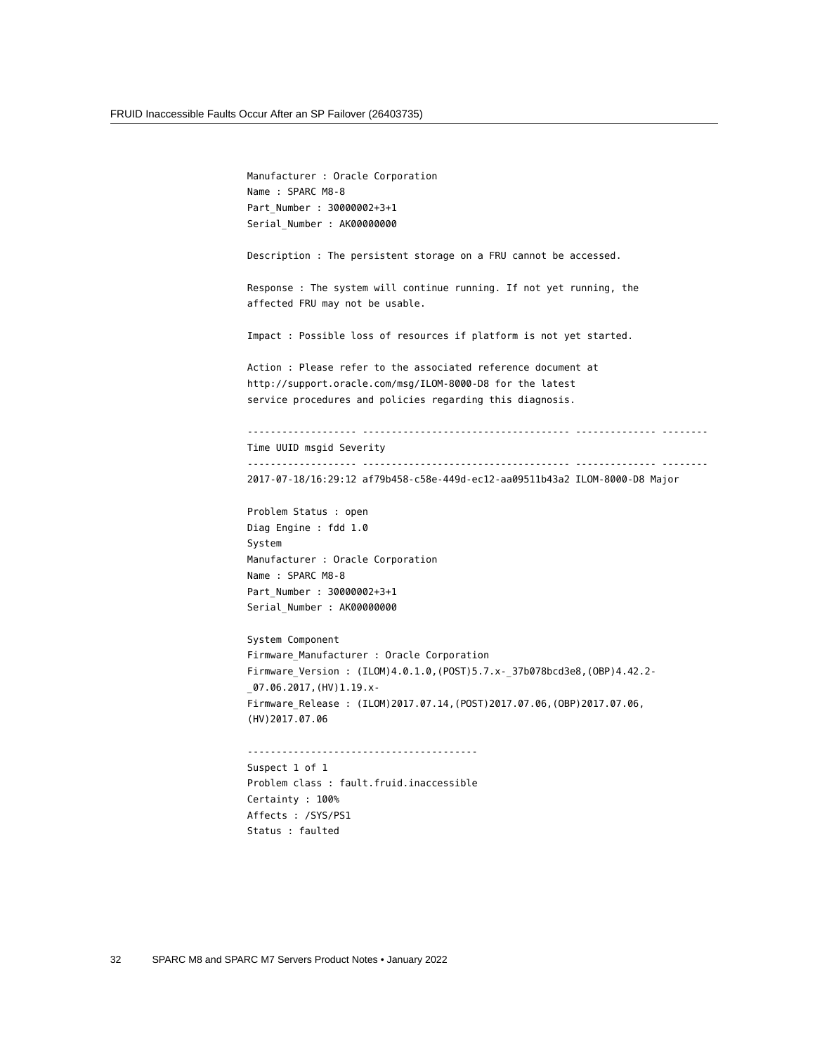```
Manufacturer : Oracle Corporation
Name : SPARC M8-8
Part_Number : 30000002+3+1
Serial_Number : AK00000000

Description : The persistent storage on a FRU cannot be accessed.

Response : The system will continue running. If not yet running, the
affected FRU may not be usable.

Impact : Possible loss of resources if platform is not yet started.

Action : Please refer to the associated reference document at
http://support.oracle.com/msg/ILOM-8000-D8 for the latest
service procedures and policies regarding this diagnosis.

------------------- ------------------------------------ -------------- --------
Time UUID msgid Severity
------------------- ------------------------------------ -------------- --------
2017-07-18/16:29:12 af79b458-c58e-449d-ec12-aa09511b43a2 ILOM-8000-D8 Major

Problem Status : open
Diag Engine : fdd 1.0
System
Manufacturer : Oracle Corporation
Name : SPARC M8-8
Part_Number : 30000002+3+1
Serial_Number : AK00000000

System Component
Firmware_Manufacturer : Oracle Corporation
Firmware_Version : (ILOM)4.0.1.0,(POST)5.7.x-_37b078bcd3e8,(OBP)4.42.2-
_07.06.2017,(HV)1.19.x-
Firmware_Release : (ILOM)2017.07.14,(POST)2017.07.06,(OBP)2017.07.06,
(HV)2017.07.06

----------------------------------------
Suspect 1 of 1
Problem class : fault.fruid.inaccessible
Certainty : 100%
Affects : /SYS/PS1
Status : faulted
```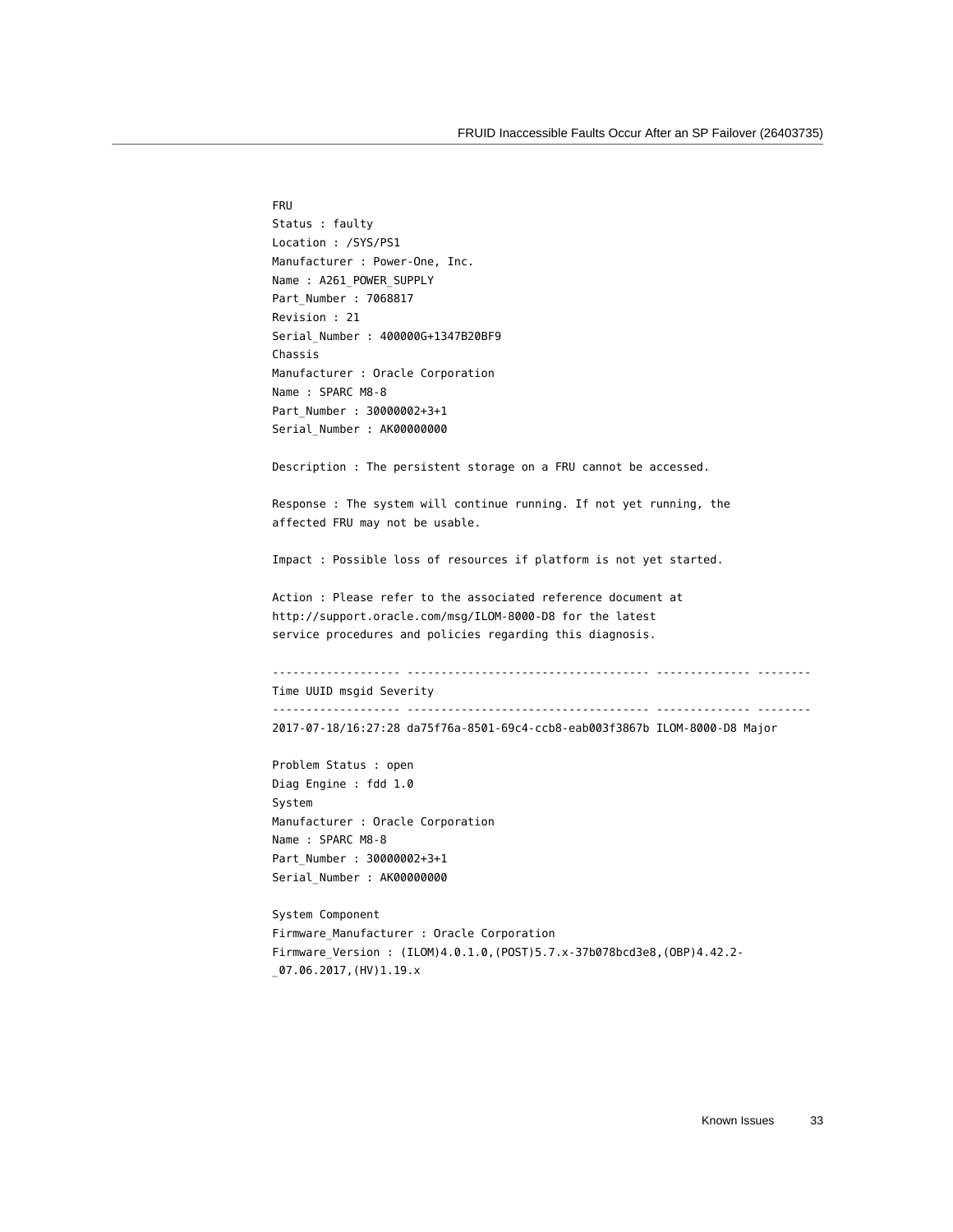```
FRU
Status : faulty
Location : /SYS/PS1
Manufacturer : Power-One, Inc.
Name : A261_POWER_SUPPLY
Part_Number : 7068817
Revision : 21
Serial_Number : 400000G+1347B20BF9
Chassis
Manufacturer : Oracle Corporation
Name : SPARC M8-8
Part_Number : 30000002+3+1
Serial_Number : AK00000000

Description : The persistent storage on a FRU cannot be accessed.

Response : The system will continue running. If not yet running, the
affected FRU may not be usable.

Impact : Possible loss of resources if platform is not yet started.

Action : Please refer to the associated reference document at
http://support.oracle.com/msg/ILOM-8000-D8 for the latest
service procedures and policies regarding this diagnosis.

------------------- ------------------------------------ -------------- --------
Time UUID msgid Severity
------------------- ------------------------------------ -------------- --------
2017-07-18/16:27:28 da75f76a-8501-69c4-ccb8-eab003f3867b ILOM-8000-D8 Major

Problem Status : open
Diag Engine : fdd 1.0
System
Manufacturer : Oracle Corporation
Name : SPARC M8-8
Part_Number : 30000002+3+1
Serial_Number : AK00000000

System Component
Firmware_Manufacturer : Oracle Corporation
Firmware_Version : (ILOM)4.0.1.0,(POST)5.7.x-37b078bcd3e8,(OBP)4.42.2-
_07.06.2017,(HV)1.19.x
```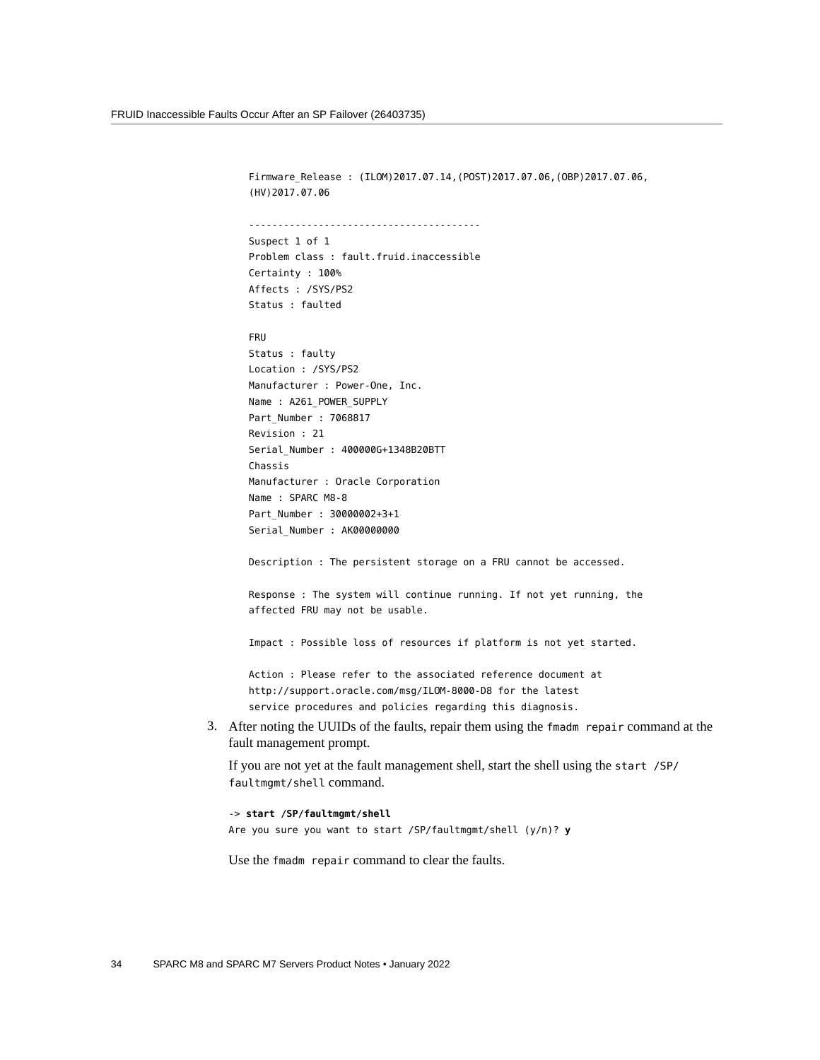```
Firmware_Release : (ILOM)2017.07.14,(POST)2017.07.06,(OBP)2017.07.06,
(HV)2017.07.06

----------------------------------------
Suspect 1 of 1
Problem class : fault.fruid.inaccessible
Certainty : 100%
Affects : /SYS/PS2
Status : faulted

FRU
Status : faulty
Location : /SYS/PS2
Manufacturer : Power-One, Inc.
Name : A261_POWER_SUPPLY
Part_Number : 7068817
Revision : 21
Serial_Number : 400000G+1348B20BTT
Chassis
Manufacturer : Oracle Corporation
Name : SPARC M8-8
Part_Number : 30000002+3+1
Serial_Number : AK00000000

Description : The persistent storage on a FRU cannot be accessed.

Response : The system will continue running. If not yet running, the
affected FRU may not be usable.

Impact : Possible loss of resources if platform is not yet started.

Action : Please refer to the associated reference document at
http://support.oracle.com/msg/ILOM-8000-D8 for the latest
service procedures and policies regarding this diagnosis.
```

3. After noting the UUIDs of the faults, repair them using the `fmadm repair` command at the fault management prompt.

   If you are not yet at the fault management shell, start the shell using the `start /SP/faultmgmt/shell` command.

   ```
   -> start /SP/faultmgmt/shell
   Are you sure you want to start /SP/faultmgmt/shell (y/n)? y
   ```

   Use the `fmadm repair` command to clear the faults.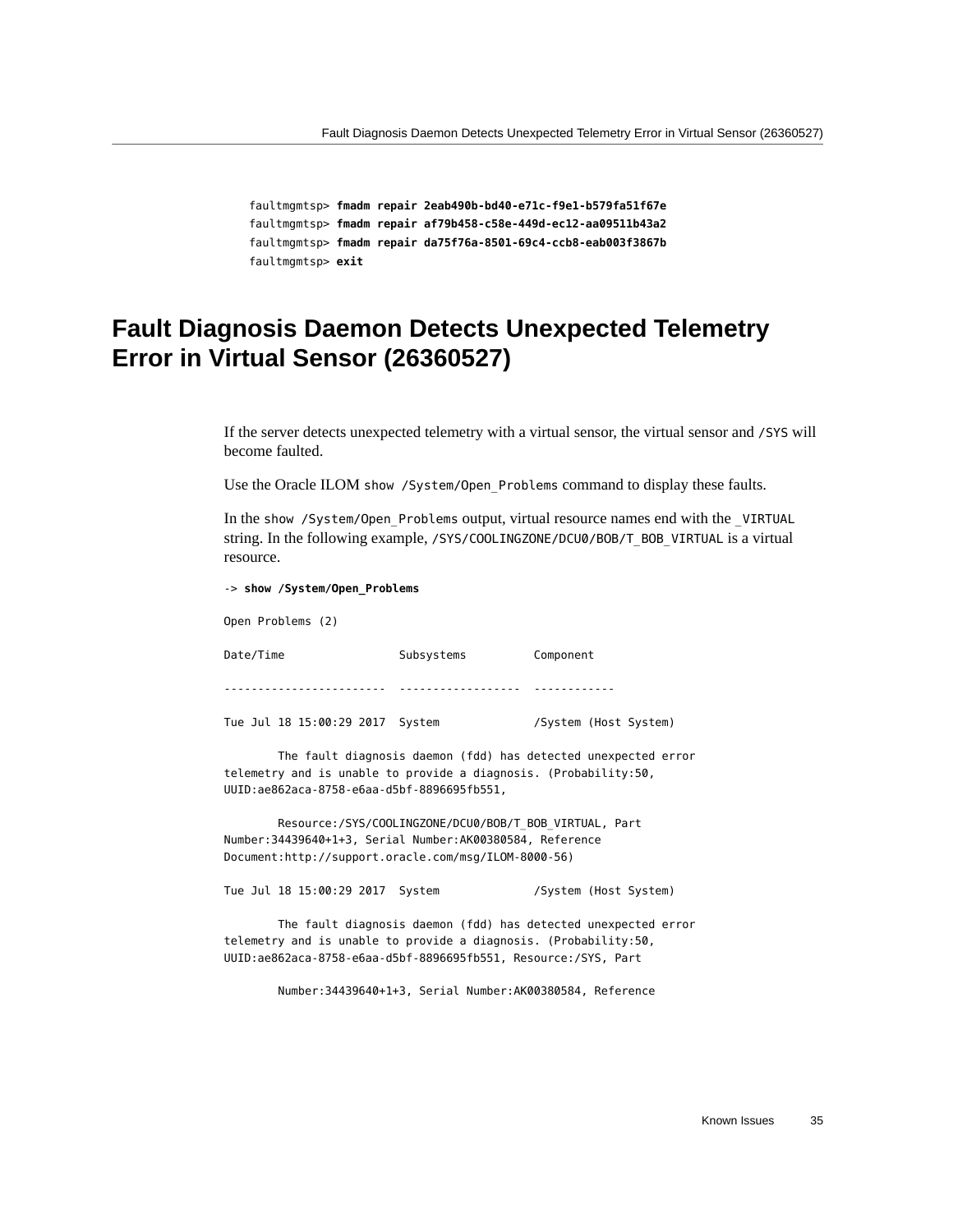```
faultmgmtsp> fmadm repair 2eab490b-bd40-e71c-f9e1-b579fa51f67e
faultmgmtsp> fmadm repair af79b458-c58e-449d-ec12-aa09511b43a2
faultmgmtsp> fmadm repair da75f76a-8501-69c4-ccb8-eab003f3867b
faultmgmtsp> exit
```

## Fault Diagnosis Daemon Detects Unexpected Telemetry Error in Virtual Sensor (26360527)

If the server detects unexpected telemetry with a virtual sensor, the virtual sensor and `/SYS` will become faulted.

Use the Oracle ILOM `show /System/Open_Problems` command to display these faults.

In the `show /System/Open_Problems` output, virtual resource names end with the `_VIRTUAL` string. In the following example, `/SYS/COOLINGZONE/DCU0/BOB/T_BOB_VIRTUAL` is a virtual resource.

```
-> show /System/Open_Problems

Open Problems (2)

Date/Time                 Subsystems          Component

------------------------  ------------------  ------------

Tue Jul 18 15:00:29 2017  System              /System (Host System)

        The fault diagnosis daemon (fdd) has detected unexpected error
telemetry and is unable to provide a diagnosis. (Probability:50,
UUID:ae862aca-8758-e6aa-d5bf-8896695fb551,

        Resource:/SYS/COOLINGZONE/DCU0/BOB/T_BOB_VIRTUAL, Part
Number:34439640+1+3, Serial Number:AK00380584, Reference
Document:http://support.oracle.com/msg/ILOM-8000-56)

Tue Jul 18 15:00:29 2017  System              /System (Host System)

        The fault diagnosis daemon (fdd) has detected unexpected error
telemetry and is unable to provide a diagnosis. (Probability:50,
UUID:ae862aca-8758-e6aa-d5bf-8896695fb551, Resource:/SYS, Part

        Number:34439640+1+3, Serial Number:AK00380584, Reference
```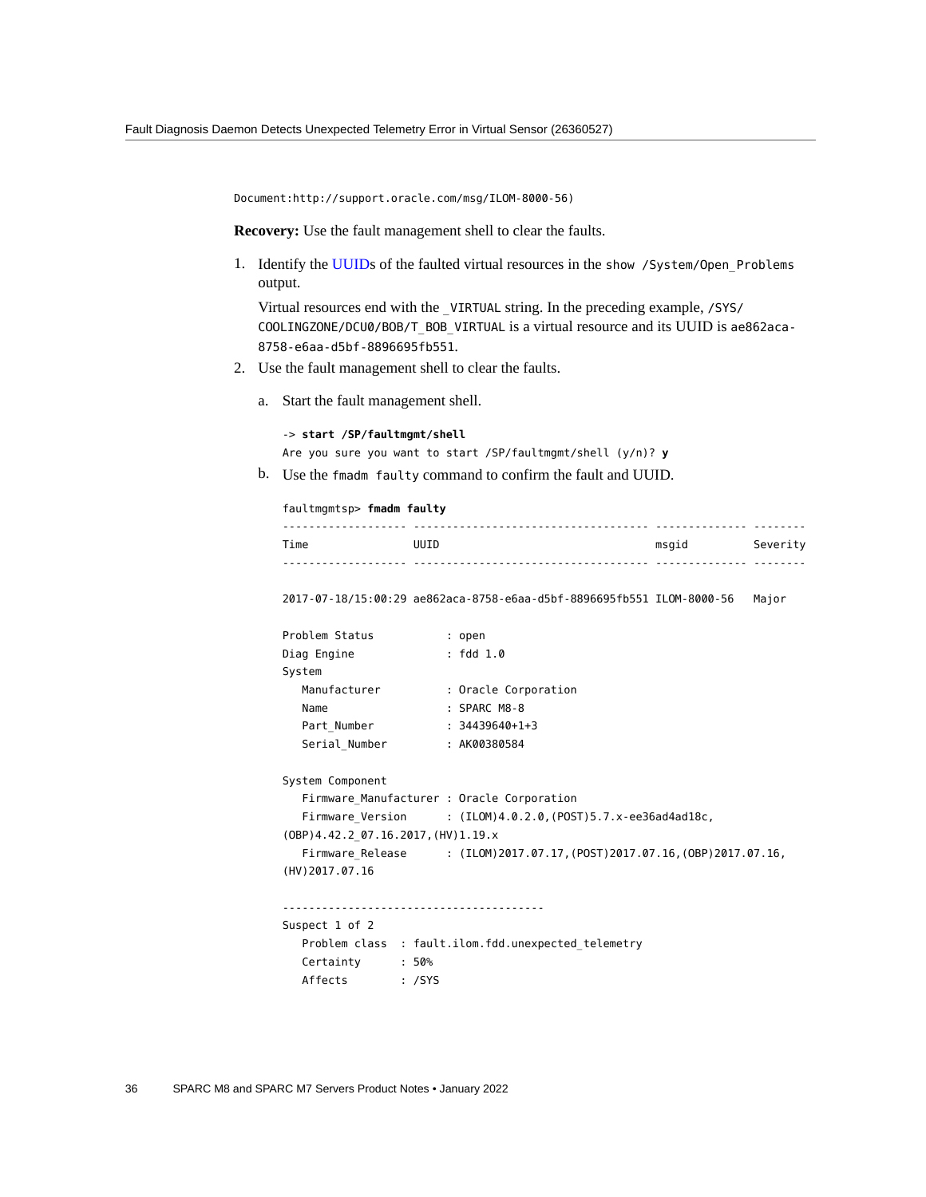```
Document:http://support.oracle.com/msg/ILOM-8000-56)
```

**Recovery:** Use the fault management shell to clear the faults.

1. Identify the UUIDs of the faulted virtual resources in the `show /System/Open_Problems` output.

   Virtual resources end with the `_VIRTUAL` string. In the preceding example, `/SYS/COOLINGZONE/DCU0/BOB/T_BOB_VIRTUAL` is a virtual resource and its UUID is `ae862aca-8758-e6aa-d5bf-8896695fb551`.

2. Use the fault management shell to clear the faults.

   a. Start the fault management shell.

   ```
   -> start /SP/faultmgmt/shell
   Are you sure you want to start /SP/faultmgmt/shell (y/n)? y
   ```

   b. Use the `fmadm faulty` command to confirm the fault and UUID.

   ```
   faultmgmtsp> fmadm faulty
   ------------------- ------------------------------------ -------------- --------
   Time                UUID                                 msgid          Severity
   ------------------- ------------------------------------ -------------- --------

   2017-07-18/15:00:29 ae862aca-8758-e6aa-d5bf-8896695fb551 ILOM-8000-56   Major

   Problem Status           : open
   Diag Engine              : fdd 1.0
   System
      Manufacturer          : Oracle Corporation
      Name                  : SPARC M8-8
      Part_Number           : 34439640+1+3
      Serial_Number         : AK00380584

   System Component
      Firmware_Manufacturer : Oracle Corporation
      Firmware_Version      : (ILOM)4.0.2.0,(POST)5.7.x-ee36ad4ad18c,
   (OBP)4.42.2_07.16.2017,(HV)1.19.x
      Firmware_Release      : (ILOM)2017.07.17,(POST)2017.07.16,(OBP)2017.07.16,
   (HV)2017.07.16

   ----------------------------------------
   Suspect 1 of 2
      Problem class  : fault.ilom.fdd.unexpected_telemetry
      Certainty      : 50%
      Affects        : /SYS
   ```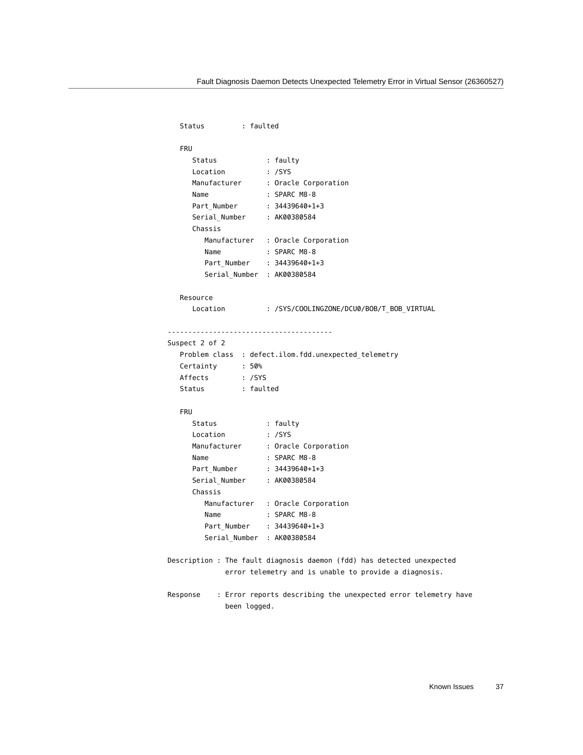```
   Status         : faulted

   FRU
      Status            : faulty
      Location          : /SYS
      Manufacturer      : Oracle Corporation
      Name              : SPARC M8-8
      Part_Number       : 34439640+1+3
      Serial_Number     : AK00380584
      Chassis
         Manufacturer   : Oracle Corporation
         Name           : SPARC M8-8
         Part_Number    : 34439640+1+3
         Serial_Number  : AK00380584

   Resource
      Location          : /SYS/COOLINGZONE/DCU0/BOB/T_BOB_VIRTUAL

----------------------------------------
Suspect 2 of 2
   Problem class  : defect.ilom.fdd.unexpected_telemetry
   Certainty      : 50%
   Affects        : /SYS
   Status         : faulted

   FRU
      Status            : faulty
      Location          : /SYS
      Manufacturer      : Oracle Corporation
      Name              : SPARC M8-8
      Part_Number       : 34439640+1+3
      Serial_Number     : AK00380584
      Chassis
         Manufacturer   : Oracle Corporation
         Name           : SPARC M8-8
         Part_Number    : 34439640+1+3
         Serial_Number  : AK00380584

Description : The fault diagnosis daemon (fdd) has detected unexpected
              error telemetry and is unable to provide a diagnosis.

Response    : Error reports describing the unexpected error telemetry have
              been logged.
```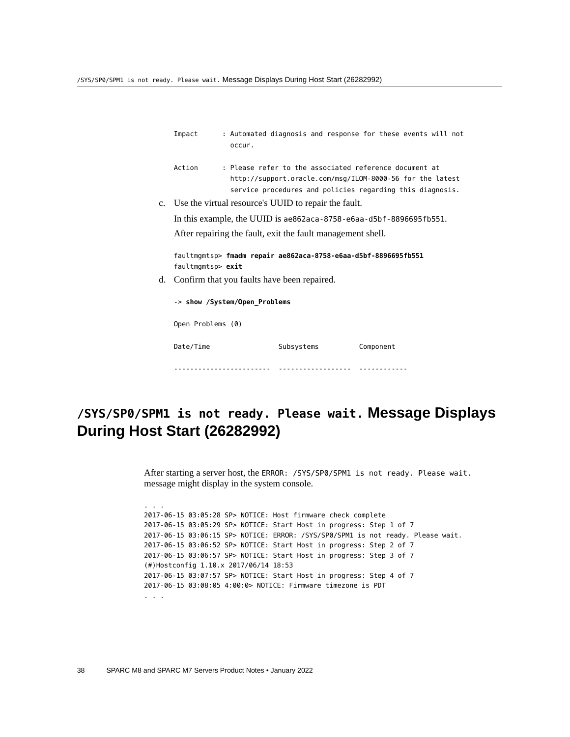```
Impact      : Automated diagnosis and response for these events will not
              occur.

Action      : Please refer to the associated reference document at
              http://support.oracle.com/msg/ILOM-8000-56 for the latest
              service procedures and policies regarding this diagnosis.
```

c. Use the virtual resource's UUID to repair the fault.

   In this example, the UUID is `ae862aca-8758-e6aa-d5bf-8896695fb551`.

   After repairing the fault, exit the fault management shell.

```
faultmgmtsp> fmadm repair ae862aca-8758-e6aa-d5bf-8896695fb551
faultmgmtsp> exit
```

d. Confirm that you faults have been repaired.

```
-> show /System/Open_Problems

Open Problems (0)

Date/Time                 Subsystems          Component

------------------------  ------------------  ------------
```

## `/SYS/SP0/SPM1 is not ready. Please wait.` Message Displays During Host Start (26282992)

After starting a server host, the `ERROR: /SYS/SP0/SPM1 is not ready. Please wait.` message might display in the system console.

```
. . .
2017-06-15 03:05:28 SP> NOTICE: Host firmware check complete
2017-06-15 03:05:29 SP> NOTICE: Start Host in progress: Step 1 of 7
2017-06-15 03:06:15 SP> NOTICE: ERROR: /SYS/SP0/SPM1 is not ready. Please wait.
2017-06-15 03:06:52 SP> NOTICE: Start Host in progress: Step 2 of 7
2017-06-15 03:06:57 SP> NOTICE: Start Host in progress: Step 3 of 7
(#)Hostconfig 1.10.x 2017/06/14 18:53
2017-06-15 03:07:57 SP> NOTICE: Start Host in progress: Step 4 of 7
2017-06-15 03:08:05 4:00:0> NOTICE: Firmware timezone is PDT
. . .
```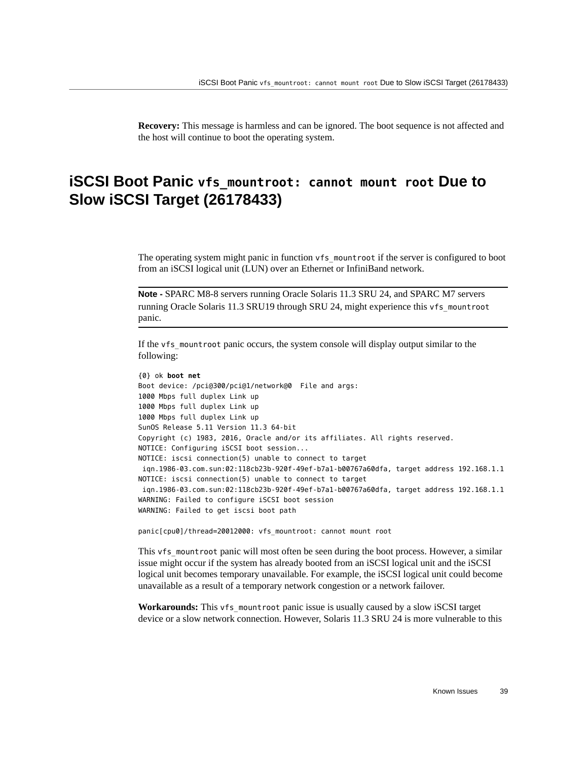**Recovery:** This message is harmless and can be ignored. The boot sequence is not affected and the host will continue to boot the operating system.

## iSCSI Boot Panic `vfs_mountroot: cannot mount root` Due to Slow iSCSI Target (26178433)

The operating system might panic in function `vfs_mountroot` if the server is configured to boot from an iSCSI logical unit (LUN) over an Ethernet or InfiniBand network.

---

**Note -** SPARC M8-8 servers running Oracle Solaris 11.3 SRU 24, and SPARC M7 servers running Oracle Solaris 11.3 SRU19 through SRU 24, might experience this `vfs_mountroot` panic.

---

If the `vfs_mountroot` panic occurs, the system console will display output similar to the following:

```
{0} ok boot net
Boot device: /pci@300/pci@1/network@0  File and args:
1000 Mbps full duplex Link up
1000 Mbps full duplex Link up
1000 Mbps full duplex Link up
SunOS Release 5.11 Version 11.3 64-bit
Copyright (c) 1983, 2016, Oracle and/or its affiliates. All rights reserved.
NOTICE: Configuring iSCSI boot session...
NOTICE: iscsi connection(5) unable to connect to target
 iqn.1986-03.com.sun:02:118cb23b-920f-49ef-b7a1-b00767a60dfa, target address 192.168.1.1
NOTICE: iscsi connection(5) unable to connect to target
 iqn.1986-03.com.sun:02:118cb23b-920f-49ef-b7a1-b00767a60dfa, target address 192.168.1.1
WARNING: Failed to configure iSCSI boot session
WARNING: Failed to get iscsi boot path

panic[cpu0]/thread=20012000: vfs_mountroot: cannot mount root
```

This `vfs_mountroot` panic will most often be seen during the boot process. However, a similar issue might occur if the system has already booted from an iSCSI logical unit and the iSCSI logical unit becomes temporary unavailable. For example, the iSCSI logical unit could become unavailable as a result of a temporary network congestion or a network failover.

**Workarounds:** This `vfs_mountroot` panic issue is usually caused by a slow iSCSI target device or a slow network connection. However, Solaris 11.3 SRU 24 is more vulnerable to this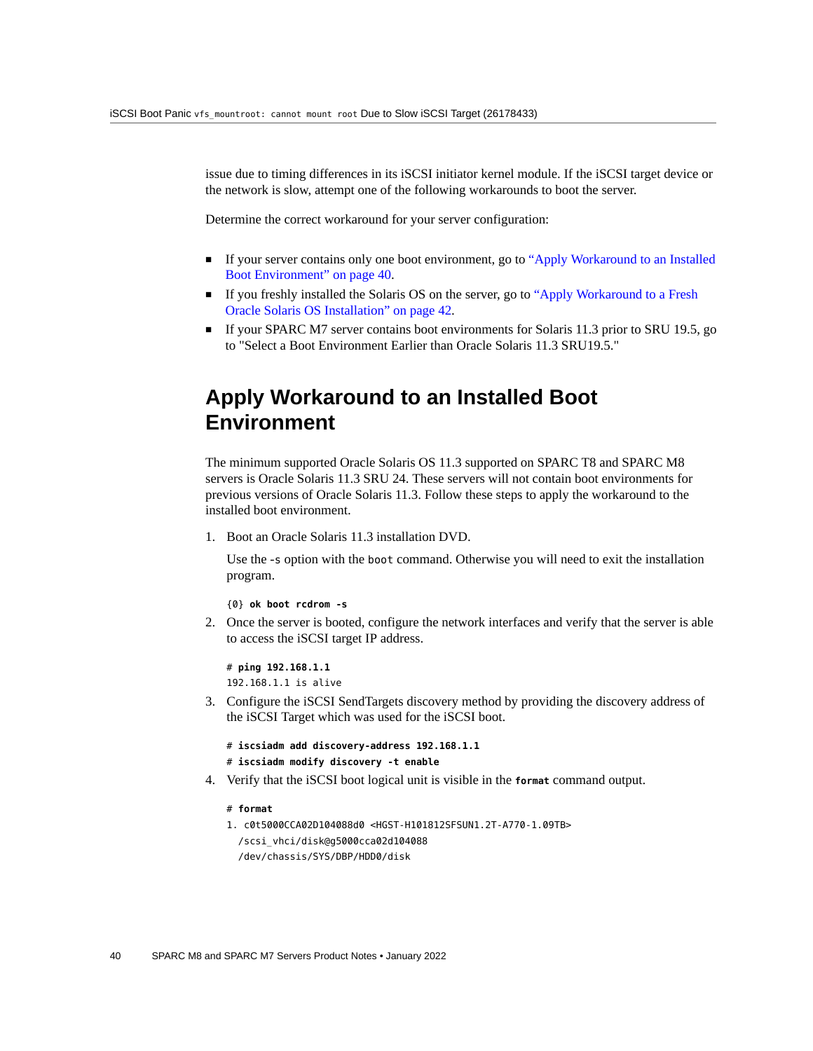issue due to timing differences in its iSCSI initiator kernel module. If the iSCSI target device or the network is slow, attempt one of the following workarounds to boot the server.

Determine the correct workaround for your server configuration:

- If your server contains only one boot environment, go to "Apply Workaround to an Installed Boot Environment" on page 40.
- If you freshly installed the Solaris OS on the server, go to "Apply Workaround to a Fresh Oracle Solaris OS Installation" on page 42.
- If your SPARC M7 server contains boot environments for Solaris 11.3 prior to SRU 19.5, go to "Select a Boot Environment Earlier than Oracle Solaris 11.3 SRU19.5."

## Apply Workaround to an Installed Boot Environment

The minimum supported Oracle Solaris OS 11.3 supported on SPARC T8 and SPARC M8 servers is Oracle Solaris 11.3 SRU 24. These servers will not contain boot environments for previous versions of Oracle Solaris 11.3. Follow these steps to apply the workaround to the installed boot environment.

1. Boot an Oracle Solaris 11.3 installation DVD.

   Use the `-s` option with the `boot` command. Otherwise you will need to exit the installation program.

   ```
   {0} ok boot rcdrom -s
   ```

2. Once the server is booted, configure the network interfaces and verify that the server is able to access the iSCSI target IP address.

   ```
   # ping 192.168.1.1
   192.168.1.1 is alive
   ```

3. Configure the iSCSI SendTargets discovery method by providing the discovery address of the iSCSI Target which was used for the iSCSI boot.

   ```
   # iscsiadm add discovery-address 192.168.1.1
   # iscsiadm modify discovery -t enable
   ```

4. Verify that the iSCSI boot logical unit is visible in the **format** command output.

   ```
   # format
   1. c0t5000CCA02D104088d0 <HGST-H101812SFSUN1.2T-A770-1.09TB>
     /scsi_vhci/disk@g5000cca02d104088
     /dev/chassis/SYS/DBP/HDD0/disk
   ```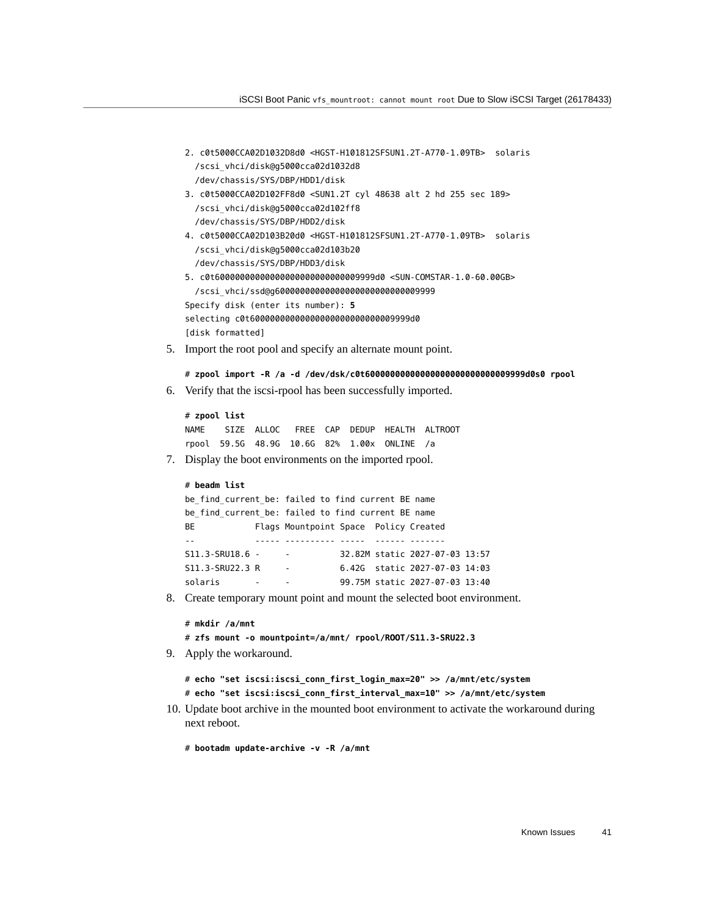```
2. c0t5000CCA02D1032D8d0 <HGST-H101812SFSUN1.2T-A770-1.09TB>  solaris
   /scsi_vhci/disk@g5000cca02d1032d8
   /dev/chassis/SYS/DBP/HDD1/disk
3. c0t5000CCA02D102FF8d0 <SUN1.2T cyl 48638 alt 2 hd 255 sec 189>
   /scsi_vhci/disk@g5000cca02d102ff8
   /dev/chassis/SYS/DBP/HDD2/disk
4. c0t5000CCA02D103B20d0 <HGST-H101812SFSUN1.2T-A770-1.09TB>  solaris
   /scsi_vhci/disk@g5000cca02d103b20
   /dev/chassis/SYS/DBP/HDD3/disk
5. c0t600000000000000000000000000009999d0 <SUN-COMSTAR-1.0-60.00GB>
   /scsi_vhci/ssd@g600000000000000000000000000009999
Specify disk (enter its number): 5
selecting c0t600000000000000000000000000009999d0
[disk formatted]
```

5. Import the root pool and specify an alternate mount point.

```
# zpool import -R /a -d /dev/dsk/c0t600000000000000000000000000009999d0s0 rpool
```

6. Verify that the iscsi-rpool has been successfully imported.

```
# zpool list
NAME    SIZE  ALLOC   FREE  CAP  DEDUP  HEALTH  ALTROOT
rpool  59.5G  48.9G  10.6G  82%  1.00x  ONLINE  /a
```

7. Display the boot environments on the imported rpool.

```
# beadm list
be_find_current_be: failed to find current BE name
be_find_current_be: failed to find current BE name
BE             Flags Mountpoint Space  Policy Created
--             ----- ---------- -----  ------ -------
S11.3-SRU18.6 -      -          32.82M static 2027-07-03 13:57
S11.3-SRU22.3 R      -          6.42G  static 2027-07-03 14:03
solaris       -      -          99.75M static 2027-07-03 13:40
```

8. Create temporary mount point and mount the selected boot environment.

```
# mkdir /a/mnt
# zfs mount -o mountpoint=/a/mnt/ rpool/ROOT/S11.3-SRU22.3
```

9. Apply the workaround.

```
# echo "set iscsi:iscsi_conn_first_login_max=20" >> /a/mnt/etc/system
# echo "set iscsi:iscsi_conn_first_interval_max=10" >> /a/mnt/etc/system
```

10. Update boot archive in the mounted boot environment to activate the workaround during next reboot.

```
# bootadm update-archive -v -R /a/mnt
```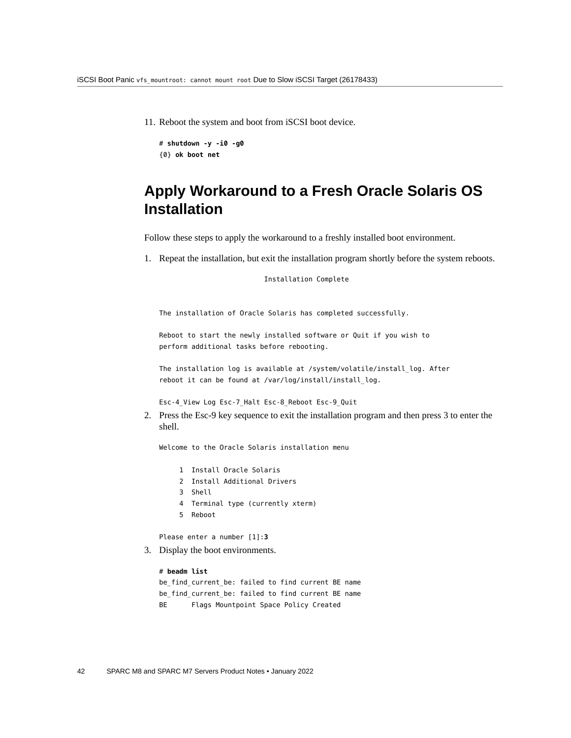11. Reboot the system and boot from iSCSI boot device.

```
# shutdown -y -i0 -g0
{0} ok boot net
```

## Apply Workaround to a Fresh Oracle Solaris OS Installation

Follow these steps to apply the workaround to a freshly installed boot environment.

1. Repeat the installation, but exit the installation program shortly before the system reboots.

```
                         Installation Complete


The installation of Oracle Solaris has completed successfully.

Reboot to start the newly installed software or Quit if you wish to
perform additional tasks before rebooting.

The installation log is available at /system/volatile/install_log. After
reboot it can be found at /var/log/install/install_log.

Esc-4_View Log Esc-7_Halt Esc-8_Reboot Esc-9_Quit
```

2. Press the Esc-9 key sequence to exit the installation program and then press 3 to enter the shell.

```
Welcome to the Oracle Solaris installation menu

     1  Install Oracle Solaris
     2  Install Additional Drivers
     3  Shell
     4  Terminal type (currently xterm)
     5  Reboot

Please enter a number [1]:3
```

3. Display the boot environments.

```
# beadm list
be_find_current_be: failed to find current BE name
be_find_current_be: failed to find current BE name
BE      Flags Mountpoint Space Policy Created
```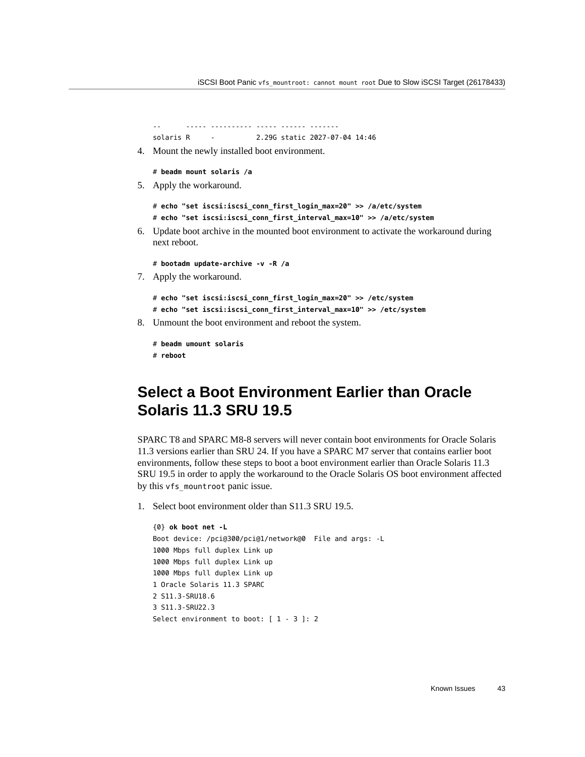```
--      ----- ---------- ----- ------ -------
solaris R     -          2.29G static 2027-07-04 14:46
```

4. Mount the newly installed boot environment.

```
# beadm mount solaris /a
```

5. Apply the workaround.

```
# echo "set iscsi:iscsi_conn_first_login_max=20" >> /a/etc/system
# echo "set iscsi:iscsi_conn_first_interval_max=10" >> /a/etc/system
```

6. Update boot archive in the mounted boot environment to activate the workaround during next reboot.

```
# bootadm update-archive -v -R /a
```

7. Apply the workaround.

```
# echo "set iscsi:iscsi_conn_first_login_max=20" >> /etc/system
# echo "set iscsi:iscsi_conn_first_interval_max=10" >> /etc/system
```

8. Unmount the boot environment and reboot the system.

```
# beadm umount solaris
# reboot
```

## Select a Boot Environment Earlier than Oracle Solaris 11.3 SRU 19.5

SPARC T8 and SPARC M8-8 servers will never contain boot environments for Oracle Solaris 11.3 versions earlier than SRU 24. If you have a SPARC M7 server that contains earlier boot environments, follow these steps to boot a boot environment earlier than Oracle Solaris 11.3 SRU 19.5 in order to apply the workaround to the Oracle Solaris OS boot environment affected by this `vfs_mountroot` panic issue.

1. Select boot environment older than S11.3 SRU 19.5.

```
{0} ok boot net -L
Boot device: /pci@300/pci@1/network@0  File and args: -L
1000 Mbps full duplex Link up
1000 Mbps full duplex Link up
1000 Mbps full duplex Link up
1 Oracle Solaris 11.3 SPARC
2 S11.3-SRU18.6
3 S11.3-SRU22.3
Select environment to boot: [ 1 - 3 ]: 2
```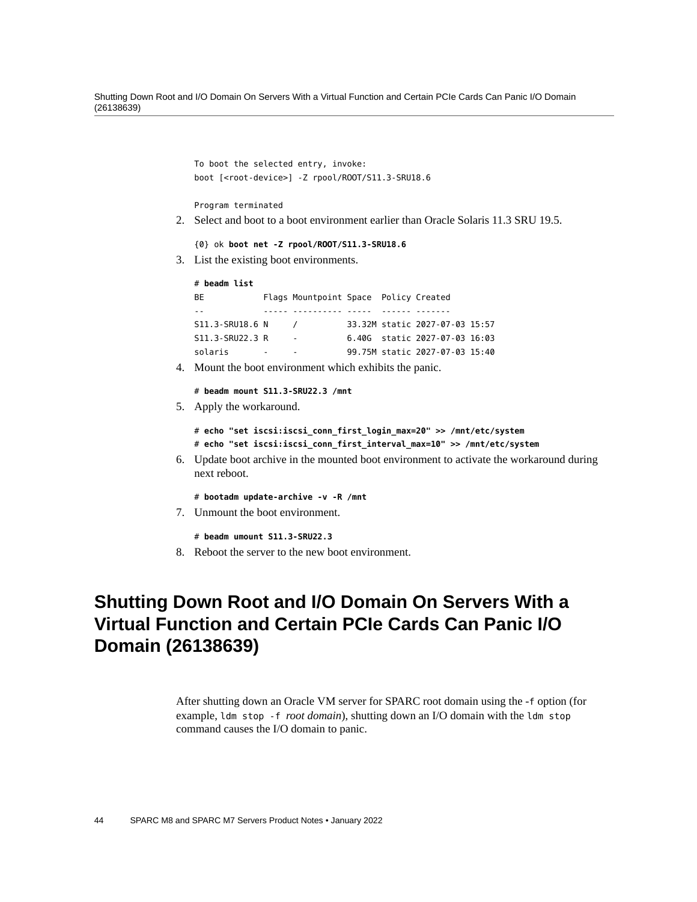```
To boot the selected entry, invoke:
boot [<root-device>] -Z rpool/ROOT/S11.3-SRU18.6

Program terminated
```

2. Select and boot to a boot environment earlier than Oracle Solaris 11.3 SRU 19.5.

   ```
   {0} ok boot net -Z rpool/ROOT/S11.3-SRU18.6
   ```

3. List the existing boot environments.

   ```
   # beadm list
   BE            Flags Mountpoint Space  Policy Created
   --            ----- ---------- -----  ------ -------
   S11.3-SRU18.6 N     /          33.32M static 2027-07-03 15:57
   S11.3-SRU22.3 R     -          6.40G  static 2027-07-03 16:03
   solaris       -     -          99.75M static 2027-07-03 15:40
   ```

4. Mount the boot environment which exhibits the panic.

   ```
   # beadm mount S11.3-SRU22.3 /mnt
   ```

5. Apply the workaround.

   ```
   # echo "set iscsi:iscsi_conn_first_login_max=20" >> /mnt/etc/system
   # echo "set iscsi:iscsi_conn_first_interval_max=10" >> /mnt/etc/system
   ```

6. Update boot archive in the mounted boot environment to activate the workaround during next reboot.

   ```
   # bootadm update-archive -v -R /mnt
   ```

7. Unmount the boot environment.

   ```
   # beadm umount S11.3-SRU22.3
   ```

8. Reboot the server to the new boot environment.

## Shutting Down Root and I/O Domain On Servers With a Virtual Function and Certain PCIe Cards Can Panic I/O Domain (26138639)

After shutting down an Oracle VM server for SPARC root domain using the `-f` option (for example, `ldm stop -f` *root domain*), shutting down an I/O domain with the `ldm stop` command causes the I/O domain to panic.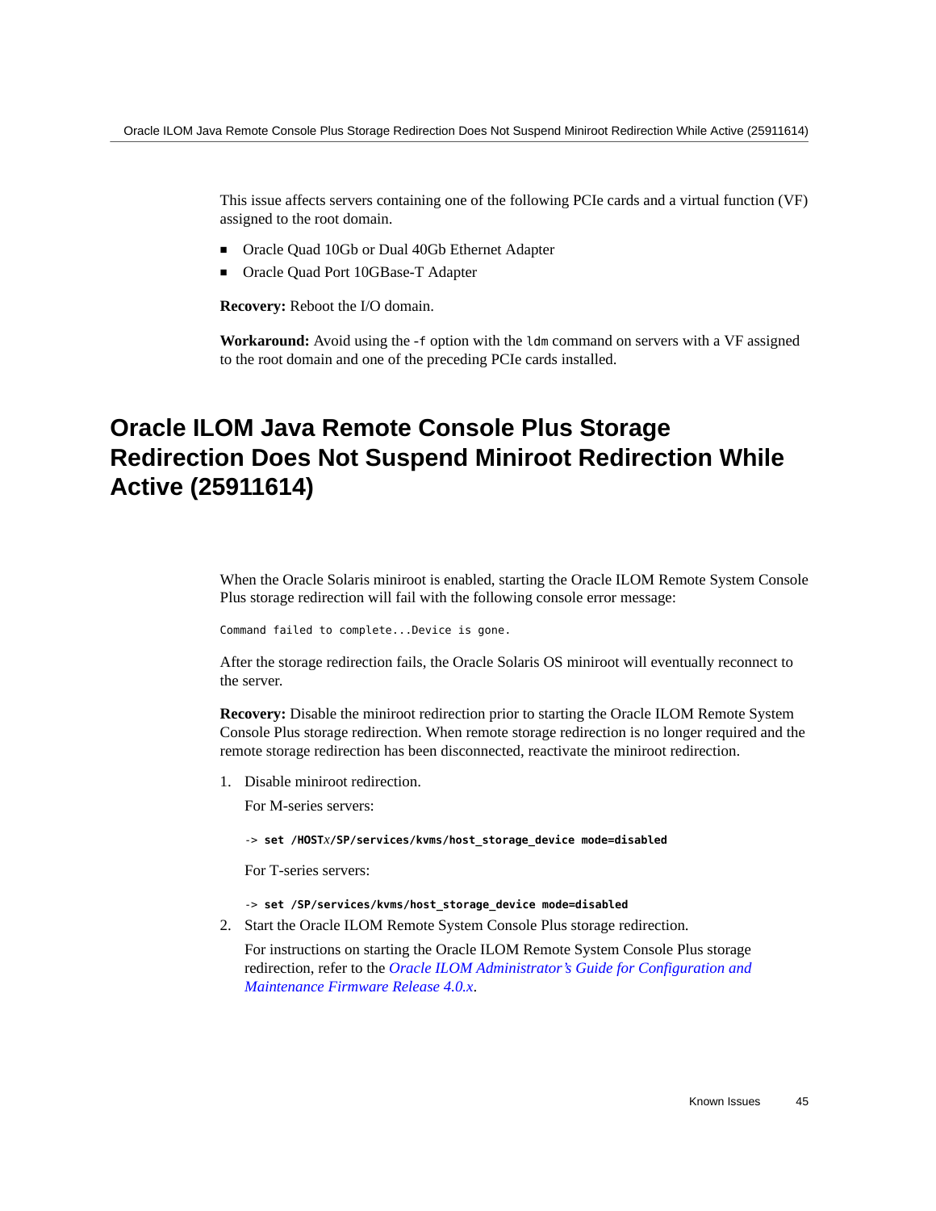This issue affects servers containing one of the following PCIe cards and a virtual function (VF) assigned to the root domain.

- Oracle Quad 10Gb or Dual 40Gb Ethernet Adapter
- Oracle Quad Port 10GBase-T Adapter

**Recovery:** Reboot the I/O domain.

**Workaround:** Avoid using the `-f` option with the `ldm` command on servers with a VF assigned to the root domain and one of the preceding PCIe cards installed.

## Oracle ILOM Java Remote Console Plus Storage Redirection Does Not Suspend Miniroot Redirection While Active (25911614)

When the Oracle Solaris miniroot is enabled, starting the Oracle ILOM Remote System Console Plus storage redirection will fail with the following console error message:

```
Command failed to complete...Device is gone.
```

After the storage redirection fails, the Oracle Solaris OS miniroot will eventually reconnect to the server.

**Recovery:** Disable the miniroot redirection prior to starting the Oracle ILOM Remote System Console Plus storage redirection. When remote storage redirection is no longer required and the remote storage redirection has been disconnected, reactivate the miniroot redirection.

1. Disable miniroot redirection.

   For M-series servers:

   ```
   -> set /HOSTx/SP/services/kvms/host_storage_device mode=disabled
   ```

   For T-series servers:

   ```
   -> set /SP/services/kvms/host_storage_device mode=disabled
   ```

2. Start the Oracle ILOM Remote System Console Plus storage redirection.

   For instructions on starting the Oracle ILOM Remote System Console Plus storage redirection, refer to the *Oracle ILOM Administrator's Guide for Configuration and Maintenance Firmware Release 4.0.x*.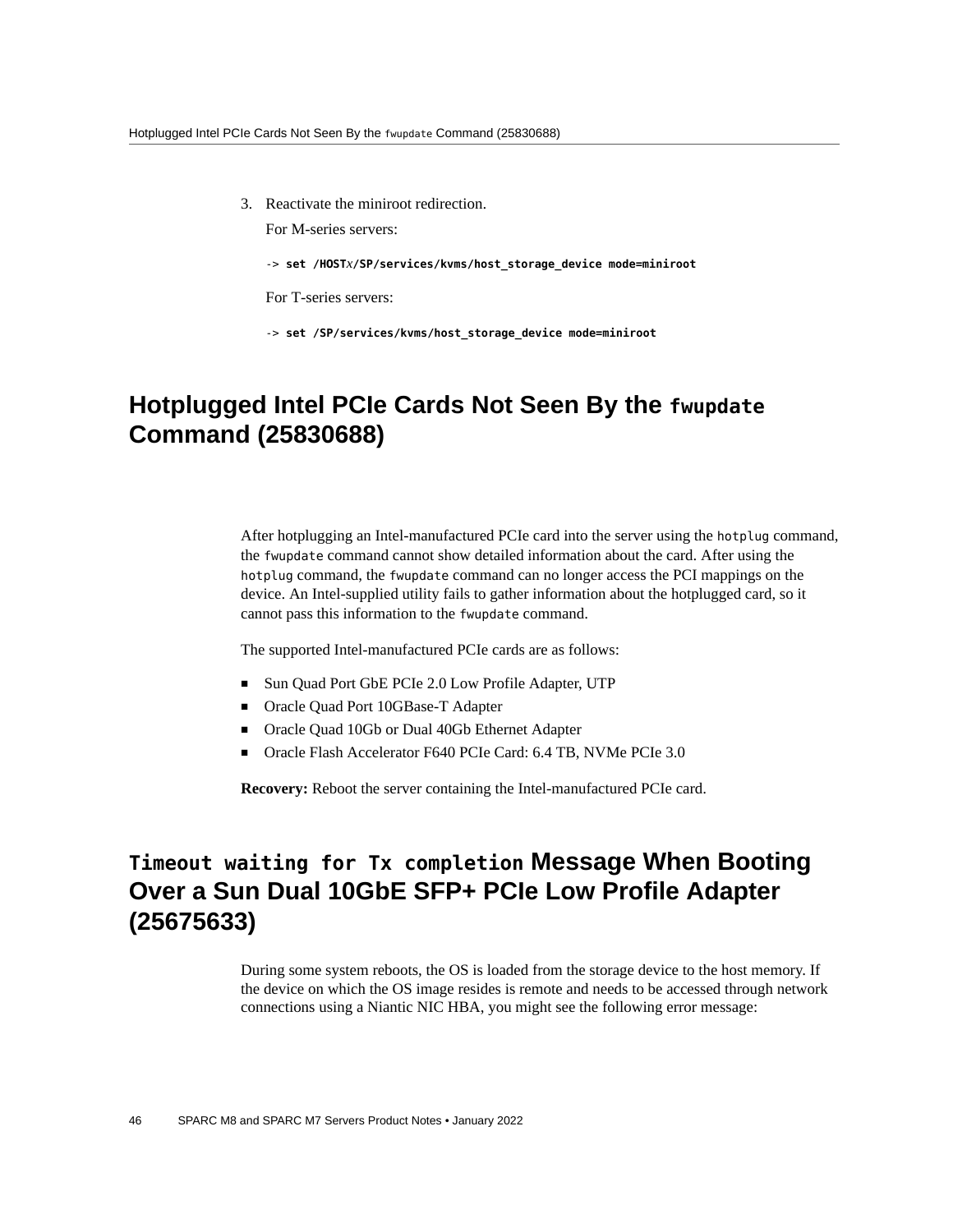3. Reactivate the miniroot redirection.

   For M-series servers:

   ```
   -> set /HOSTx/SP/services/kvms/host_storage_device mode=miniroot
   ```

   For T-series servers:

   ```
   -> set /SP/services/kvms/host_storage_device mode=miniroot
   ```

## Hotplugged Intel PCIe Cards Not Seen By the `fwupdate` Command (25830688)

After hotplugging an Intel-manufactured PCIe card into the server using the `hotplug` command, the `fwupdate` command cannot show detailed information about the card. After using the `hotplug` command, the `fwupdate` command can no longer access the PCI mappings on the device. An Intel-supplied utility fails to gather information about the hotplugged card, so it cannot pass this information to the `fwupdate` command.

The supported Intel-manufactured PCIe cards are as follows:

- Sun Quad Port GbE PCIe 2.0 Low Profile Adapter, UTP
- Oracle Quad Port 10GBase-T Adapter
- Oracle Quad 10Gb or Dual 40Gb Ethernet Adapter
- Oracle Flash Accelerator F640 PCIe Card: 6.4 TB, NVMe PCIe 3.0

**Recovery:** Reboot the server containing the Intel-manufactured PCIe card.

## `Timeout waiting for Tx completion` Message When Booting Over a Sun Dual 10GbE SFP+ PCIe Low Profile Adapter (25675633)

During some system reboots, the OS is loaded from the storage device to the host memory. If the device on which the OS image resides is remote and needs to be accessed through network connections using a Niantic NIC HBA, you might see the following error message: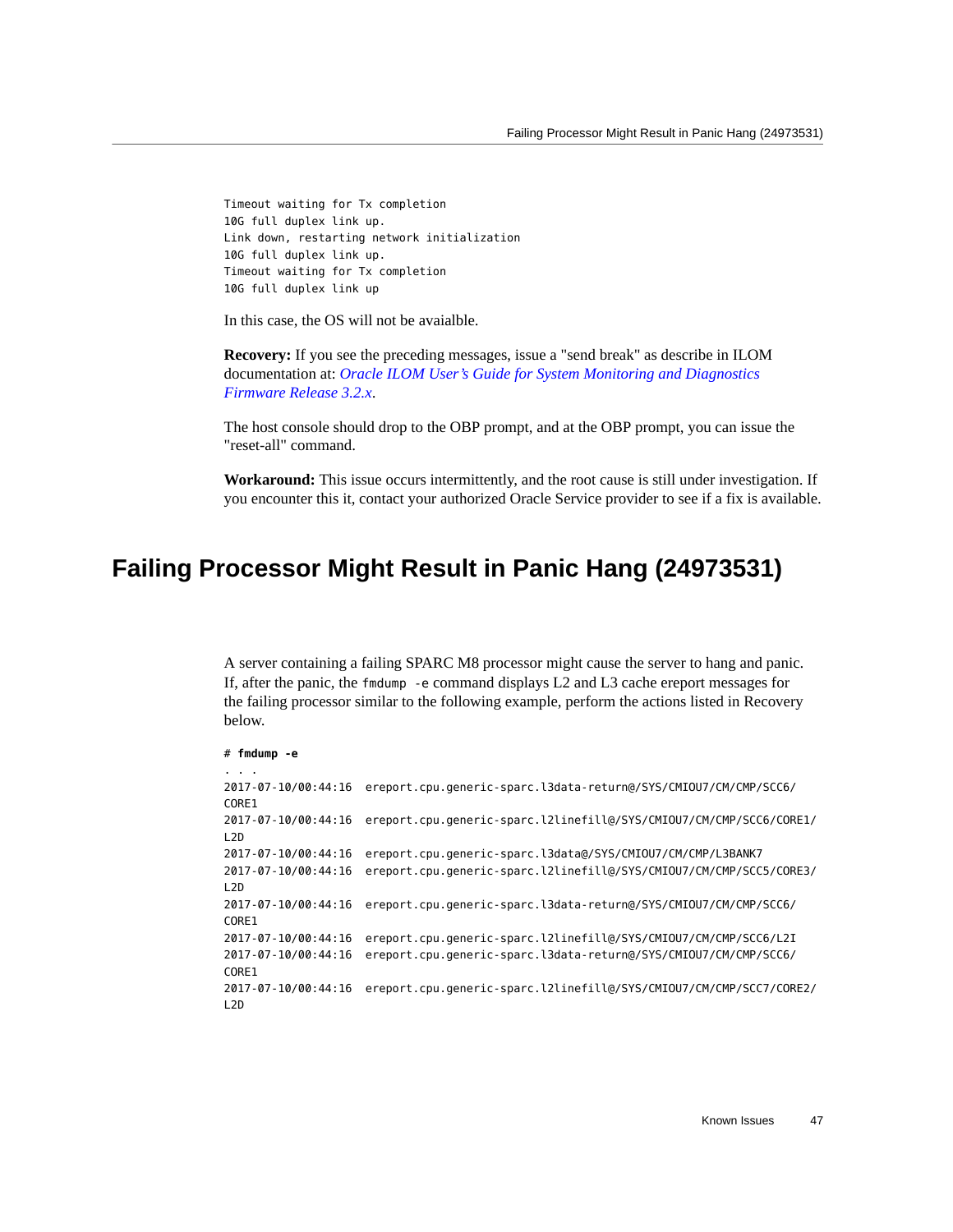```
Timeout waiting for Tx completion
10G full duplex link up.
Link down, restarting network initialization
10G full duplex link up.
Timeout waiting for Tx completion
10G full duplex link up
```

In this case, the OS will not be avaialble.

**Recovery:** If you see the preceding messages, issue a "send break" as describe in ILOM documentation at: *Oracle ILOM User's Guide for System Monitoring and Diagnostics Firmware Release 3.2.x*.

The host console should drop to the OBP prompt, and at the OBP prompt, you can issue the "reset-all" command.

**Workaround:** This issue occurs intermittently, and the root cause is still under investigation. If you encounter this it, contact your authorized Oracle Service provider to see if a fix is available.

## Failing Processor Might Result in Panic Hang (24973531)

A server containing a failing SPARC M8 processor might cause the server to hang and panic. If, after the panic, the `fmdump -e` command displays L2 and L3 cache ereport messages for the failing processor similar to the following example, perform the actions listed in Recovery below.

```
# fmdump -e
. . .
2017-07-10/00:44:16  ereport.cpu.generic-sparc.l3data-return@/SYS/CMIOU7/CM/CMP/SCC6/
CORE1
2017-07-10/00:44:16  ereport.cpu.generic-sparc.l2linefill@/SYS/CMIOU7/CM/CMP/SCC6/CORE1/
L2D
2017-07-10/00:44:16  ereport.cpu.generic-sparc.l3data@/SYS/CMIOU7/CM/CMP/L3BANK7
2017-07-10/00:44:16  ereport.cpu.generic-sparc.l2linefill@/SYS/CMIOU7/CM/CMP/SCC5/CORE3/
L2D
2017-07-10/00:44:16  ereport.cpu.generic-sparc.l3data-return@/SYS/CMIOU7/CM/CMP/SCC6/
CORE1
2017-07-10/00:44:16  ereport.cpu.generic-sparc.l2linefill@/SYS/CMIOU7/CM/CMP/SCC6/L2I
2017-07-10/00:44:16  ereport.cpu.generic-sparc.l3data-return@/SYS/CMIOU7/CM/CMP/SCC6/
CORE1
2017-07-10/00:44:16  ereport.cpu.generic-sparc.l2linefill@/SYS/CMIOU7/CM/CMP/SCC7/CORE2/
L2D
```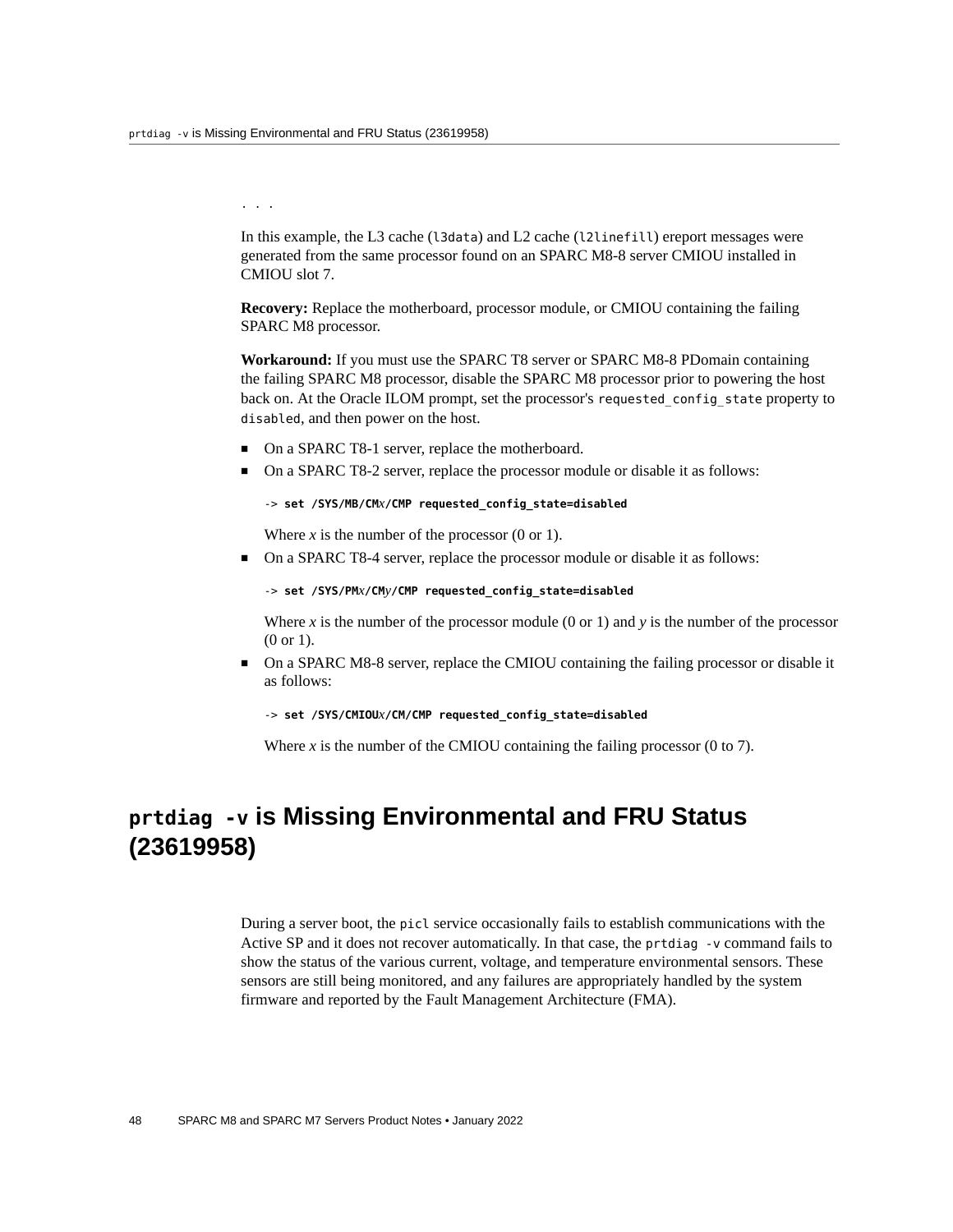. . .

In this example, the L3 cache (`l3data`) and L2 cache (`l2linefill`) ereport messages were generated from the same processor found on an SPARC M8-8 server CMIOU installed in CMIOU slot 7.

**Recovery:** Replace the motherboard, processor module, or CMIOU containing the failing SPARC M8 processor.

**Workaround:** If you must use the SPARC T8 server or SPARC M8-8 PDomain containing the failing SPARC M8 processor, disable the SPARC M8 processor prior to powering the host back on. At the Oracle ILOM prompt, set the processor's `requested_config_state` property to `disabled`, and then power on the host.

- On a SPARC T8-1 server, replace the motherboard.
- On a SPARC T8-2 server, replace the processor module or disable it as follows:

  ```
  -> set /SYS/MB/CMx/CMP requested_config_state=disabled
  ```

  Where *x* is the number of the processor (0 or 1).
- On a SPARC T8-4 server, replace the processor module or disable it as follows:

  ```
  -> set /SYS/PMx/CMy/CMP requested_config_state=disabled
  ```

  Where *x* is the number of the processor module (0 or 1) and *y* is the number of the processor (0 or 1).
- On a SPARC M8-8 server, replace the CMIOU containing the failing processor or disable it as follows:

  ```
  -> set /SYS/CMIOUx/CM/CMP requested_config_state=disabled
  ```

  Where *x* is the number of the CMIOU containing the failing processor (0 to 7).

## `prtdiag -v` is Missing Environmental and FRU Status (23619958)

During a server boot, the `picl` service occasionally fails to establish communications with the Active SP and it does not recover automatically. In that case, the `prtdiag -v` command fails to show the status of the various current, voltage, and temperature environmental sensors. These sensors are still being monitored, and any failures are appropriately handled by the system firmware and reported by the Fault Management Architecture (FMA).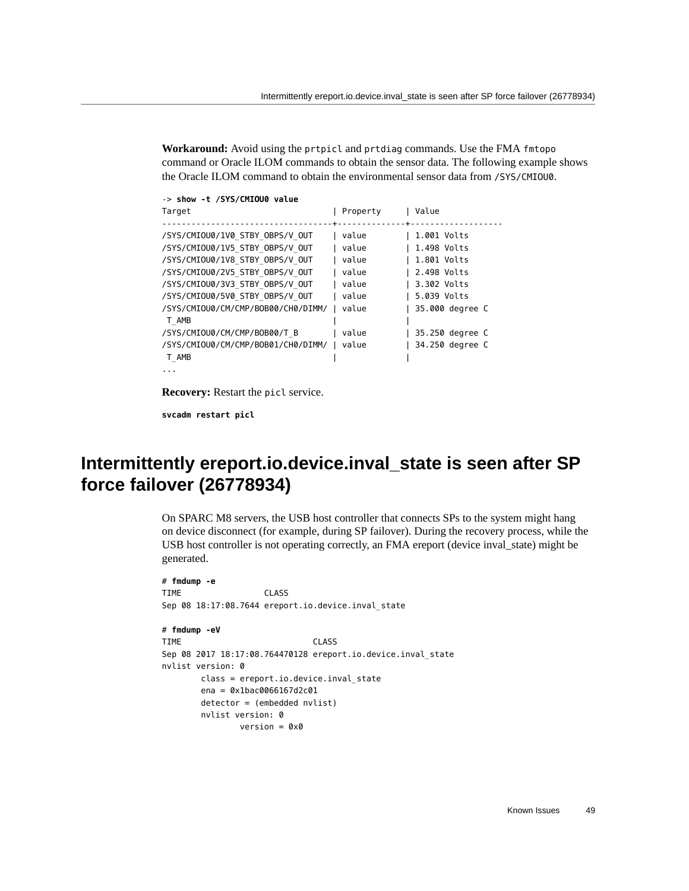**Workaround:** Avoid using the `prtpicl` and `prtdiag` commands. Use the FMA `fmtopo` command or Oracle ILOM commands to obtain the sensor data. The following example shows the Oracle ILOM command to obtain the environmental sensor data from `/SYS/CMIOU0`.

```
-> show -t /SYS/CMIOU0 value
Target                            | Property     | Value
----------------------------------+--------------+-------------------
/SYS/CMIOU0/1V0_STBY_OBPS/V_OUT   | value        | 1.001 Volts
/SYS/CMIOU0/1V5_STBY_OBPS/V_OUT   | value        | 1.498 Volts
/SYS/CMIOU0/1V8_STBY_OBPS/V_OUT   | value        | 1.801 Volts
/SYS/CMIOU0/2V5_STBY_OBPS/V_OUT   | value        | 2.498 Volts
/SYS/CMIOU0/3V3_STBY_OBPS/V_OUT   | value        | 3.302 Volts
/SYS/CMIOU0/5V0_STBY_OBPS/V_OUT   | value        | 5.039 Volts
/SYS/CMIOU0/CM/CMP/BOB00/CH0/DIMM/ | value       | 35.000 degree C
 T_AMB                            |              |
/SYS/CMIOU0/CM/CMP/BOB00/T_B      | value        | 35.250 degree C
/SYS/CMIOU0/CM/CMP/BOB01/CH0/DIMM/ | value       | 34.250 degree C
 T_AMB                            |              |
...
```

**Recovery:** Restart the `picl` service.

```
svcadm restart picl
```

## Intermittently ereport.io.device.inval_state is seen after SP force failover (26778934)

On SPARC M8 servers, the USB host controller that connects SPs to the system might hang on device disconnect (for example, during SP failover). During the recovery process, while the USB host controller is not operating correctly, an FMA ereport (device inval_state) might be generated.

```
# fmdump -e
TIME                 CLASS
Sep 08 18:17:08.7644 ereport.io.device.inval_state

# fmdump -eV
TIME                           CLASS
Sep 08 2017 18:17:08.764470128 ereport.io.device.inval_state
nvlist version: 0
        class = ereport.io.device.inval_state
        ena = 0x1bac0066167d2c01
        detector = (embedded nvlist)
        nvlist version: 0
                version = 0x0
```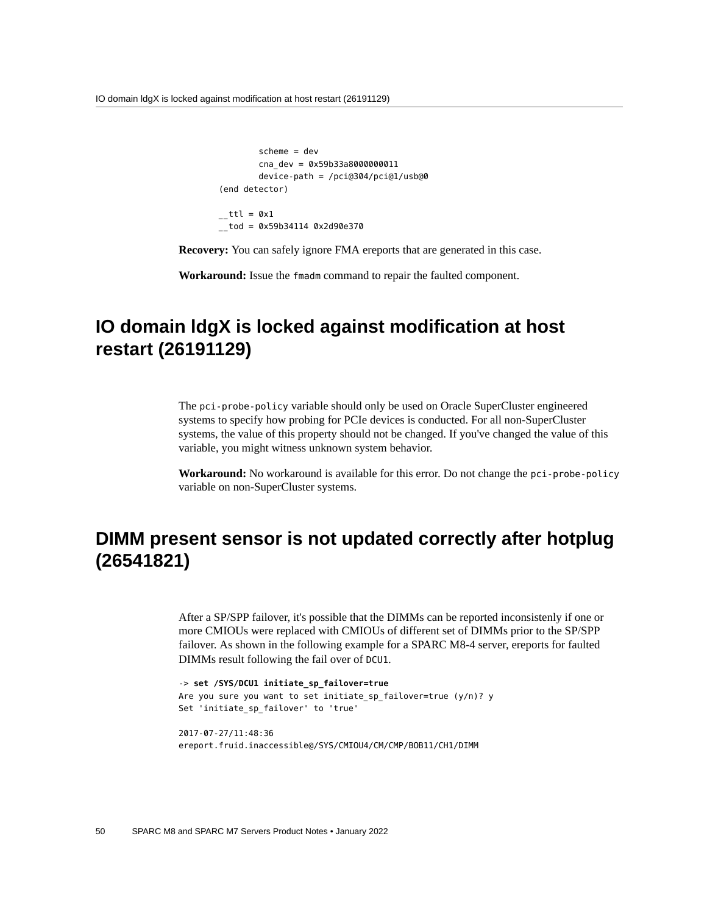```
        scheme = dev
        cna_dev = 0x59b33a8000000011
        device-path = /pci@304/pci@1/usb@0
(end detector)

__ttl = 0x1
__tod = 0x59b34114 0x2d90e370
```

**Recovery:** You can safely ignore FMA ereports that are generated in this case.

**Workaround:** Issue the `fmadm` command to repair the faulted component.

## IO domain ldgX is locked against modification at host restart (26191129)

The `pci-probe-policy` variable should only be used on Oracle SuperCluster engineered systems to specify how probing for PCIe devices is conducted. For all non-SuperCluster systems, the value of this property should not be changed. If you've changed the value of this variable, you might witness unknown system behavior.

**Workaround:** No workaround is available for this error. Do not change the `pci-probe-policy` variable on non-SuperCluster systems.

## DIMM present sensor is not updated correctly after hotplug (26541821)

After a SP/SPP failover, it's possible that the DIMMs can be reported inconsistenly if one or more CMIOUs were replaced with CMIOUs of different set of DIMMs prior to the SP/SPP failover. As shown in the following example for a SPARC M8-4 server, ereports for faulted DIMMs result following the fail over of `DCU1`.

```
-> set /SYS/DCU1 initiate_sp_failover=true
Are you sure you want to set initiate_sp_failover=true (y/n)? y
Set 'initiate_sp_failover' to 'true'

2017-07-27/11:48:36
ereport.fruid.inaccessible@/SYS/CMIOU4/CM/CMP/BOB11/CH1/DIMM
```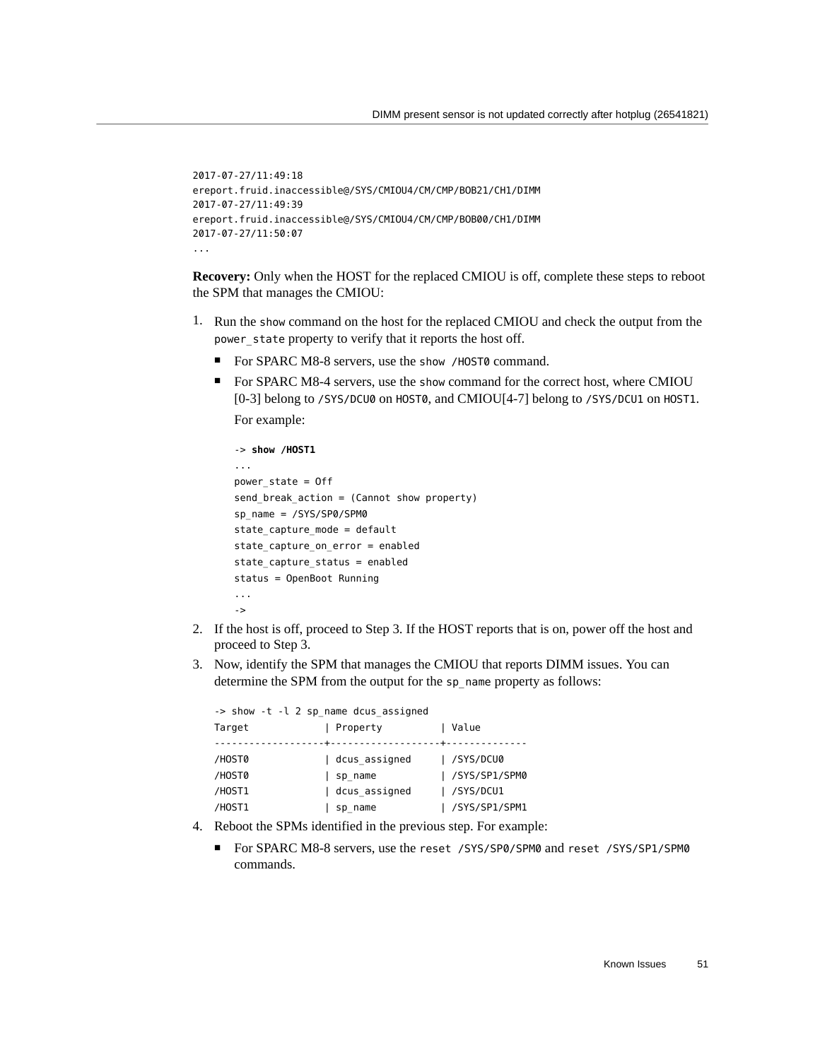```
2017-07-27/11:49:18
ereport.fruid.inaccessible@/SYS/CMIOU4/CM/CMP/BOB21/CH1/DIMM
2017-07-27/11:49:39
ereport.fruid.inaccessible@/SYS/CMIOU4/CM/CMP/BOB00/CH1/DIMM
2017-07-27/11:50:07
...
```

**Recovery:** Only when the HOST for the replaced CMIOU is off, complete these steps to reboot the SPM that manages the CMIOU:

1. Run the `show` command on the host for the replaced CMIOU and check the output from the `power_state` property to verify that it reports the host off.

   - For SPARC M8-8 servers, use the `show /HOST0` command.
   - For SPARC M8-4 servers, use the `show` command for the correct host, where CMIOU [0-3] belong to `/SYS/DCU0` on `HOST0`, and CMIOU[4-7] belong to `/SYS/DCU1` on `HOST1`.

     For example:

     ```
     -> show /HOST1
     ...
     power_state = Off
     send_break_action = (Cannot show property)
     sp_name = /SYS/SP0/SPM0
     state_capture_mode = default
     state_capture_on_error = enabled
     state_capture_status = enabled
     status = OpenBoot Running
     ...
     ->
     ```

2. If the host is off, proceed to Step 3. If the HOST reports that is on, power off the host and proceed to Step 3.
3. Now, identify the SPM that manages the CMIOU that reports DIMM issues. You can determine the SPM from the output for the `sp_name` property as follows:

   ```
   -> show -t -l 2 sp_name dcus_assigned
   Target            | Property          | Value
   ------------------+-------------------+--------------
   /HOST0            | dcus_assigned     | /SYS/DCU0
   /HOST0            | sp_name           | /SYS/SP1/SPM0
   /HOST1            | dcus_assigned     | /SYS/DCU1
   /HOST1            | sp_name           | /SYS/SP1/SPM1
   ```

4. Reboot the SPMs identified in the previous step. For example:

   - For SPARC M8-8 servers, use the `reset /SYS/SP0/SPM0` and `reset /SYS/SP1/SPM0` commands.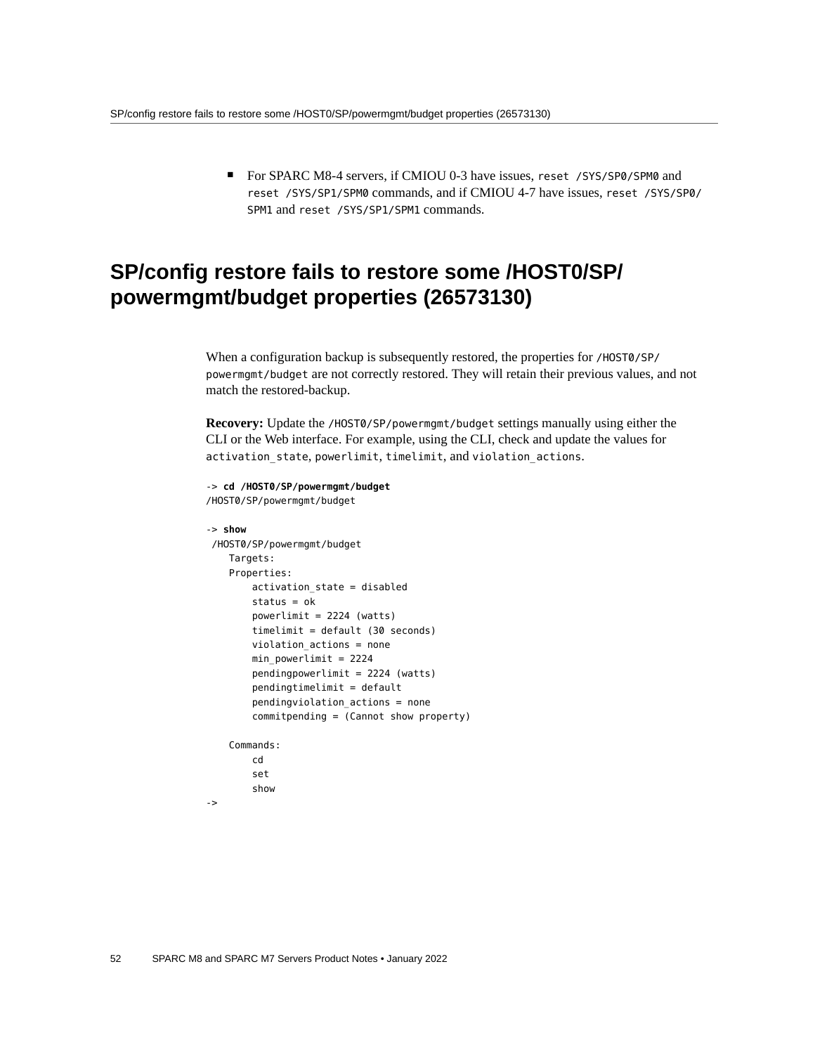- For SPARC M8-4 servers, if CMIOU 0-3 have issues, `reset /SYS/SP0/SPM0` and `reset /SYS/SP1/SPM0` commands, and if CMIOU 4-7 have issues, `reset /SYS/SP0/SPM1` and `reset /SYS/SP1/SPM1` commands.

## SP/config restore fails to restore some /HOST0/SP/powermgmt/budget properties (26573130)

When a configuration backup is subsequently restored, the properties for `/HOST0/SP/powermgmt/budget` are not correctly restored. They will retain their previous values, and not match the restored-backup.

**Recovery:** Update the `/HOST0/SP/powermgmt/budget` settings manually using either the CLI or the Web interface. For example, using the CLI, check and update the values for `activation_state`, `powerlimit`, `timelimit`, and `violation_actions`.

```
-> cd /HOST0/SP/powermgmt/budget
/HOST0/SP/powermgmt/budget

-> show
 /HOST0/SP/powermgmt/budget
    Targets:
    Properties:
        activation_state = disabled
        status = ok
        powerlimit = 2224 (watts)
        timelimit = default (30 seconds)
        violation_actions = none
        min_powerlimit = 2224
        pendingpowerlimit = 2224 (watts)
        pendingtimelimit = default
        pendingviolation_actions = none
        commitpending = (Cannot show property)

    Commands:
        cd
        set
        show
->
```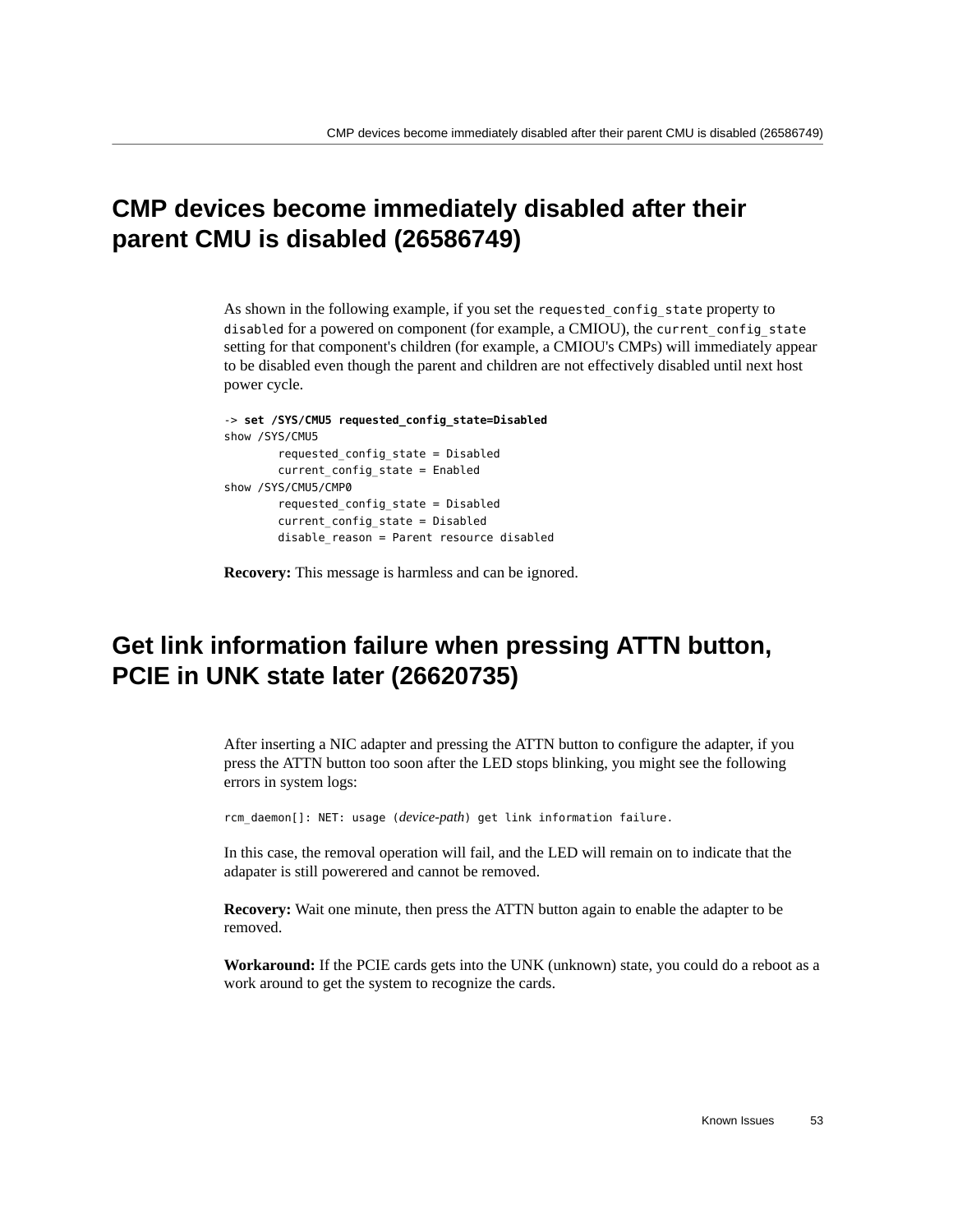## CMP devices become immediately disabled after their parent CMU is disabled (26586749)

As shown in the following example, if you set the `requested_config_state` property to `disabled` for a powered on component (for example, a CMIOU), the `current_config_state` setting for that component's children (for example, a CMIOU's CMPs) will immediately appear to be disabled even though the parent and children are not effectively disabled until next host power cycle.

```
-> set /SYS/CMU5 requested_config_state=Disabled
show /SYS/CMU5
        requested_config_state = Disabled
        current_config_state = Enabled
show /SYS/CMU5/CMP0
        requested_config_state = Disabled
        current_config_state = Disabled
        disable_reason = Parent resource disabled
```

**Recovery:** This message is harmless and can be ignored.

## Get link information failure when pressing ATTN button, PCIE in UNK state later (26620735)

After inserting a NIC adapter and pressing the ATTN button to configure the adapter, if you press the ATTN button too soon after the LED stops blinking, you might see the following errors in system logs:

```
rcm_daemon[]: NET: usage (device-path) get link information failure.
```

In this case, the removal operation will fail, and the LED will remain on to indicate that the adapater is still powerered and cannot be removed.

**Recovery:** Wait one minute, then press the ATTN button again to enable the adapter to be removed.

**Workaround:** If the PCIE cards gets into the UNK (unknown) state, you could do a reboot as a work around to get the system to recognize the cards.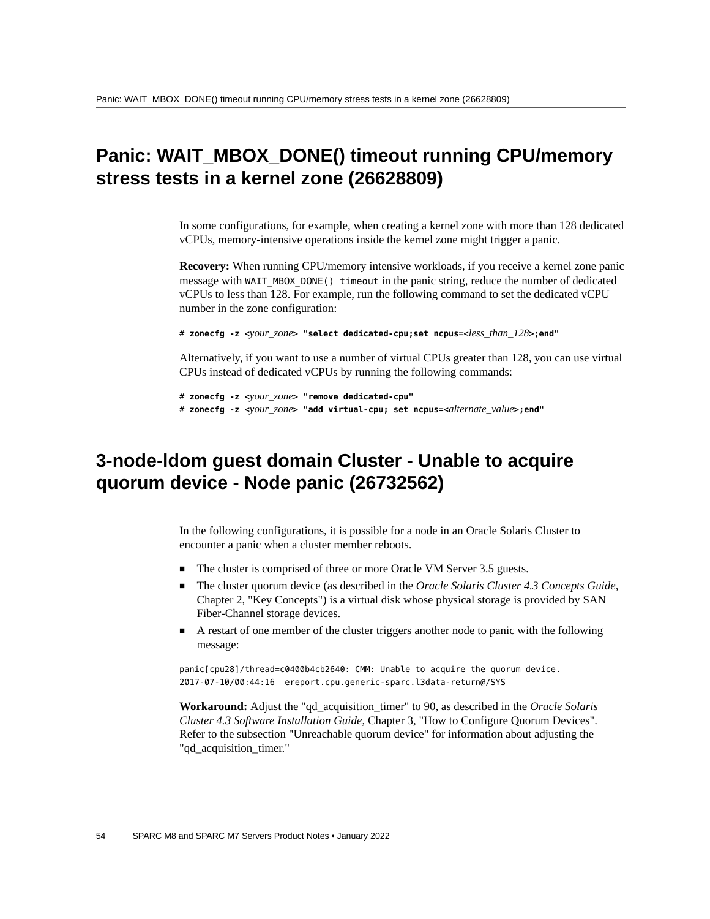## Panic: WAIT_MBOX_DONE() timeout running CPU/memory stress tests in a kernel zone (26628809)

In some configurations, for example, when creating a kernel zone with more than 128 dedicated vCPUs, memory-intensive operations inside the kernel zone might trigger a panic.

**Recovery:** When running CPU/memory intensive workloads, if you receive a kernel zone panic message with `WAIT_MBOX_DONE() timeout` in the panic string, reduce the number of dedicated vCPUs to less than 128. For example, run the following command to set the dedicated vCPU number in the zone configuration:

```
# zonecfg -z <your_zone> "select dedicated-cpu;set ncpus=<less_than_128>;end"
```

Alternatively, if you want to use a number of virtual CPUs greater than 128, you can use virtual CPUs instead of dedicated vCPUs by running the following commands:

```
# zonecfg -z <your_zone> "remove dedicated-cpu"
# zonecfg -z <your_zone> "add virtual-cpu; set ncpus=<alternate_value>;end"
```

## 3-node-ldom guest domain Cluster - Unable to acquire quorum device - Node panic (26732562)

In the following configurations, it is possible for a node in an Oracle Solaris Cluster to encounter a panic when a cluster member reboots.

- The cluster is comprised of three or more Oracle VM Server 3.5 guests.
- The cluster quorum device (as described in the *Oracle Solaris Cluster 4.3 Concepts Guide*, Chapter 2, "Key Concepts") is a virtual disk whose physical storage is provided by SAN Fiber-Channel storage devices.
- A restart of one member of the cluster triggers another node to panic with the following message:

```
panic[cpu28]/thread=c0400b4cb2640: CMM: Unable to acquire the quorum device.
2017-07-10/00:44:16  ereport.cpu.generic-sparc.l3data-return@/SYS
```

**Workaround:** Adjust the "qd_acquisition_timer" to 90, as described in the *Oracle Solaris Cluster 4.3 Software Installation Guide*, Chapter 3, "How to Configure Quorum Devices". Refer to the subsection "Unreachable quorum device" for information about adjusting the "qd_acquisition_timer."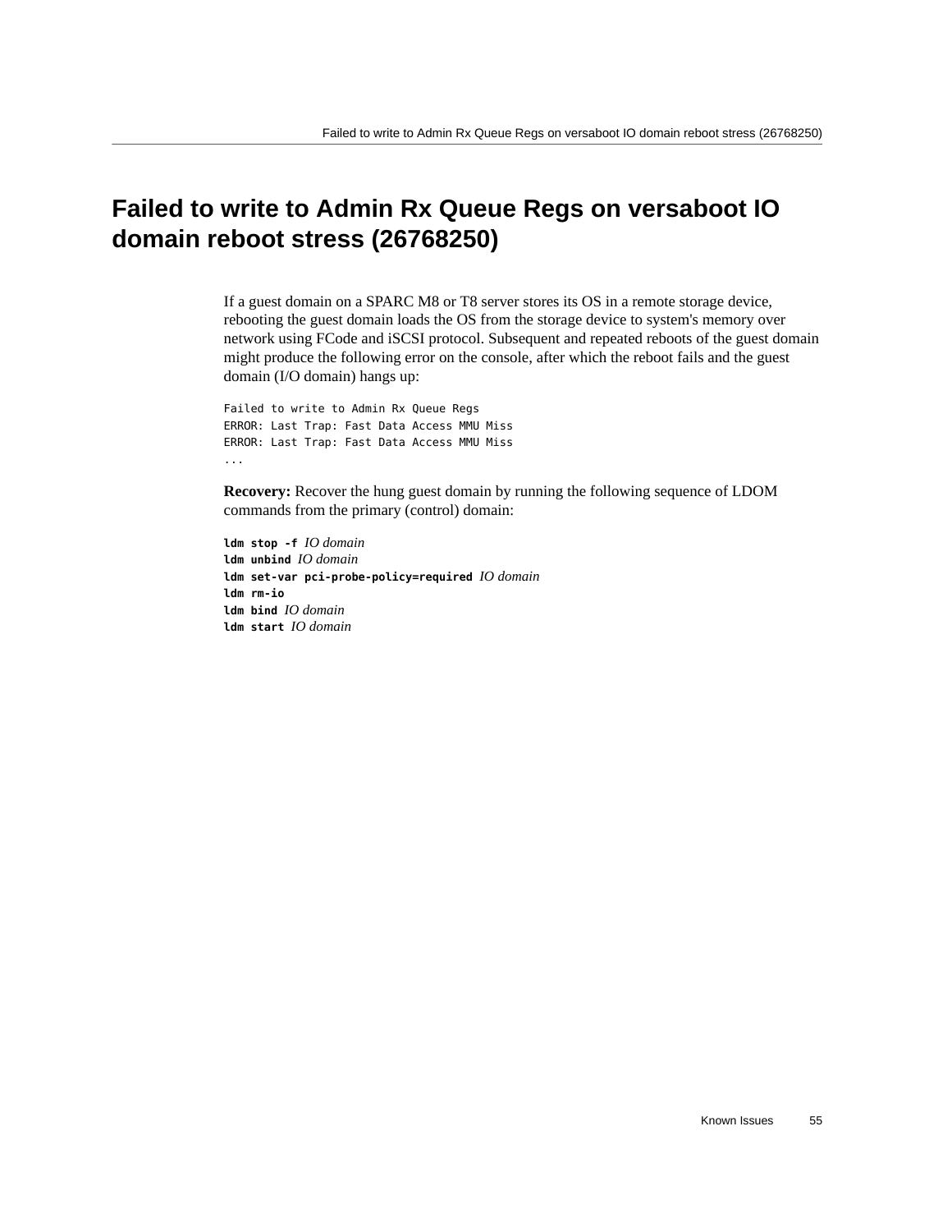# Failed to write to Admin Rx Queue Regs on versaboot IO domain reboot stress (26768250)

If a guest domain on a SPARC M8 or T8 server stores its OS in a remote storage device, rebooting the guest domain loads the OS from the storage device to system's memory over network using FCode and iSCSI protocol. Subsequent and repeated reboots of the guest domain might produce the following error on the console, after which the reboot fails and the guest domain (I/O domain) hangs up:

```
Failed to write to Admin Rx Queue Regs
ERROR: Last Trap: Fast Data Access MMU Miss
ERROR: Last Trap: Fast Data Access MMU Miss
...
```

**Recovery:** Recover the hung guest domain by running the following sequence of LDOM commands from the primary (control) domain:

```
ldm stop -f IO domain
ldm unbind IO domain
ldm set-var pci-probe-policy=required IO domain
ldm rm-io
ldm bind IO domain
ldm start IO domain
```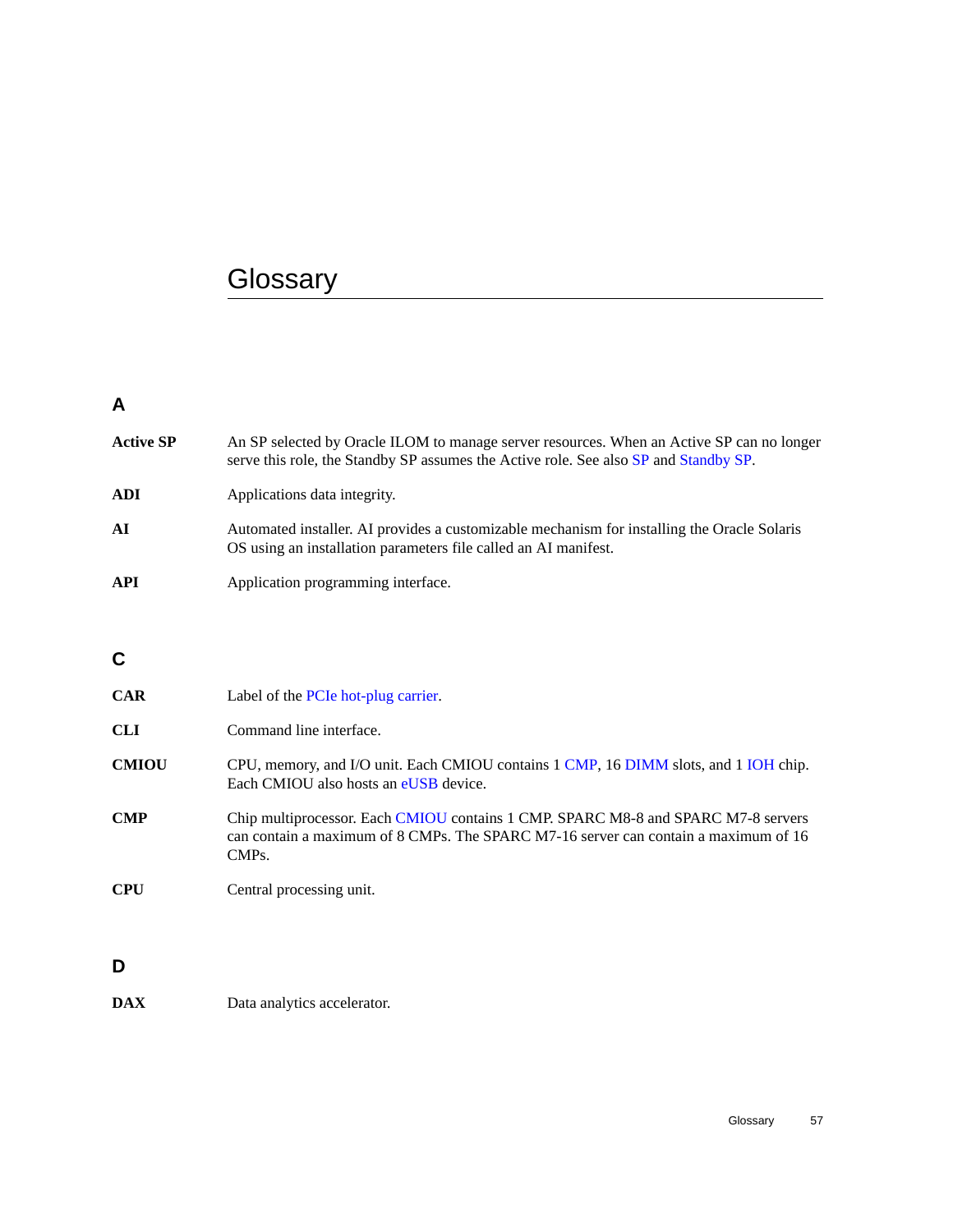# Glossary

## A

**Active SP** An SP selected by Oracle ILOM to manage server resources. When an Active SP can no longer serve this role, the Standby SP assumes the Active role. See also SP and Standby SP.

**ADI** Applications data integrity.

**AI** Automated installer. AI provides a customizable mechanism for installing the Oracle Solaris OS using an installation parameters file called an AI manifest.

**API** Application programming interface.

## C

**CAR** Label of the PCIe hot-plug carrier.

**CLI** Command line interface.

**CMIOU** CPU, memory, and I/O unit. Each CMIOU contains 1 CMP, 16 DIMM slots, and 1 IOH chip. Each CMIOU also hosts an eUSB device.

**CMP** Chip multiprocessor. Each CMIOU contains 1 CMP. SPARC M8-8 and SPARC M7-8 servers can contain a maximum of 8 CMPs. The SPARC M7-16 server can contain a maximum of 16 CMPs.

**CPU** Central processing unit.

## D

**DAX** Data analytics accelerator.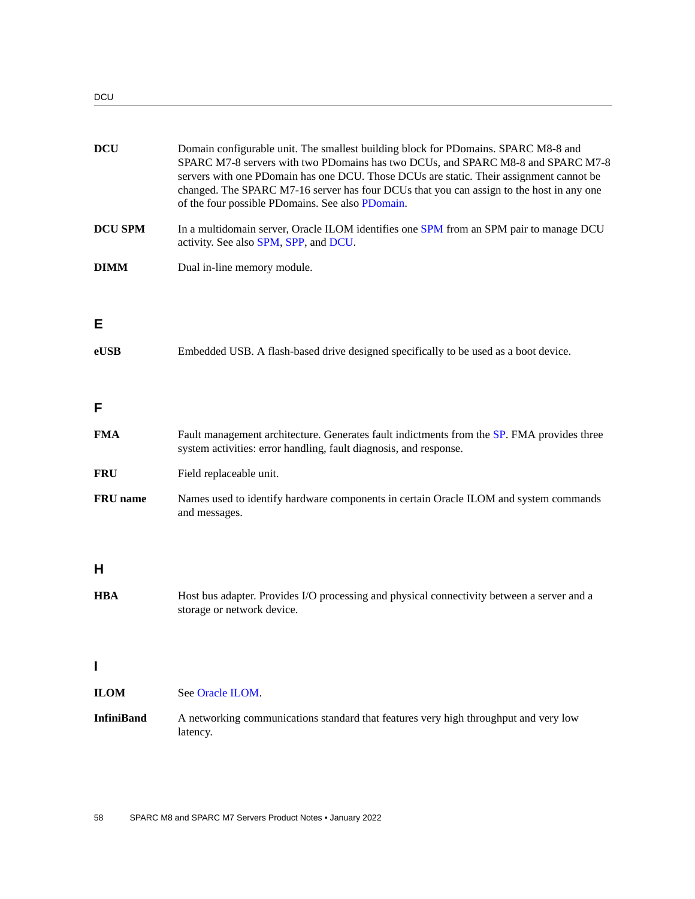**DCU** Domain configurable unit. The smallest building block for PDomains. SPARC M8-8 and SPARC M7-8 servers with two PDomains has two DCUs, and SPARC M8-8 and SPARC M7-8 servers with one PDomain has one DCU. Those DCUs are static. Their assignment cannot be changed. The SPARC M7-16 server has four DCUs that you can assign to the host in any one of the four possible PDomains. See also PDomain.

**DCU SPM** In a multidomain server, Oracle ILOM identifies one SPM from an SPM pair to manage DCU activity. See also SPM, SPP, and DCU.

**DIMM** Dual in-line memory module.

## E

**eUSB** Embedded USB. A flash-based drive designed specifically to be used as a boot device.

## F

**FMA** Fault management architecture. Generates fault indictments from the SP. FMA provides three system activities: error handling, fault diagnosis, and response.

**FRU** Field replaceable unit.

**FRU name** Names used to identify hardware components in certain Oracle ILOM and system commands and messages.

## H

**HBA** Host bus adapter. Provides I/O processing and physical connectivity between a server and a storage or network device.

## I

**ILOM** See Oracle ILOM.

**InfiniBand** A networking communications standard that features very high throughput and very low latency.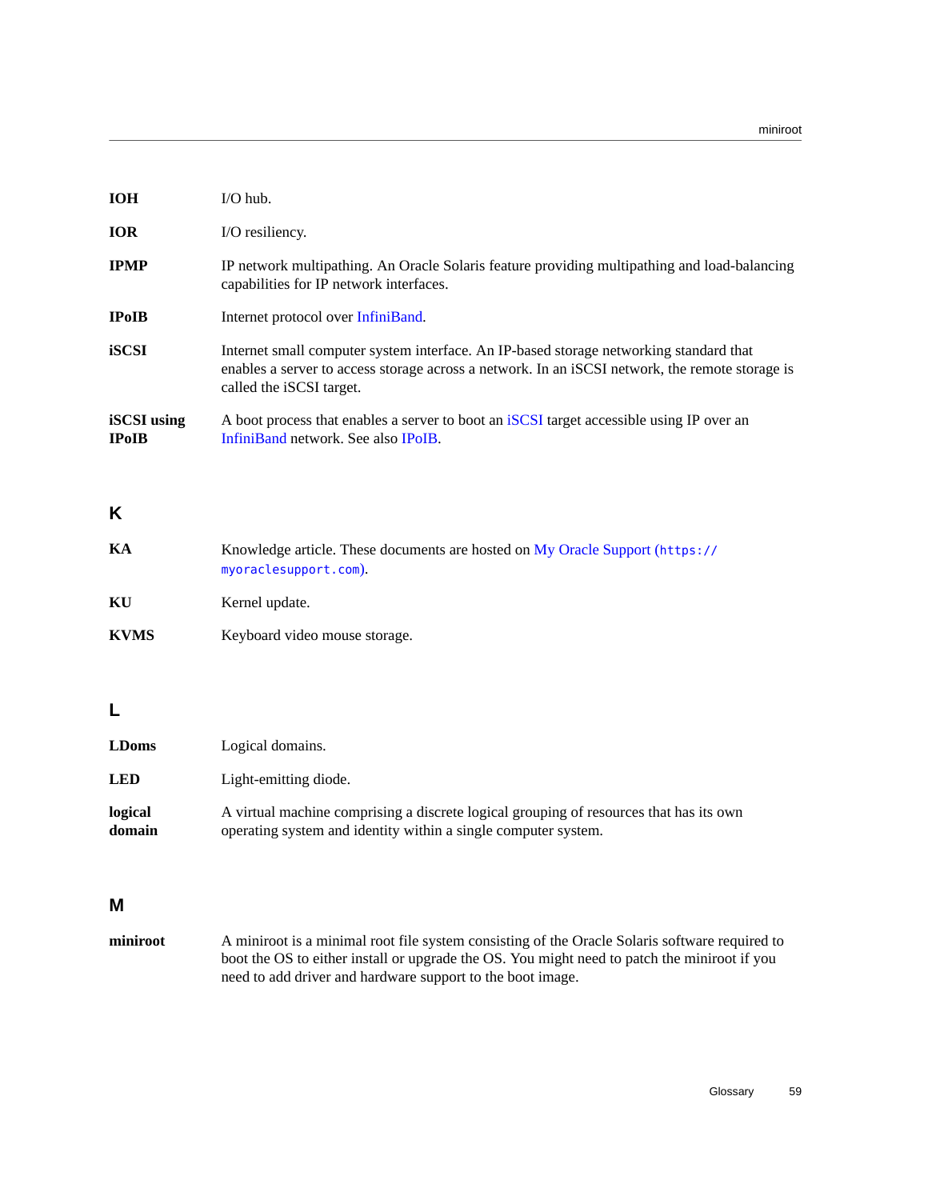**IOH** I/O hub.

**IOR** I/O resiliency.

**IPMP** IP network multipathing. An Oracle Solaris feature providing multipathing and load-balancing capabilities for IP network interfaces.

**IPoIB** Internet protocol over InfiniBand.

**iSCSI** Internet small computer system interface. An IP-based storage networking standard that enables a server to access storage across a network. In an iSCSI network, the remote storage is called the iSCSI target.

**iSCSI using IPoIB** A boot process that enables a server to boot an iSCSI target accessible using IP over an InfiniBand network. See also IPoIB.

## K

**KA** Knowledge article. These documents are hosted on My Oracle Support (`https://myoraclesupport.com`).

**KU** Kernel update.

**KVMS** Keyboard video mouse storage.

## L

**LDoms** Logical domains.

**LED** Light-emitting diode.

**logical domain** A virtual machine comprising a discrete logical grouping of resources that has its own operating system and identity within a single computer system.

## M

**miniroot** A miniroot is a minimal root file system consisting of the Oracle Solaris software required to boot the OS to either install or upgrade the OS. You might need to patch the miniroot if you need to add driver and hardware support to the boot image.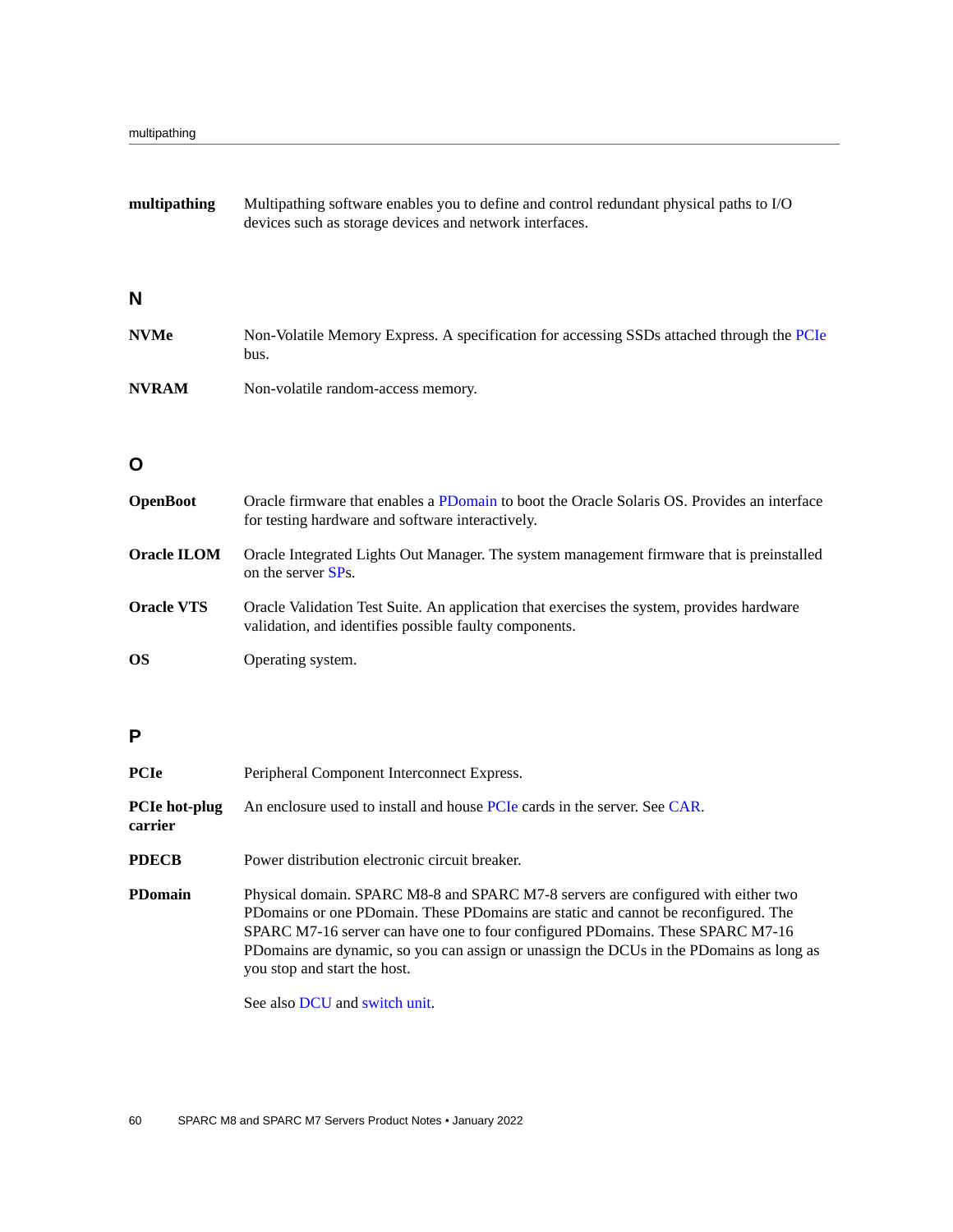**multipathing** Multipathing software enables you to define and control redundant physical paths to I/O devices such as storage devices and network interfaces.

## N

**NVMe** Non-Volatile Memory Express. A specification for accessing SSDs attached through the PCIe bus.

**NVRAM** Non-volatile random-access memory.

## O

**OpenBoot** Oracle firmware that enables a PDomain to boot the Oracle Solaris OS. Provides an interface for testing hardware and software interactively.

**Oracle ILOM** Oracle Integrated Lights Out Manager. The system management firmware that is preinstalled on the server SPs.

**Oracle VTS** Oracle Validation Test Suite. An application that exercises the system, provides hardware validation, and identifies possible faulty components.

**OS** Operating system.

## P

**PCIe** Peripheral Component Interconnect Express.

**PCIe hot-plug carrier** An enclosure used to install and house PCIe cards in the server. See CAR.

**PDECB** Power distribution electronic circuit breaker.

**PDomain** Physical domain. SPARC M8-8 and SPARC M7-8 servers are configured with either two PDomains or one PDomain. These PDomains are static and cannot be reconfigured. The SPARC M7-16 server can have one to four configured PDomains. These SPARC M7-16 PDomains are dynamic, so you can assign or unassign the DCUs in the PDomains as long as you stop and start the host.

See also DCU and switch unit.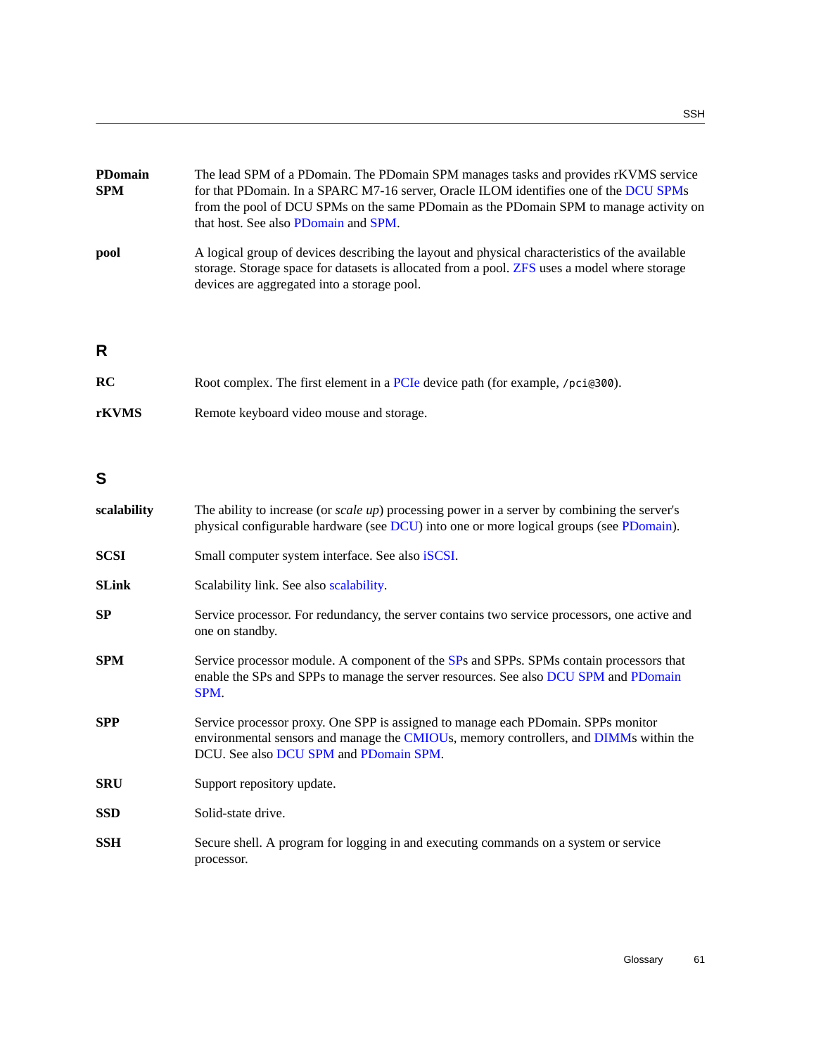**PDomain SPM**
The lead SPM of a PDomain. The PDomain SPM manages tasks and provides rKVMS service for that PDomain. In a SPARC M7-16 server, Oracle ILOM identifies one of the DCU SPMs from the pool of DCU SPMs on the same PDomain as the PDomain SPM to manage activity on that host. See also PDomain and SPM.

**pool**
A logical group of devices describing the layout and physical characteristics of the available storage. Storage space for datasets is allocated from a pool. ZFS uses a model where storage devices are aggregated into a storage pool.

## R

**RC**
Root complex. The first element in a PCIe device path (for example, `/pci@300`).

**rKVMS**
Remote keyboard video mouse and storage.

## S

**scalability**
The ability to increase (or *scale up*) processing power in a server by combining the server's physical configurable hardware (see DCU) into one or more logical groups (see PDomain).

**SCSI**
Small computer system interface. See also iSCSI.

**SLink**
Scalability link. See also scalability.

**SP**
Service processor. For redundancy, the server contains two service processors, one active and one on standby.

**SPM**
Service processor module. A component of the SPs and SPPs. SPMs contain processors that enable the SPs and SPPs to manage the server resources. See also DCU SPM and PDomain SPM.

**SPP**
Service processor proxy. One SPP is assigned to manage each PDomain. SPPs monitor environmental sensors and manage the CMIOUs, memory controllers, and DIMMs within the DCU. See also DCU SPM and PDomain SPM.

**SRU**
Support repository update.

**SSD**
Solid-state drive.

**SSH**
Secure shell. A program for logging in and executing commands on a system or service processor.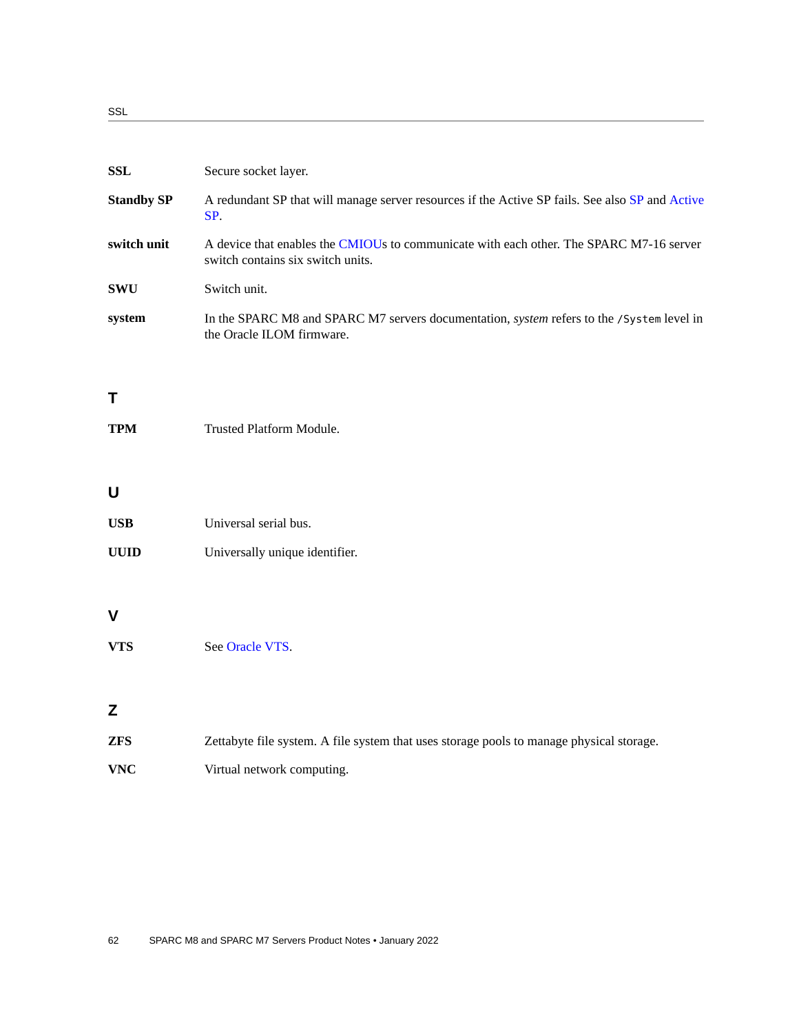**SSL**

Secure socket layer.

**Standby SP**

A redundant SP that will manage server resources if the Active SP fails. See also SP and Active SP.

**switch unit**

A device that enables the CMIOUs to communicate with each other. The SPARC M7-16 server switch contains six switch units.

**SWU**

Switch unit.

**system**

In the SPARC M8 and SPARC M7 servers documentation, *system* refers to the `/System` level in the Oracle ILOM firmware.

## T

**TPM**

Trusted Platform Module.

## U

**USB**

Universal serial bus.

**UUID**

Universally unique identifier.

## V

**VTS**

See Oracle VTS.

## Z

**ZFS**

Zettabyte file system. A file system that uses storage pools to manage physical storage.

**VNC**

Virtual network computing.